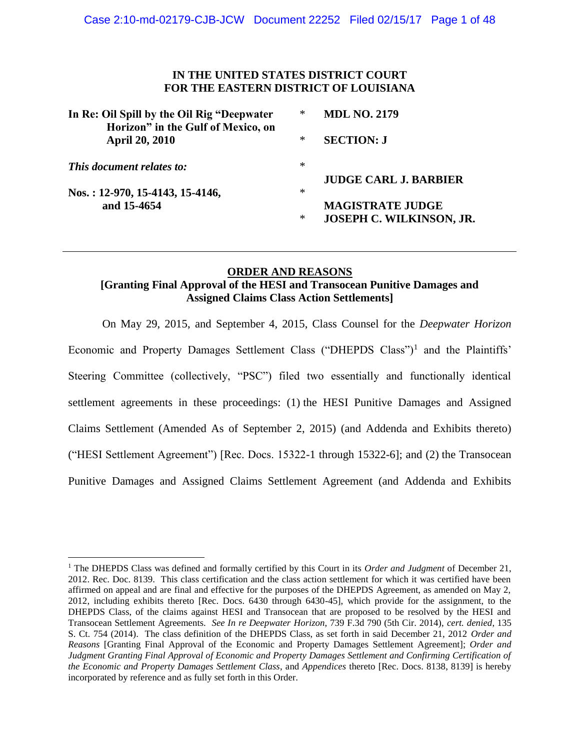**IN THE UNITED STATES DISTRICT COURT**
**FOR THE EASTERN DISTRICT OF LOUISIANA**

| | | |
|---|---|---|
| **In Re: Oil Spill by the Oil Rig "Deepwater Horizon" in the Gulf of Mexico, on April 20, 2010** | * | **MDL NO. 2179** |
| | * | **SECTION: J** |
| ***This document relates to:*** | * | **JUDGE CARL J. BARBIER** |
| **Nos. : 12-970, 15-4143, 15-4146, and 15-4654** | * | **MAGISTRATE JUDGE** |
| | * | **JOSEPH C. WILKINSON, JR.** |

---

## ORDER AND REASONS

**[Granting Final Approval of the HESI and Transocean Punitive Damages and Assigned Claims Class Action Settlements]**

On May 29, 2015, and September 4, 2015, Class Counsel for the *Deepwater Horizon* Economic and Property Damages Settlement Class ("DHEPDS Class")[1] and the Plaintiffs' Steering Committee (collectively, "PSC") filed two essentially and functionally identical settlement agreements in these proceedings: (1) the HESI Punitive Damages and Assigned Claims Settlement (Amended As of September 2, 2015) (and Addenda and Exhibits thereto) ("HESI Settlement Agreement") [Rec. Docs. 15322-1 through 15322-6]; and (2) the Transocean Punitive Damages and Assigned Claims Settlement Agreement (and Addenda and Exhibits

---

[1] The DHEPDS Class was defined and formally certified by this Court in its *Order and Judgment* of December 21, 2012. Rec. Doc. 8139. This class certification and the class action settlement for which it was certified have been affirmed on appeal and are final and effective for the purposes of the DHEPDS Agreement, as amended on May 2, 2012, including exhibits thereto [Rec. Docs. 6430 through 6430-45], which provide for the assignment, to the DHEPDS Class, of the claims against HESI and Transocean that are proposed to be resolved by the HESI and Transocean Settlement Agreements. *See In re Deepwater Horizon*, 739 F.3d 790 (5th Cir. 2014), *cert. denied*, 135 S. Ct. 754 (2014). The class definition of the DHEPDS Class, as set forth in said December 21, 2012 *Order and Reasons* [Granting Final Approval of the Economic and Property Damages Settlement Agreement]; *Order and Judgment Granting Final Approval of Economic and Property Damages Settlement and Confirming Certification of the Economic and Property Damages Settlement Class*, and *Appendices* thereto [Rec. Docs. 8138, 8139] is hereby incorporated by reference and as fully set forth in this Order.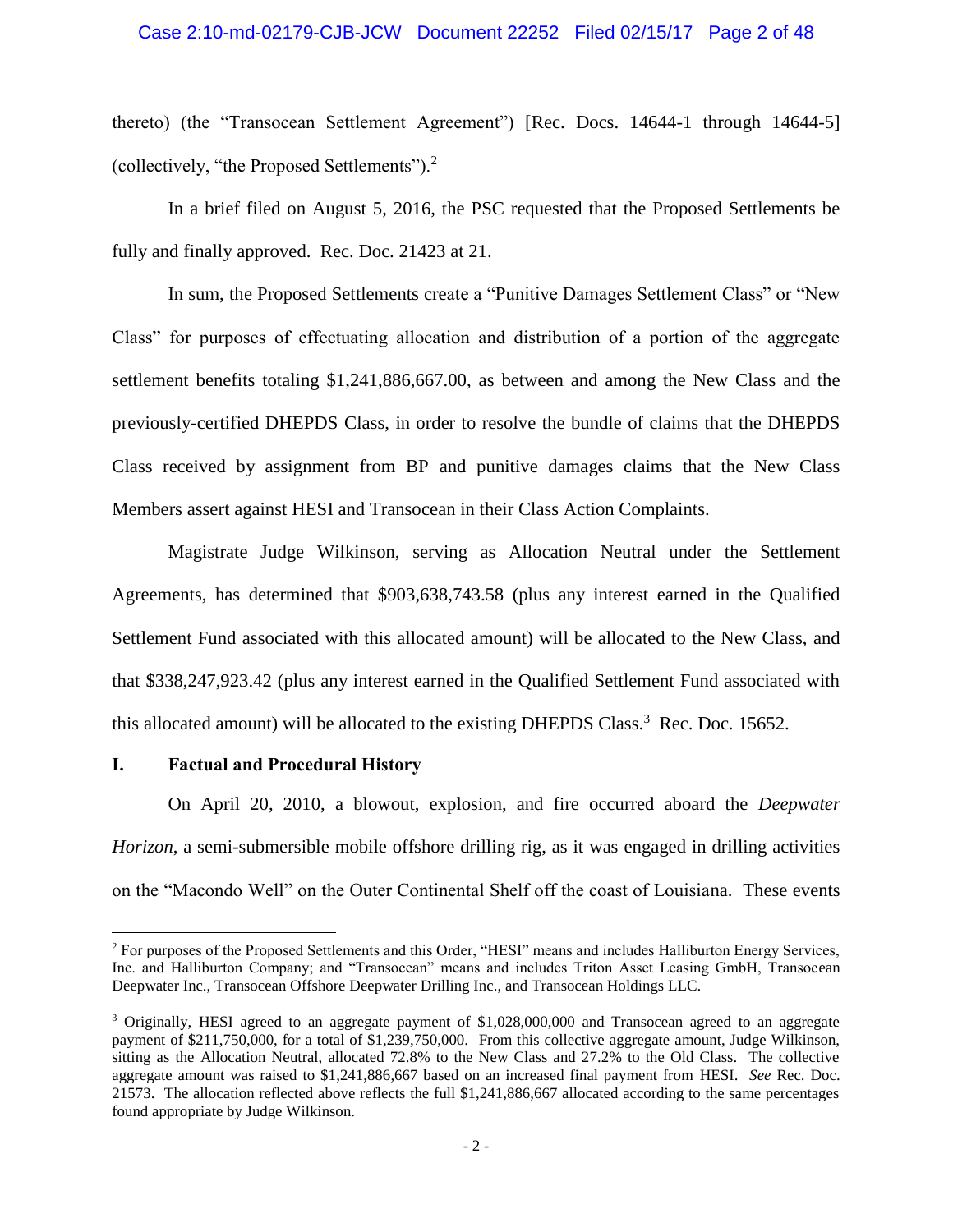thereto) (the "Transocean Settlement Agreement") [Rec. Docs. 14644-1 through 14644-5] (collectively, "the Proposed Settlements").[2]

In a brief filed on August 5, 2016, the PSC requested that the Proposed Settlements be fully and finally approved. Rec. Doc. 21423 at 21.

In sum, the Proposed Settlements create a "Punitive Damages Settlement Class" or "New Class" for purposes of effectuating allocation and distribution of a portion of the aggregate settlement benefits totaling $1,241,886,667.00, as between and among the New Class and the previously-certified DHEPDS Class, in order to resolve the bundle of claims that the DHEPDS Class received by assignment from BP and punitive damages claims that the New Class Members assert against HESI and Transocean in their Class Action Complaints.

Magistrate Judge Wilkinson, serving as Allocation Neutral under the Settlement Agreements, has determined that $903,638,743.58 (plus any interest earned in the Qualified Settlement Fund associated with this allocated amount) will be allocated to the New Class, and that $338,247,923.42 (plus any interest earned in the Qualified Settlement Fund associated with this allocated amount) will be allocated to the existing DHEPDS Class.[3] Rec. Doc. 15652.

## I. Factual and Procedural History

On April 20, 2010, a blowout, explosion, and fire occurred aboard the *Deepwater Horizon*, a semi-submersible mobile offshore drilling rig, as it was engaged in drilling activities on the "Macondo Well" on the Outer Continental Shelf off the coast of Louisiana. These events

---

[2] For purposes of the Proposed Settlements and this Order, "HESI" means and includes Halliburton Energy Services, Inc. and Halliburton Company; and "Transocean" means and includes Triton Asset Leasing GmbH, Transocean Deepwater Inc., Transocean Offshore Deepwater Drilling Inc., and Transocean Holdings LLC.

[3] Originally, HESI agreed to an aggregate payment of $1,028,000,000 and Transocean agreed to an aggregate payment of $211,750,000, for a total of $1,239,750,000. From this collective aggregate amount, Judge Wilkinson, sitting as the Allocation Neutral, allocated 72.8% to the New Class and 27.2% to the Old Class. The collective aggregate amount was raised to $1,241,886,667 based on an increased final payment from HESI. *See* Rec. Doc. 21573. The allocation reflected above reflects the full $1,241,886,667 allocated according to the same percentages found appropriate by Judge Wilkinson.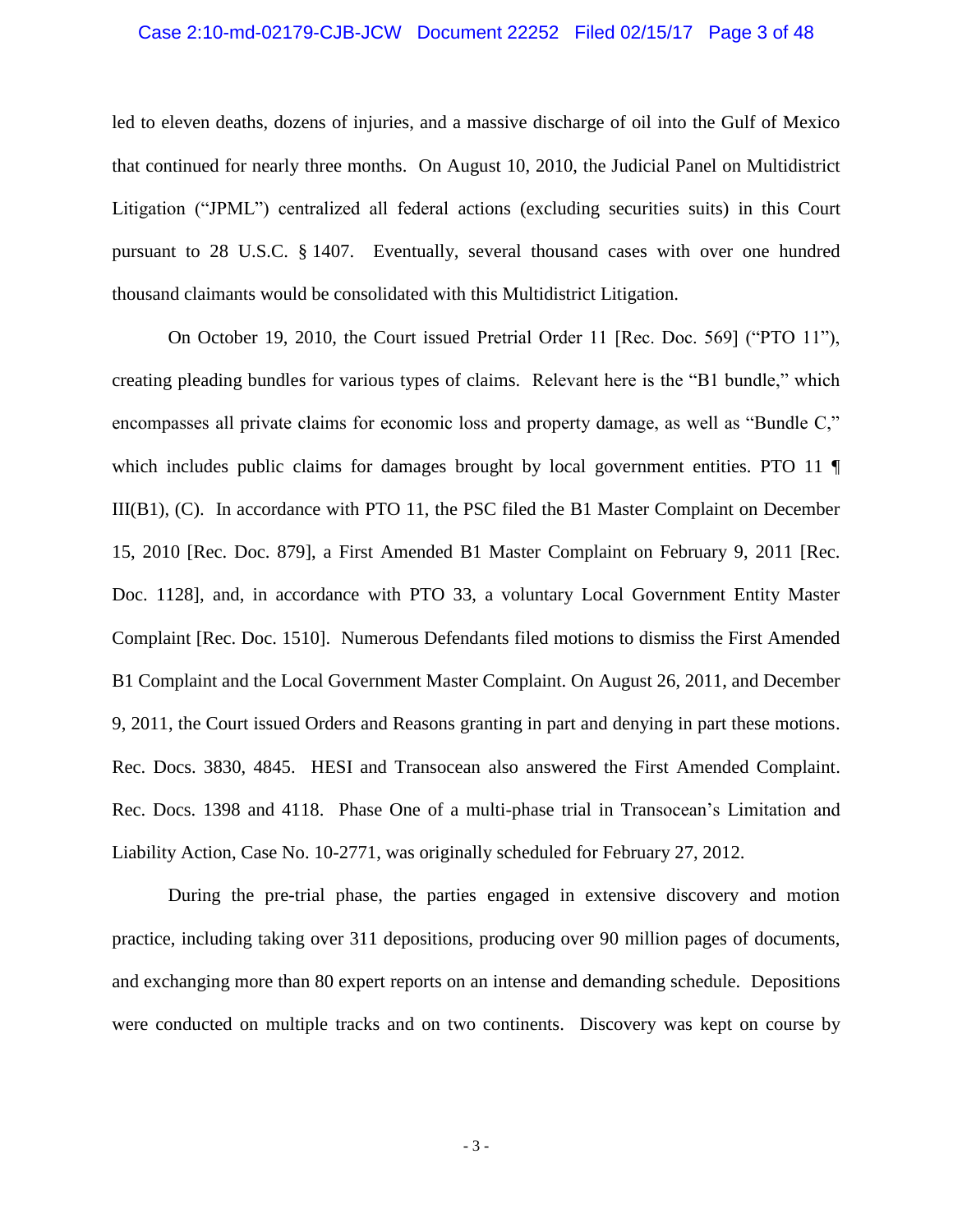led to eleven deaths, dozens of injuries, and a massive discharge of oil into the Gulf of Mexico that continued for nearly three months. On August 10, 2010, the Judicial Panel on Multidistrict Litigation ("JPML") centralized all federal actions (excluding securities suits) in this Court pursuant to 28 U.S.C. § 1407. Eventually, several thousand cases with over one hundred thousand claimants would be consolidated with this Multidistrict Litigation.

On October 19, 2010, the Court issued Pretrial Order 11 [Rec. Doc. 569] ("PTO 11"), creating pleading bundles for various types of claims. Relevant here is the "B1 bundle," which encompasses all private claims for economic loss and property damage, as well as "Bundle C," which includes public claims for damages brought by local government entities. PTO 11 ¶ III(B1), (C). In accordance with PTO 11, the PSC filed the B1 Master Complaint on December 15, 2010 [Rec. Doc. 879], a First Amended B1 Master Complaint on February 9, 2011 [Rec. Doc. 1128], and, in accordance with PTO 33, a voluntary Local Government Entity Master Complaint [Rec. Doc. 1510]. Numerous Defendants filed motions to dismiss the First Amended B1 Complaint and the Local Government Master Complaint. On August 26, 2011, and December 9, 2011, the Court issued Orders and Reasons granting in part and denying in part these motions. Rec. Docs. 3830, 4845. HESI and Transocean also answered the First Amended Complaint. Rec. Docs. 1398 and 4118. Phase One of a multi-phase trial in Transocean's Limitation and Liability Action, Case No. 10-2771, was originally scheduled for February 27, 2012.

During the pre-trial phase, the parties engaged in extensive discovery and motion practice, including taking over 311 depositions, producing over 90 million pages of documents, and exchanging more than 80 expert reports on an intense and demanding schedule. Depositions were conducted on multiple tracks and on two continents. Discovery was kept on course by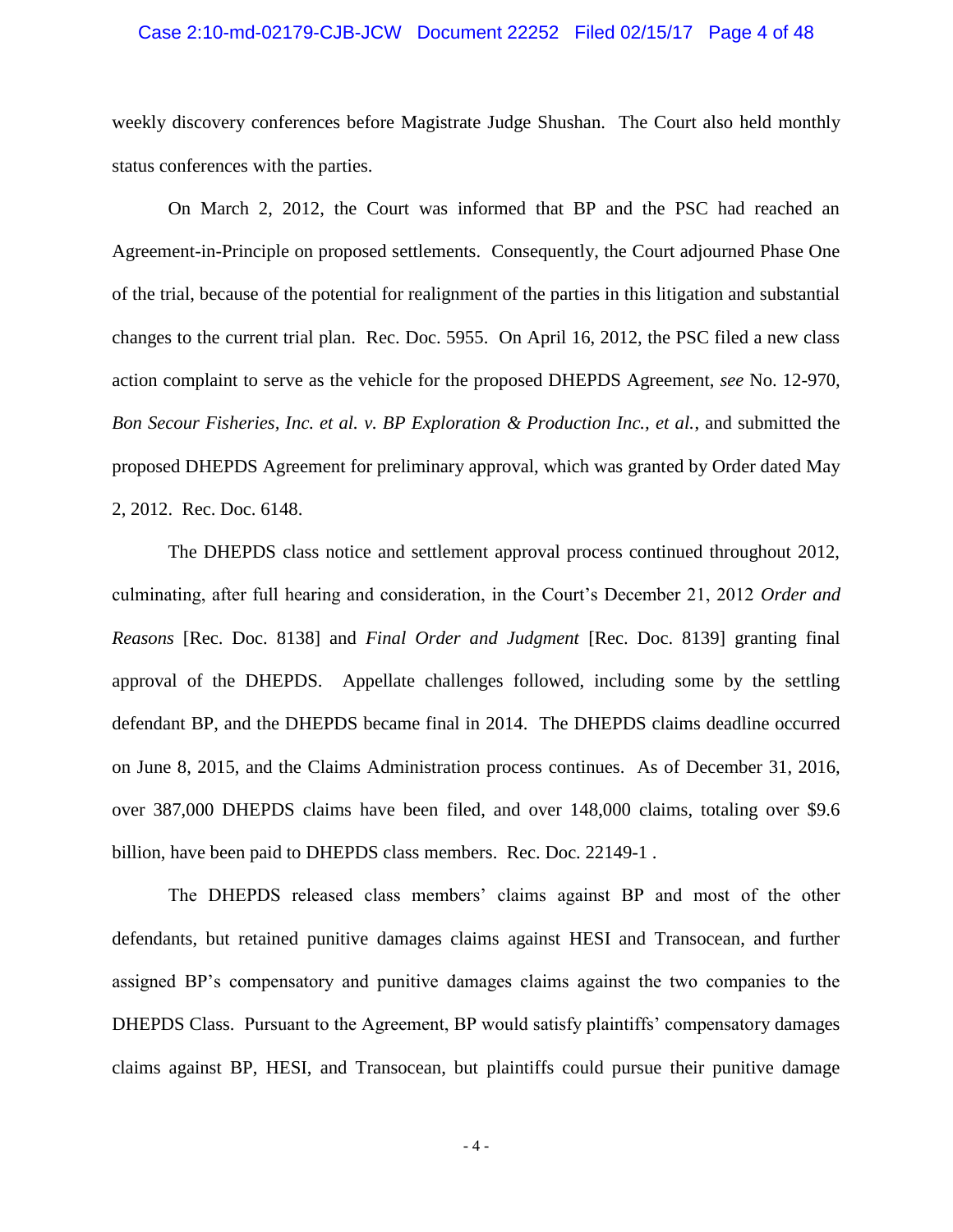weekly discovery conferences before Magistrate Judge Shushan. The Court also held monthly status conferences with the parties.

On March 2, 2012, the Court was informed that BP and the PSC had reached an Agreement-in-Principle on proposed settlements. Consequently, the Court adjourned Phase One of the trial, because of the potential for realignment of the parties in this litigation and substantial changes to the current trial plan. Rec. Doc. 5955. On April 16, 2012, the PSC filed a new class action complaint to serve as the vehicle for the proposed DHEPDS Agreement, *see* No. 12-970, *Bon Secour Fisheries, Inc. et al. v. BP Exploration & Production Inc., et al.*, and submitted the proposed DHEPDS Agreement for preliminary approval, which was granted by Order dated May 2, 2012. Rec. Doc. 6148.

The DHEPDS class notice and settlement approval process continued throughout 2012, culminating, after full hearing and consideration, in the Court's December 21, 2012 *Order and Reasons* [Rec. Doc. 8138] and *Final Order and Judgment* [Rec. Doc. 8139] granting final approval of the DHEPDS. Appellate challenges followed, including some by the settling defendant BP, and the DHEPDS became final in 2014. The DHEPDS claims deadline occurred on June 8, 2015, and the Claims Administration process continues. As of December 31, 2016, over 387,000 DHEPDS claims have been filed, and over 148,000 claims, totaling over $9.6 billion, have been paid to DHEPDS class members. Rec. Doc. 22149-1 .

The DHEPDS released class members' claims against BP and most of the other defendants, but retained punitive damages claims against HESI and Transocean, and further assigned BP's compensatory and punitive damages claims against the two companies to the DHEPDS Class. Pursuant to the Agreement, BP would satisfy plaintiffs' compensatory damages claims against BP, HESI, and Transocean, but plaintiffs could pursue their punitive damage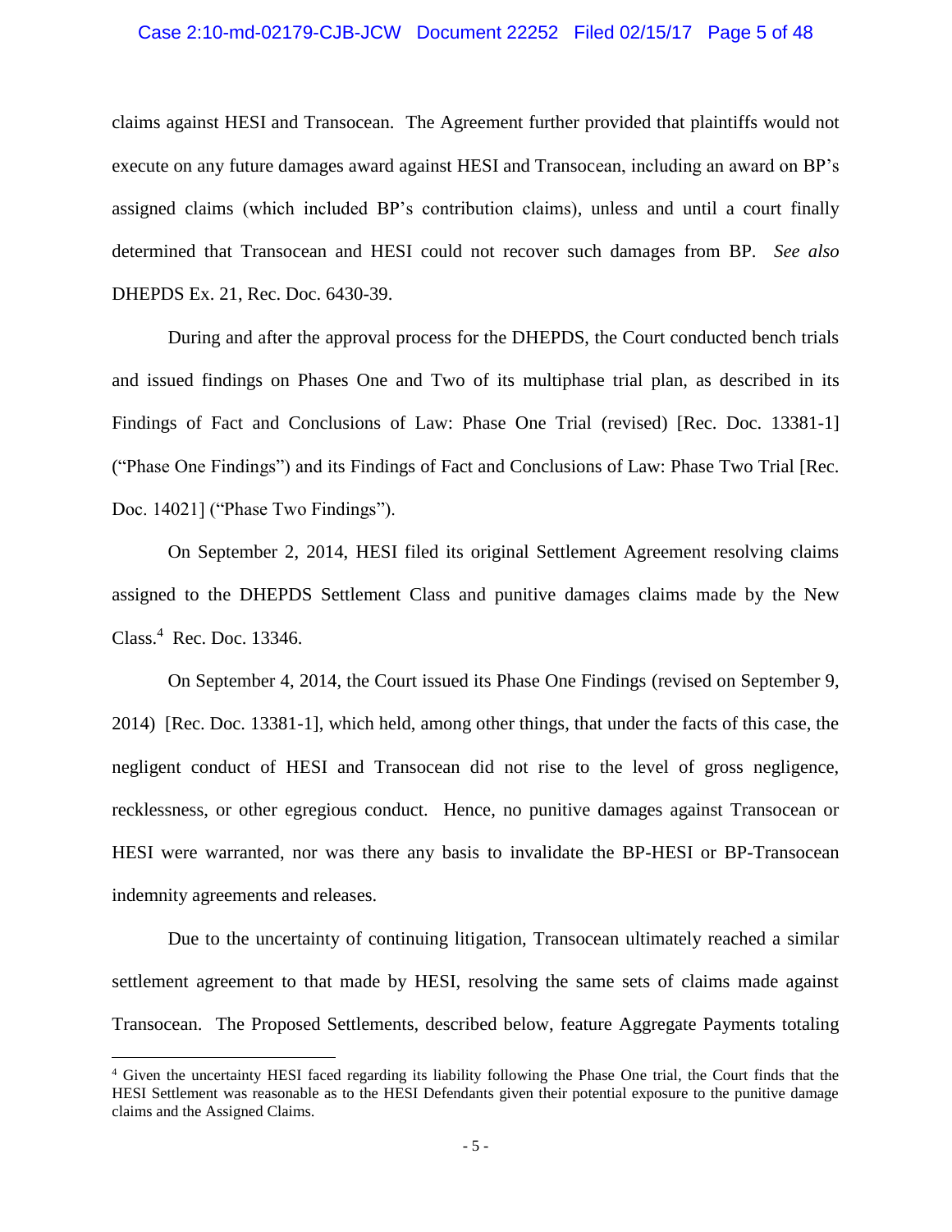claims against HESI and Transocean. The Agreement further provided that plaintiffs would not execute on any future damages award against HESI and Transocean, including an award on BP's assigned claims (which included BP's contribution claims), unless and until a court finally determined that Transocean and HESI could not recover such damages from BP. *See also* DHEPDS Ex. 21, Rec. Doc. 6430-39.

During and after the approval process for the DHEPDS, the Court conducted bench trials and issued findings on Phases One and Two of its multiphase trial plan, as described in its Findings of Fact and Conclusions of Law: Phase One Trial (revised) [Rec. Doc. 13381-1] ("Phase One Findings") and its Findings of Fact and Conclusions of Law: Phase Two Trial [Rec. Doc. 14021] ("Phase Two Findings").

On September 2, 2014, HESI filed its original Settlement Agreement resolving claims assigned to the DHEPDS Settlement Class and punitive damages claims made by the New Class.[4] Rec. Doc. 13346.

On September 4, 2014, the Court issued its Phase One Findings (revised on September 9, 2014) [Rec. Doc. 13381-1], which held, among other things, that under the facts of this case, the negligent conduct of HESI and Transocean did not rise to the level of gross negligence, recklessness, or other egregious conduct. Hence, no punitive damages against Transocean or HESI were warranted, nor was there any basis to invalidate the BP-HESI or BP-Transocean indemnity agreements and releases.

Due to the uncertainty of continuing litigation, Transocean ultimately reached a similar settlement agreement to that made by HESI, resolving the same sets of claims made against Transocean. The Proposed Settlements, described below, feature Aggregate Payments totaling

[4] Given the uncertainty HESI faced regarding its liability following the Phase One trial, the Court finds that the HESI Settlement was reasonable as to the HESI Defendants given their potential exposure to the punitive damage claims and the Assigned Claims.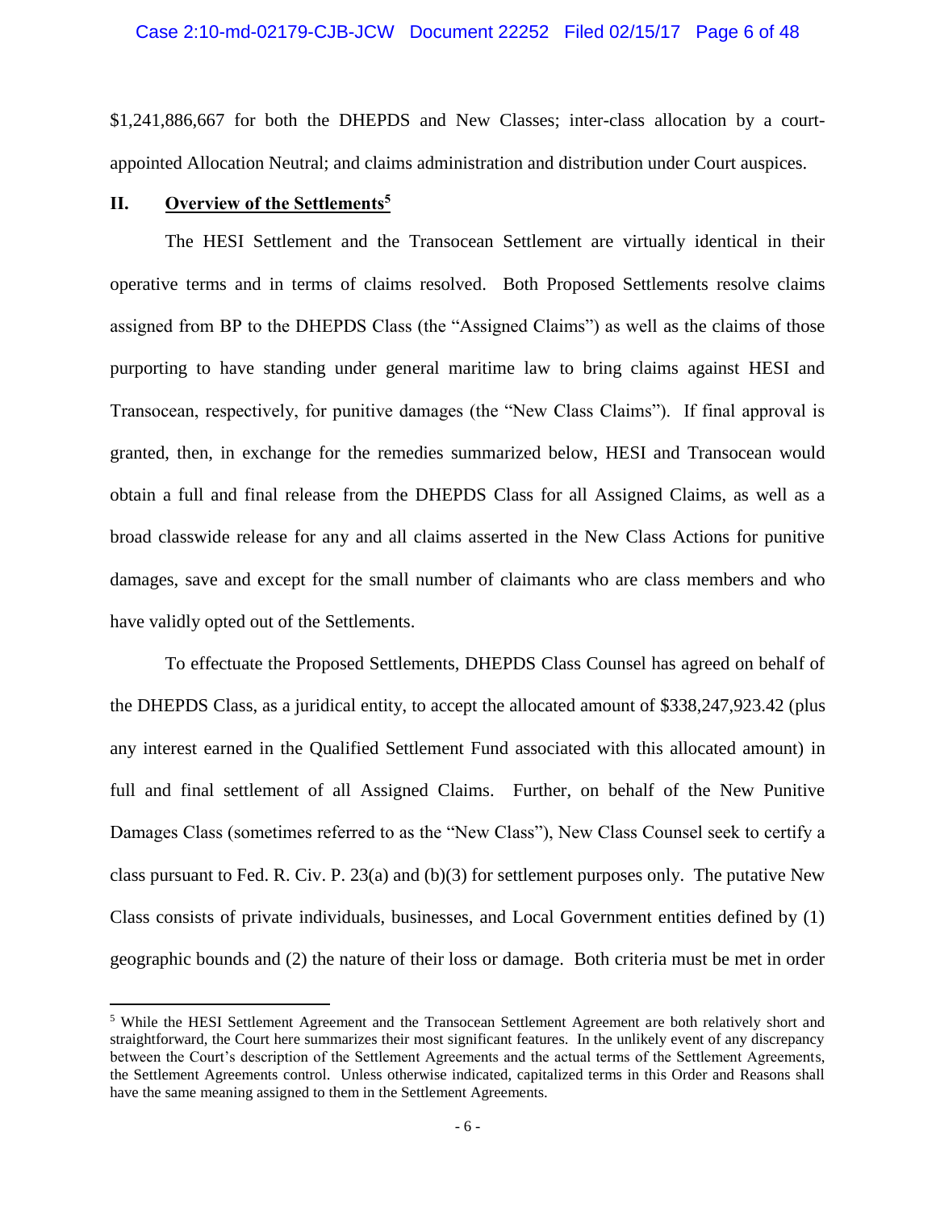$1,241,886,667 for both the DHEPDS and New Classes; inter-class allocation by a court-appointed Allocation Neutral; and claims administration and distribution under Court auspices.

## II. Overview of the Settlements[5]

The HESI Settlement and the Transocean Settlement are virtually identical in their operative terms and in terms of claims resolved. Both Proposed Settlements resolve claims assigned from BP to the DHEPDS Class (the "Assigned Claims") as well as the claims of those purporting to have standing under general maritime law to bring claims against HESI and Transocean, respectively, for punitive damages (the "New Class Claims"). If final approval is granted, then, in exchange for the remedies summarized below, HESI and Transocean would obtain a full and final release from the DHEPDS Class for all Assigned Claims, as well as a broad classwide release for any and all claims asserted in the New Class Actions for punitive damages, save and except for the small number of claimants who are class members and who have validly opted out of the Settlements.

To effectuate the Proposed Settlements, DHEPDS Class Counsel has agreed on behalf of the DHEPDS Class, as a juridical entity, to accept the allocated amount of $338,247,923.42 (plus any interest earned in the Qualified Settlement Fund associated with this allocated amount) in full and final settlement of all Assigned Claims. Further, on behalf of the New Punitive Damages Class (sometimes referred to as the "New Class"), New Class Counsel seek to certify a class pursuant to Fed. R. Civ. P. 23(a) and (b)(3) for settlement purposes only. The putative New Class consists of private individuals, businesses, and Local Government entities defined by (1) geographic bounds and (2) the nature of their loss or damage. Both criteria must be met in order

---

[5] While the HESI Settlement Agreement and the Transocean Settlement Agreement are both relatively short and straightforward, the Court here summarizes their most significant features. In the unlikely event of any discrepancy between the Court's description of the Settlement Agreements and the actual terms of the Settlement Agreements, the Settlement Agreements control. Unless otherwise indicated, capitalized terms in this Order and Reasons shall have the same meaning assigned to them in the Settlement Agreements.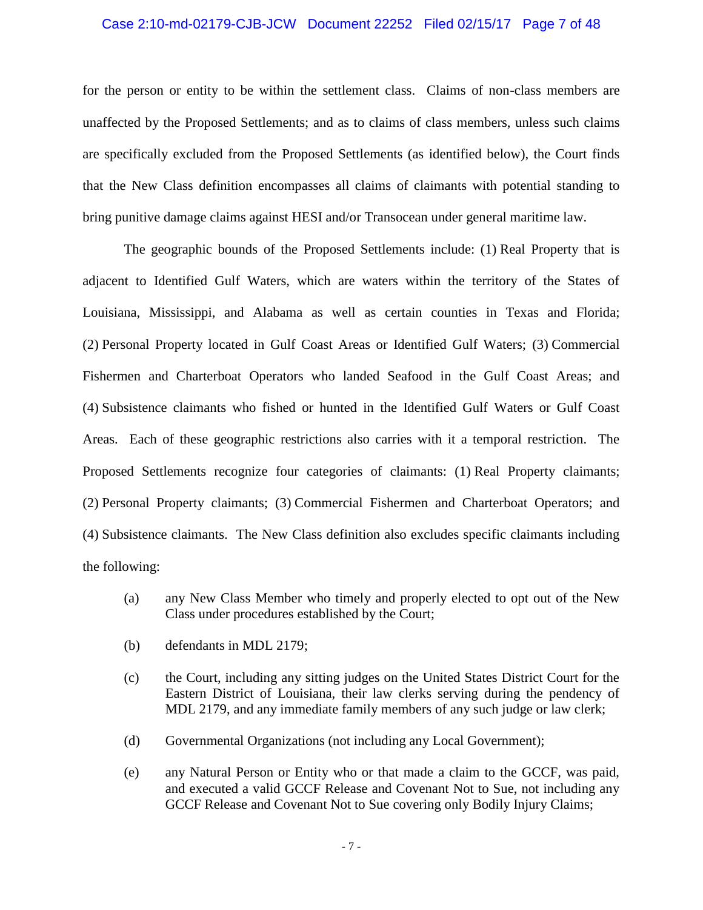for the person or entity to be within the settlement class. Claims of non-class members are unaffected by the Proposed Settlements; and as to claims of class members, unless such claims are specifically excluded from the Proposed Settlements (as identified below), the Court finds that the New Class definition encompasses all claims of claimants with potential standing to bring punitive damage claims against HESI and/or Transocean under general maritime law.

The geographic bounds of the Proposed Settlements include: (1) Real Property that is adjacent to Identified Gulf Waters, which are waters within the territory of the States of Louisiana, Mississippi, and Alabama as well as certain counties in Texas and Florida; (2) Personal Property located in Gulf Coast Areas or Identified Gulf Waters; (3) Commercial Fishermen and Charterboat Operators who landed Seafood in the Gulf Coast Areas; and (4) Subsistence claimants who fished or hunted in the Identified Gulf Waters or Gulf Coast Areas. Each of these geographic restrictions also carries with it a temporal restriction. The Proposed Settlements recognize four categories of claimants: (1) Real Property claimants; (2) Personal Property claimants; (3) Commercial Fishermen and Charterboat Operators; and (4) Subsistence claimants. The New Class definition also excludes specific claimants including the following:

(a) any New Class Member who timely and properly elected to opt out of the New Class under procedures established by the Court;

(b) defendants in MDL 2179;

(c) the Court, including any sitting judges on the United States District Court for the Eastern District of Louisiana, their law clerks serving during the pendency of MDL 2179, and any immediate family members of any such judge or law clerk;

(d) Governmental Organizations (not including any Local Government);

(e) any Natural Person or Entity who or that made a claim to the GCCF, was paid, and executed a valid GCCF Release and Covenant Not to Sue, not including any GCCF Release and Covenant Not to Sue covering only Bodily Injury Claims;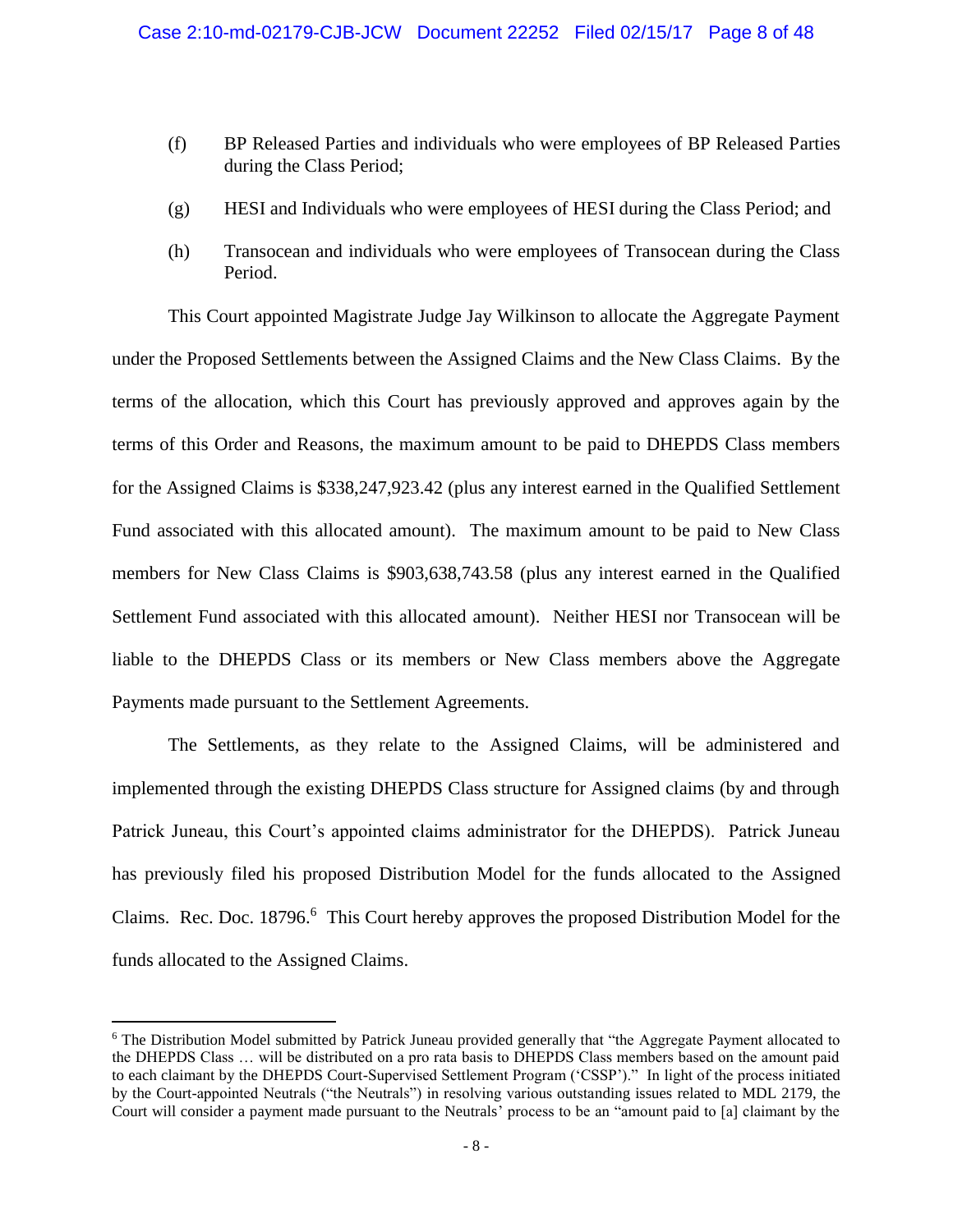(f) BP Released Parties and individuals who were employees of BP Released Parties during the Class Period;

(g) HESI and Individuals who were employees of HESI during the Class Period; and

(h) Transocean and individuals who were employees of Transocean during the Class Period.

This Court appointed Magistrate Judge Jay Wilkinson to allocate the Aggregate Payment under the Proposed Settlements between the Assigned Claims and the New Class Claims. By the terms of the allocation, which this Court has previously approved and approves again by the terms of this Order and Reasons, the maximum amount to be paid to DHEPDS Class members for the Assigned Claims is $338,247,923.42 (plus any interest earned in the Qualified Settlement Fund associated with this allocated amount). The maximum amount to be paid to New Class members for New Class Claims is $903,638,743.58 (plus any interest earned in the Qualified Settlement Fund associated with this allocated amount). Neither HESI nor Transocean will be liable to the DHEPDS Class or its members or New Class members above the Aggregate Payments made pursuant to the Settlement Agreements.

The Settlements, as they relate to the Assigned Claims, will be administered and implemented through the existing DHEPDS Class structure for Assigned claims (by and through Patrick Juneau, this Court's appointed claims administrator for the DHEPDS). Patrick Juneau has previously filed his proposed Distribution Model for the funds allocated to the Assigned Claims. Rec. Doc. 18796.[6] This Court hereby approves the proposed Distribution Model for the funds allocated to the Assigned Claims.

---

[6] The Distribution Model submitted by Patrick Juneau provided generally that "the Aggregate Payment allocated to the DHEPDS Class … will be distributed on a pro rata basis to DHEPDS Class members based on the amount paid to each claimant by the DHEPDS Court-Supervised Settlement Program ('CSSP')." In light of the process initiated by the Court-appointed Neutrals ("the Neutrals") in resolving various outstanding issues related to MDL 2179, the Court will consider a payment made pursuant to the Neutrals' process to be an "amount paid to [a] claimant by the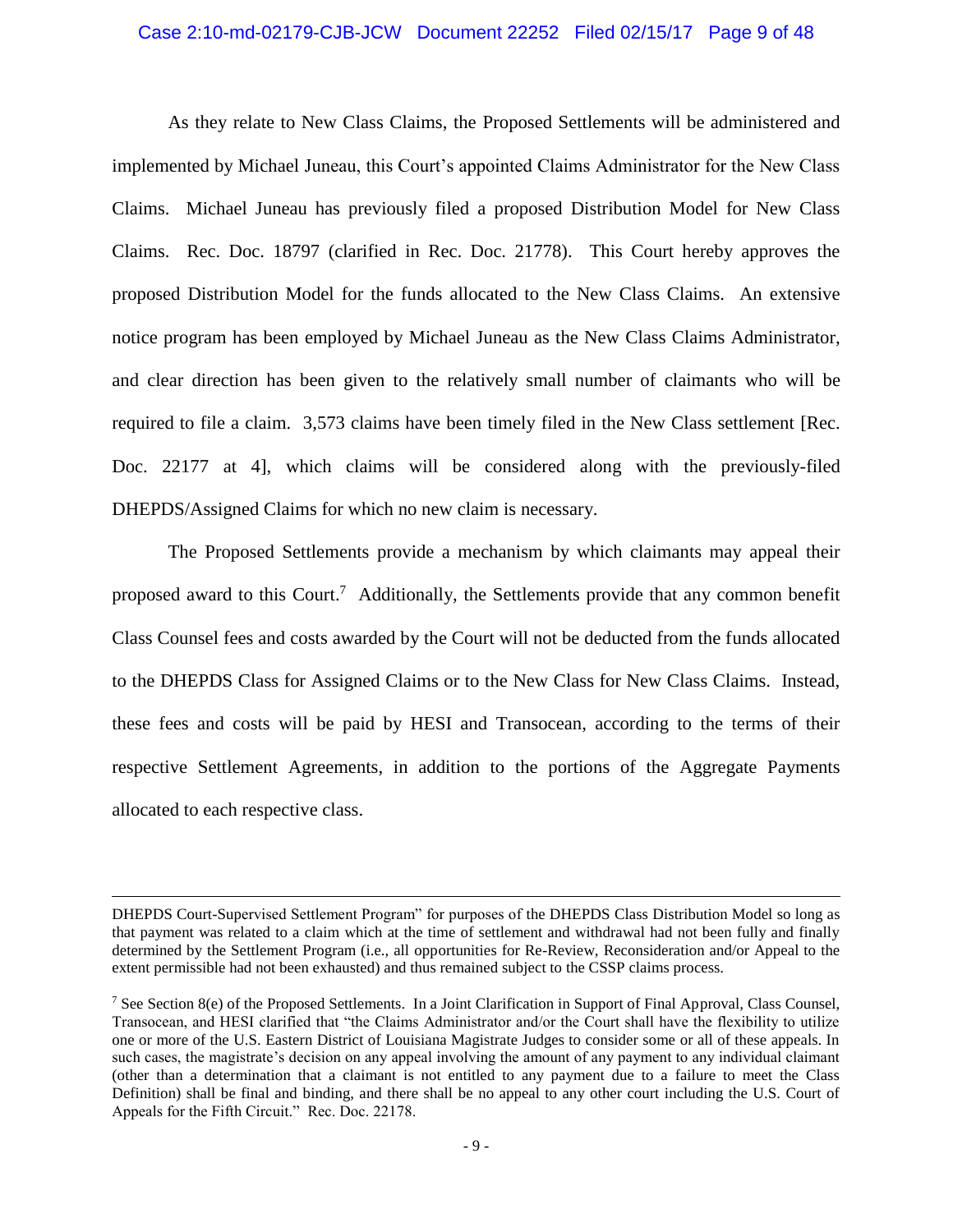As they relate to New Class Claims, the Proposed Settlements will be administered and implemented by Michael Juneau, this Court's appointed Claims Administrator for the New Class Claims. Michael Juneau has previously filed a proposed Distribution Model for New Class Claims. Rec. Doc. 18797 (clarified in Rec. Doc. 21778). This Court hereby approves the proposed Distribution Model for the funds allocated to the New Class Claims. An extensive notice program has been employed by Michael Juneau as the New Class Claims Administrator, and clear direction has been given to the relatively small number of claimants who will be required to file a claim. 3,573 claims have been timely filed in the New Class settlement [Rec. Doc. 22177 at 4], which claims will be considered along with the previously-filed DHEPDS/Assigned Claims for which no new claim is necessary.

The Proposed Settlements provide a mechanism by which claimants may appeal their proposed award to this Court.[7] Additionally, the Settlements provide that any common benefit Class Counsel fees and costs awarded by the Court will not be deducted from the funds allocated to the DHEPDS Class for Assigned Claims or to the New Class for New Class Claims. Instead, these fees and costs will be paid by HESI and Transocean, according to the terms of their respective Settlement Agreements, in addition to the portions of the Aggregate Payments allocated to each respective class.

---

DHEPDS Court-Supervised Settlement Program" for purposes of the DHEPDS Class Distribution Model so long as that payment was related to a claim which at the time of settlement and withdrawal had not been fully and finally determined by the Settlement Program (i.e., all opportunities for Re-Review, Reconsideration and/or Appeal to the extent permissible had not been exhausted) and thus remained subject to the CSSP claims process.

[7] See Section 8(e) of the Proposed Settlements. In a Joint Clarification in Support of Final Approval, Class Counsel, Transocean, and HESI clarified that "the Claims Administrator and/or the Court shall have the flexibility to utilize one or more of the U.S. Eastern District of Louisiana Magistrate Judges to consider some or all of these appeals. In such cases, the magistrate's decision on any appeal involving the amount of any payment to any individual claimant (other than a determination that a claimant is not entitled to any payment due to a failure to meet the Class Definition) shall be final and binding, and there shall be no appeal to any other court including the U.S. Court of Appeals for the Fifth Circuit." Rec. Doc. 22178.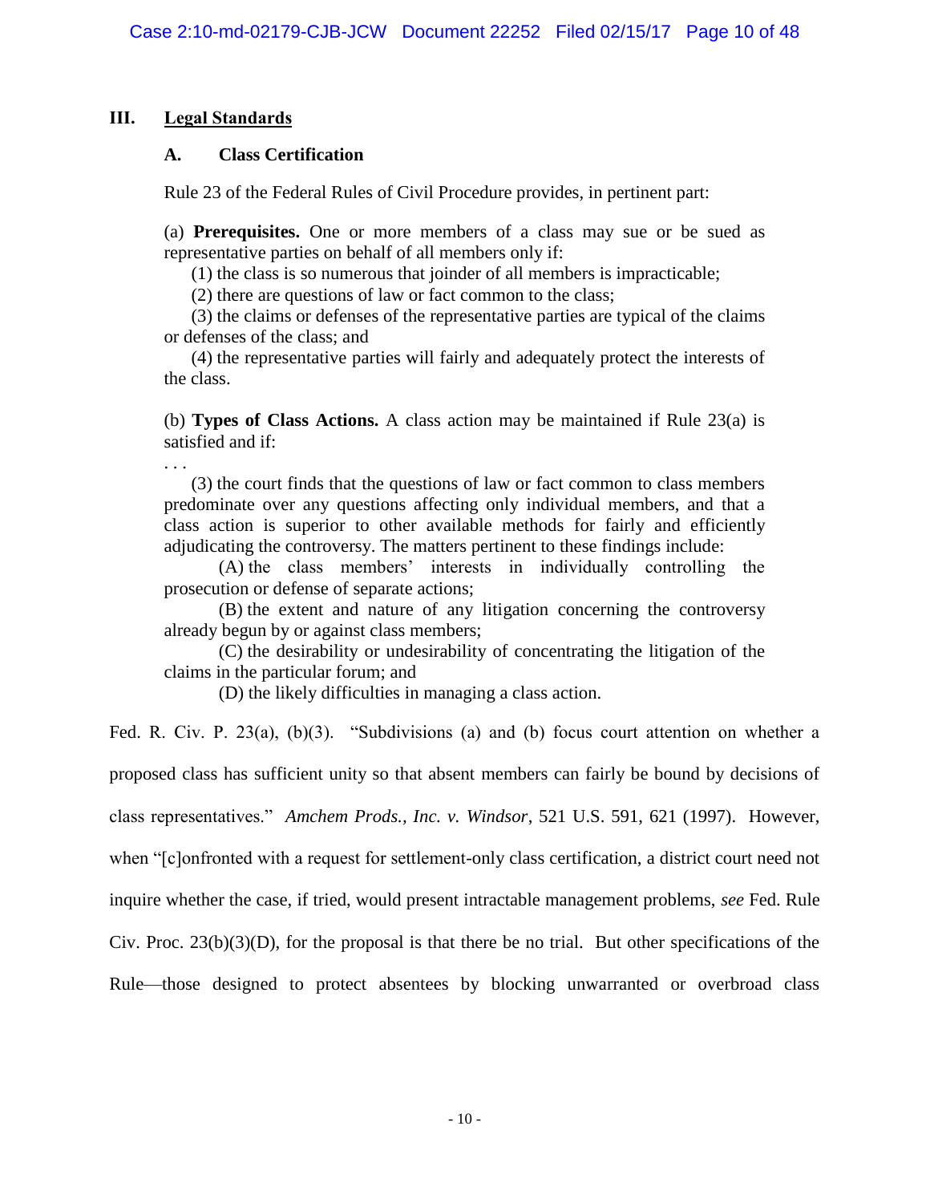## III. Legal Standards

### A. Class Certification

Rule 23 of the Federal Rules of Civil Procedure provides, in pertinent part:

> (a) **Prerequisites.** One or more members of a class may sue or be sued as representative parties on behalf of all members only if:
>
> (1) the class is so numerous that joinder of all members is impracticable;
>
> (2) there are questions of law or fact common to the class;
>
> (3) the claims or defenses of the representative parties are typical of the claims or defenses of the class; and
>
> (4) the representative parties will fairly and adequately protect the interests of the class.
>
> (b) **Types of Class Actions.** A class action may be maintained if Rule 23(a) is satisfied and if:
>
> . . .
>
> (3) the court finds that the questions of law or fact common to class members predominate over any questions affecting only individual members, and that a class action is superior to other available methods for fairly and efficiently adjudicating the controversy. The matters pertinent to these findings include:
>
> (A) the class members' interests in individually controlling the prosecution or defense of separate actions;
>
> (B) the extent and nature of any litigation concerning the controversy already begun by or against class members;
>
> (C) the desirability or undesirability of concentrating the litigation of the claims in the particular forum; and
>
> (D) the likely difficulties in managing a class action.

Fed. R. Civ. P. 23(a), (b)(3). "Subdivisions (a) and (b) focus court attention on whether a proposed class has sufficient unity so that absent members can fairly be bound by decisions of class representatives." *Amchem Prods., Inc. v. Windsor*, 521 U.S. 591, 621 (1997). However, when "[c]onfronted with a request for settlement-only class certification, a district court need not inquire whether the case, if tried, would present intractable management problems, *see* Fed. Rule Civ. Proc. 23(b)(3)(D), for the proposal is that there be no trial. But other specifications of the Rule—those designed to protect absentees by blocking unwarranted or overbroad class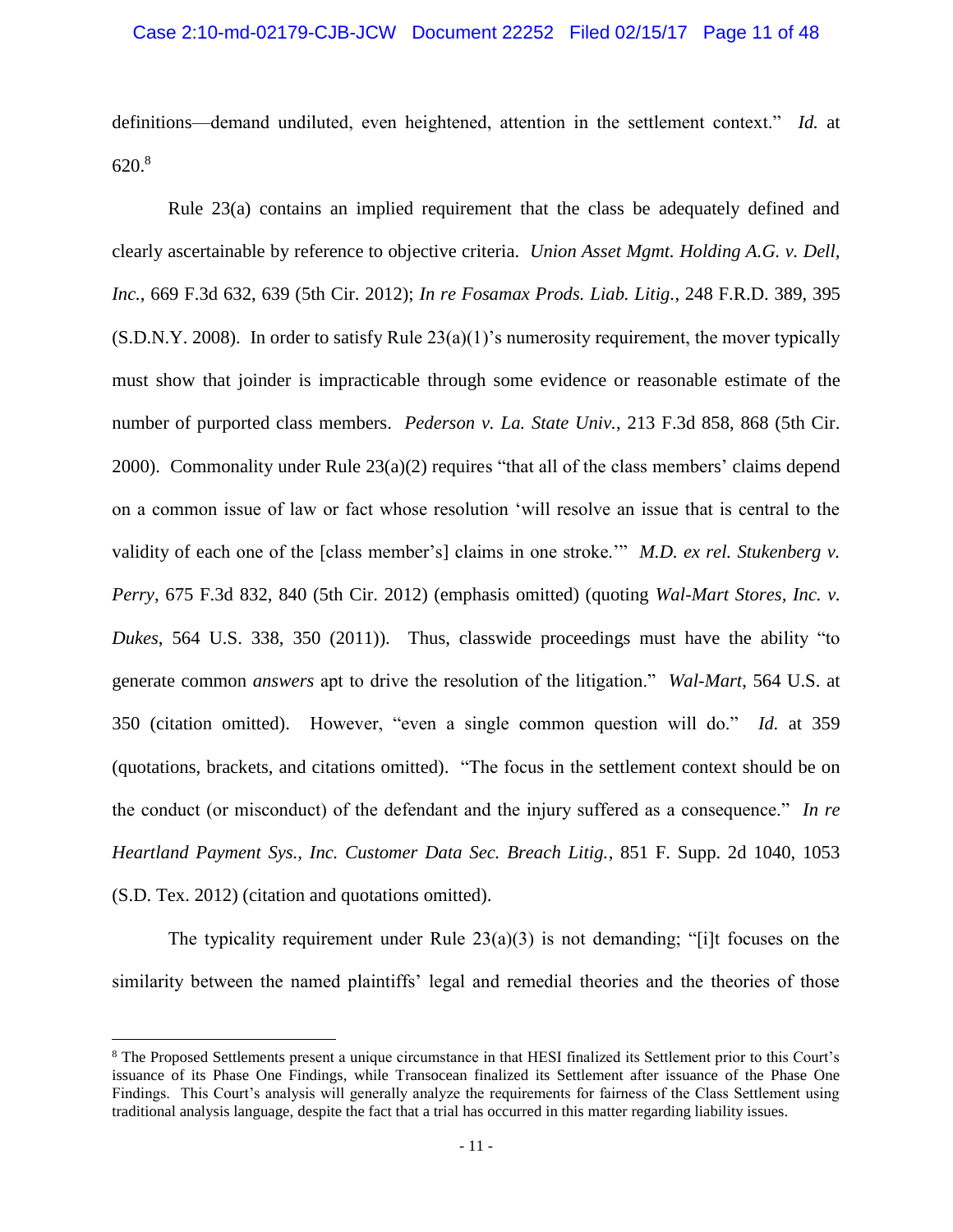definitions—demand undiluted, even heightened, attention in the settlement context." *Id.* at 620.[8]

Rule 23(a) contains an implied requirement that the class be adequately defined and clearly ascertainable by reference to objective criteria. *Union Asset Mgmt. Holding A.G. v. Dell, Inc.*, 669 F.3d 632, 639 (5th Cir. 2012); *In re Fosamax Prods. Liab. Litig.*, 248 F.R.D. 389, 395 (S.D.N.Y. 2008). In order to satisfy Rule 23(a)(1)'s numerosity requirement, the mover typically must show that joinder is impracticable through some evidence or reasonable estimate of the number of purported class members. *Pederson v. La. State Univ.*, 213 F.3d 858, 868 (5th Cir. 2000). Commonality under Rule 23(a)(2) requires "that all of the class members' claims depend on a common issue of law or fact whose resolution 'will resolve an issue that is central to the validity of each one of the [class member's] claims in one stroke.'" *M.D. ex rel. Stukenberg v. Perry*, 675 F.3d 832, 840 (5th Cir. 2012) (emphasis omitted) (quoting *Wal-Mart Stores, Inc. v. Dukes*, 564 U.S. 338, 350 (2011)). Thus, classwide proceedings must have the ability "to generate common *answers* apt to drive the resolution of the litigation." *Wal-Mart*, 564 U.S. at 350 (citation omitted). However, "even a single common question will do." *Id.* at 359 (quotations, brackets, and citations omitted). "The focus in the settlement context should be on the conduct (or misconduct) of the defendant and the injury suffered as a consequence." *In re Heartland Payment Sys., Inc. Customer Data Sec. Breach Litig.*, 851 F. Supp. 2d 1040, 1053 (S.D. Tex. 2012) (citation and quotations omitted).

The typicality requirement under Rule 23(a)(3) is not demanding; "[i]t focuses on the similarity between the named plaintiffs' legal and remedial theories and the theories of those

---

[8] The Proposed Settlements present a unique circumstance in that HESI finalized its Settlement prior to this Court's issuance of its Phase One Findings, while Transocean finalized its Settlement after issuance of the Phase One Findings. This Court's analysis will generally analyze the requirements for fairness of the Class Settlement using traditional analysis language, despite the fact that a trial has occurred in this matter regarding liability issues.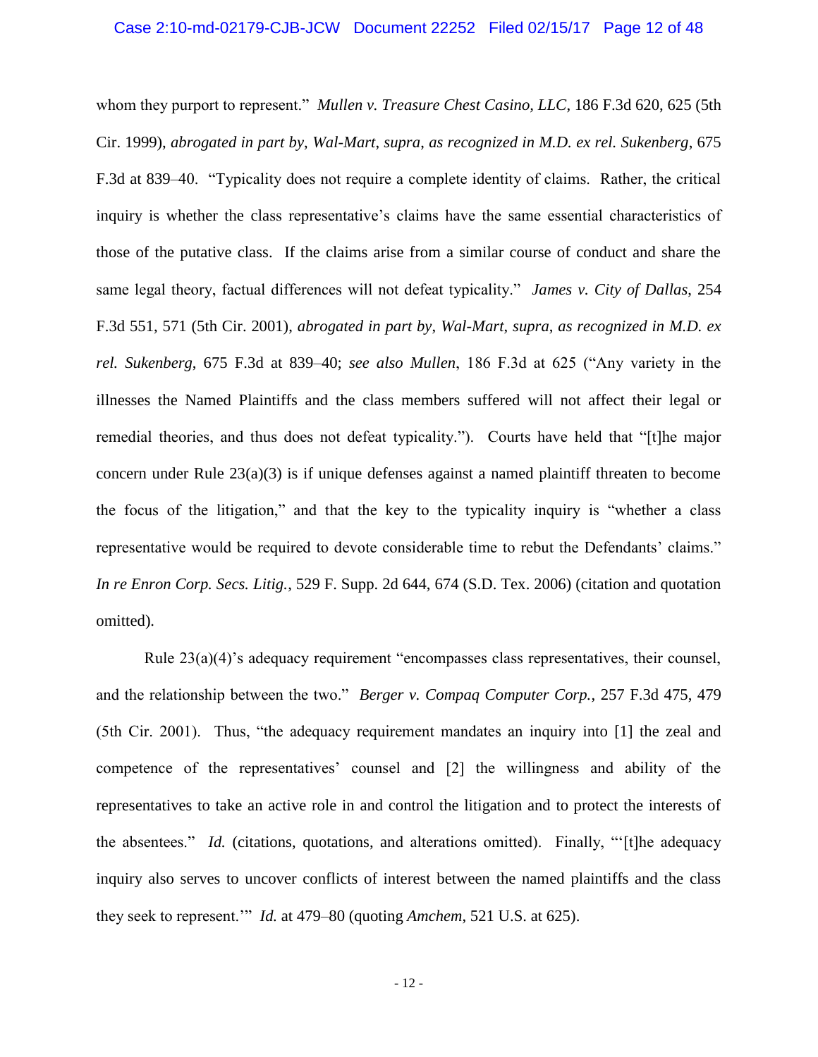whom they purport to represent." *Mullen v. Treasure Chest Casino, LLC*, 186 F.3d 620, 625 (5th Cir. 1999), *abrogated in part by*, *Wal-Mart*, *supra*, *as recognized in M.D. ex rel. Sukenberg*, 675 F.3d at 839–40. "Typicality does not require a complete identity of claims. Rather, the critical inquiry is whether the class representative's claims have the same essential characteristics of those of the putative class. If the claims arise from a similar course of conduct and share the same legal theory, factual differences will not defeat typicality." *James v. City of Dallas*, 254 F.3d 551, 571 (5th Cir. 2001), *abrogated in part by*, *Wal-Mart*, *supra*, *as recognized in M.D. ex rel. Sukenberg*, 675 F.3d at 839–40; *see also Mullen*, 186 F.3d at 625 ("Any variety in the illnesses the Named Plaintiffs and the class members suffered will not affect their legal or remedial theories, and thus does not defeat typicality."). Courts have held that "[t]he major concern under Rule 23(a)(3) is if unique defenses against a named plaintiff threaten to become the focus of the litigation," and that the key to the typicality inquiry is "whether a class representative would be required to devote considerable time to rebut the Defendants' claims." *In re Enron Corp. Secs. Litig.*, 529 F. Supp. 2d 644, 674 (S.D. Tex. 2006) (citation and quotation omitted).

Rule 23(a)(4)'s adequacy requirement "encompasses class representatives, their counsel, and the relationship between the two." *Berger v. Compaq Computer Corp.*, 257 F.3d 475, 479 (5th Cir. 2001). Thus, "the adequacy requirement mandates an inquiry into [1] the zeal and competence of the representatives' counsel and [2] the willingness and ability of the representatives to take an active role in and control the litigation and to protect the interests of the absentees." *Id.* (citations, quotations, and alterations omitted). Finally, "'[t]he adequacy inquiry also serves to uncover conflicts of interest between the named plaintiffs and the class they seek to represent.'" *Id.* at 479–80 (quoting *Amchem*, 521 U.S. at 625).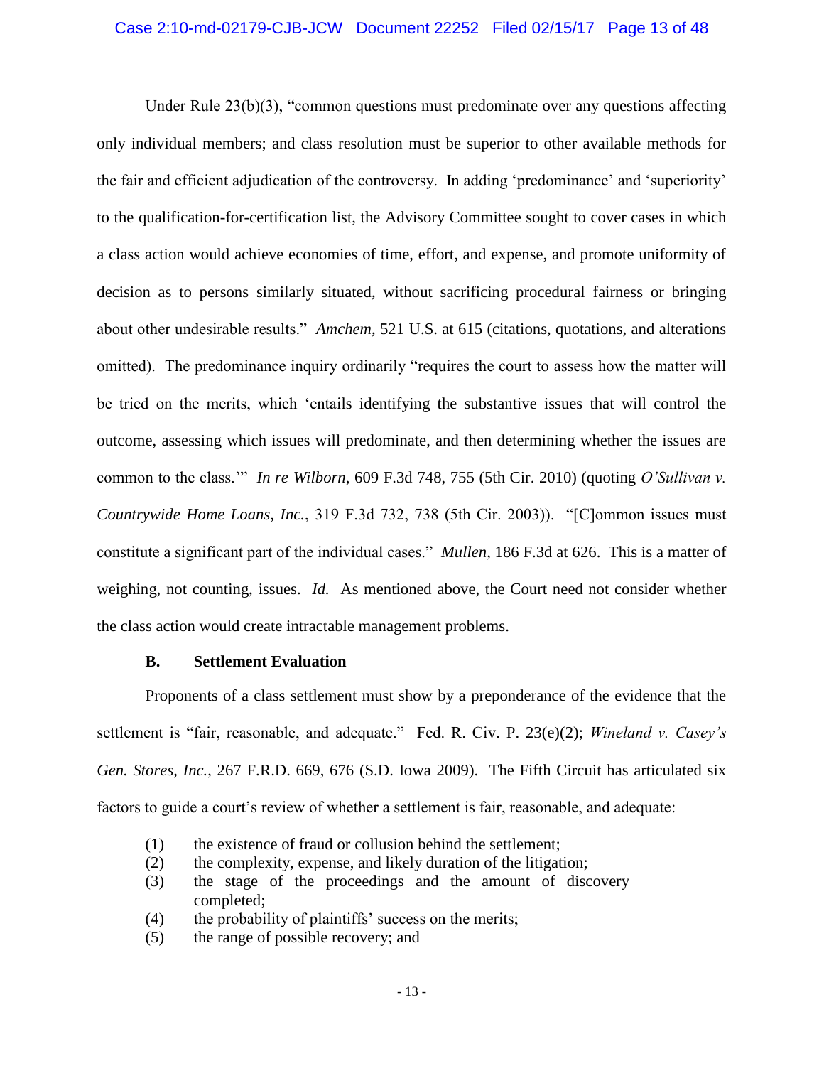Under Rule 23(b)(3), "common questions must predominate over any questions affecting only individual members; and class resolution must be superior to other available methods for the fair and efficient adjudication of the controversy. In adding 'predominance' and 'superiority' to the qualification-for-certification list, the Advisory Committee sought to cover cases in which a class action would achieve economies of time, effort, and expense, and promote uniformity of decision as to persons similarly situated, without sacrificing procedural fairness or bringing about other undesirable results." *Amchem*, 521 U.S. at 615 (citations, quotations, and alterations omitted). The predominance inquiry ordinarily "requires the court to assess how the matter will be tried on the merits, which 'entails identifying the substantive issues that will control the outcome, assessing which issues will predominate, and then determining whether the issues are common to the class.'" *In re Wilborn*, 609 F.3d 748, 755 (5th Cir. 2010) (quoting *O'Sullivan v. Countrywide Home Loans, Inc.*, 319 F.3d 732, 738 (5th Cir. 2003)). "[C]ommon issues must constitute a significant part of the individual cases." *Mullen*, 186 F.3d at 626. This is a matter of weighing, not counting, issues. *Id.* As mentioned above, the Court need not consider whether the class action would create intractable management problems.

### B. Settlement Evaluation

Proponents of a class settlement must show by a preponderance of the evidence that the settlement is "fair, reasonable, and adequate." Fed. R. Civ. P. 23(e)(2); *Wineland v. Casey's Gen. Stores, Inc.*, 267 F.R.D. 669, 676 (S.D. Iowa 2009). The Fifth Circuit has articulated six factors to guide a court's review of whether a settlement is fair, reasonable, and adequate:

(1) the existence of fraud or collusion behind the settlement;
(2) the complexity, expense, and likely duration of the litigation;
(3) the stage of the proceedings and the amount of discovery completed;
(4) the probability of plaintiffs' success on the merits;
(5) the range of possible recovery; and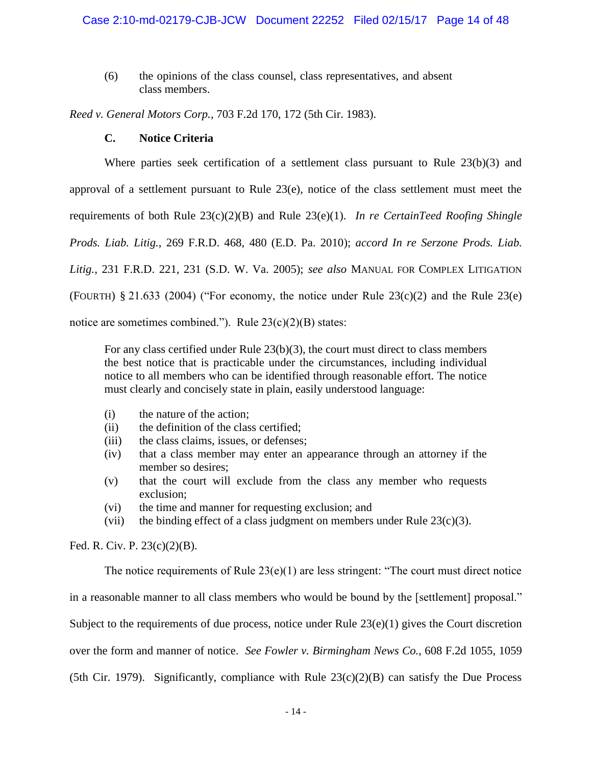(6) the opinions of the class counsel, class representatives, and absent class members.

*Reed v. General Motors Corp.*, 703 F.2d 170, 172 (5th Cir. 1983).

### C. Notice Criteria

Where parties seek certification of a settlement class pursuant to Rule 23(b)(3) and approval of a settlement pursuant to Rule 23(e), notice of the class settlement must meet the requirements of both Rule 23(c)(2)(B) and Rule 23(e)(1). *In re CertainTeed Roofing Shingle Prods. Liab. Litig.*, 269 F.R.D. 468, 480 (E.D. Pa. 2010); *accord In re Serzone Prods. Liab. Litig.*, 231 F.R.D. 221, 231 (S.D. W. Va. 2005); *see also* MANUAL FOR COMPLEX LITIGATION (FOURTH) § 21.633 (2004) ("For economy, the notice under Rule 23(c)(2) and the Rule 23(e) notice are sometimes combined."). Rule 23(c)(2)(B) states:

> For any class certified under Rule 23(b)(3), the court must direct to class members the best notice that is practicable under the circumstances, including individual notice to all members who can be identified through reasonable effort. The notice must clearly and concisely state in plain, easily understood language:
>
> (i) the nature of the action;
> (ii) the definition of the class certified;
> (iii) the class claims, issues, or defenses;
> (iv) that a class member may enter an appearance through an attorney if the member so desires;
> (v) that the court will exclude from the class any member who requests exclusion;
> (vi) the time and manner for requesting exclusion; and
> (vii) the binding effect of a class judgment on members under Rule 23(c)(3).

Fed. R. Civ. P. 23(c)(2)(B).

The notice requirements of Rule 23(e)(1) are less stringent: "The court must direct notice in a reasonable manner to all class members who would be bound by the [settlement] proposal." Subject to the requirements of due process, notice under Rule 23(e)(1) gives the Court discretion over the form and manner of notice. *See Fowler v. Birmingham News Co.*, 608 F.2d 1055, 1059 (5th Cir. 1979). Significantly, compliance with Rule 23(c)(2)(B) can satisfy the Due Process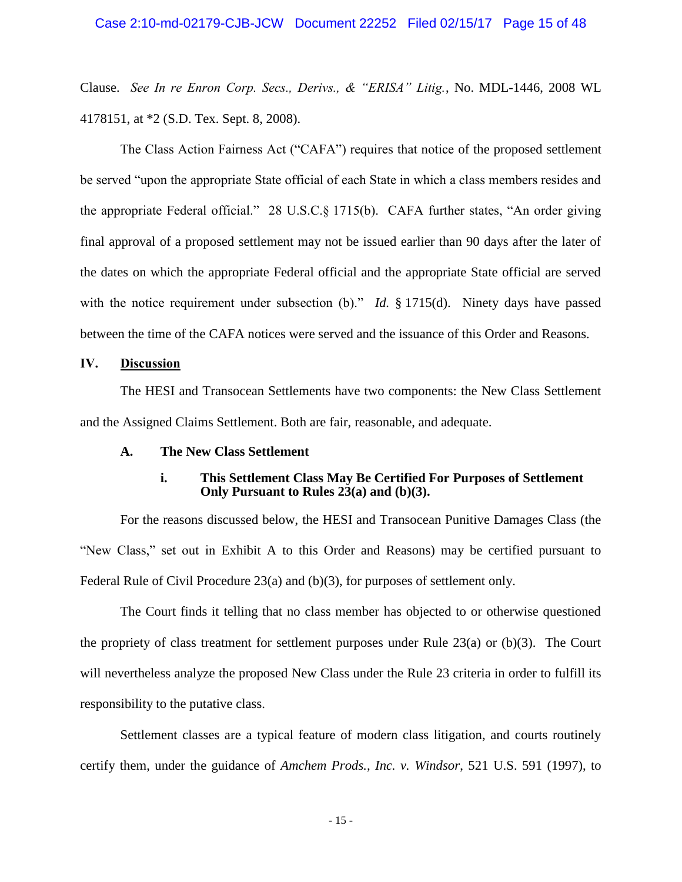Clause. *See In re Enron Corp. Secs., Derivs., & "ERISA" Litig.*, No. MDL-1446, 2008 WL 4178151, at *2 (S.D. Tex. Sept. 8, 2008).

The Class Action Fairness Act ("CAFA") requires that notice of the proposed settlement be served "upon the appropriate State official of each State in which a class members resides and the appropriate Federal official." 28 U.S.C.§ 1715(b). CAFA further states, "An order giving final approval of a proposed settlement may not be issued earlier than 90 days after the later of the dates on which the appropriate Federal official and the appropriate State official are served with the notice requirement under subsection (b)." *Id.* § 1715(d). Ninety days have passed between the time of the CAFA notices were served and the issuance of this Order and Reasons.

## IV. <u>Discussion</u>

The HESI and Transocean Settlements have two components: the New Class Settlement and the Assigned Claims Settlement. Both are fair, reasonable, and adequate.

### A. The New Class Settlement

#### i. This Settlement Class May Be Certified For Purposes of Settlement Only Pursuant to Rules 23(a) and (b)(3).

For the reasons discussed below, the HESI and Transocean Punitive Damages Class (the "New Class," set out in Exhibit A to this Order and Reasons) may be certified pursuant to Federal Rule of Civil Procedure 23(a) and (b)(3), for purposes of settlement only.

The Court finds it telling that no class member has objected to or otherwise questioned the propriety of class treatment for settlement purposes under Rule 23(a) or (b)(3). The Court will nevertheless analyze the proposed New Class under the Rule 23 criteria in order to fulfill its responsibility to the putative class.

Settlement classes are a typical feature of modern class litigation, and courts routinely certify them, under the guidance of *Amchem Prods., Inc. v. Windsor*, 521 U.S. 591 (1997), to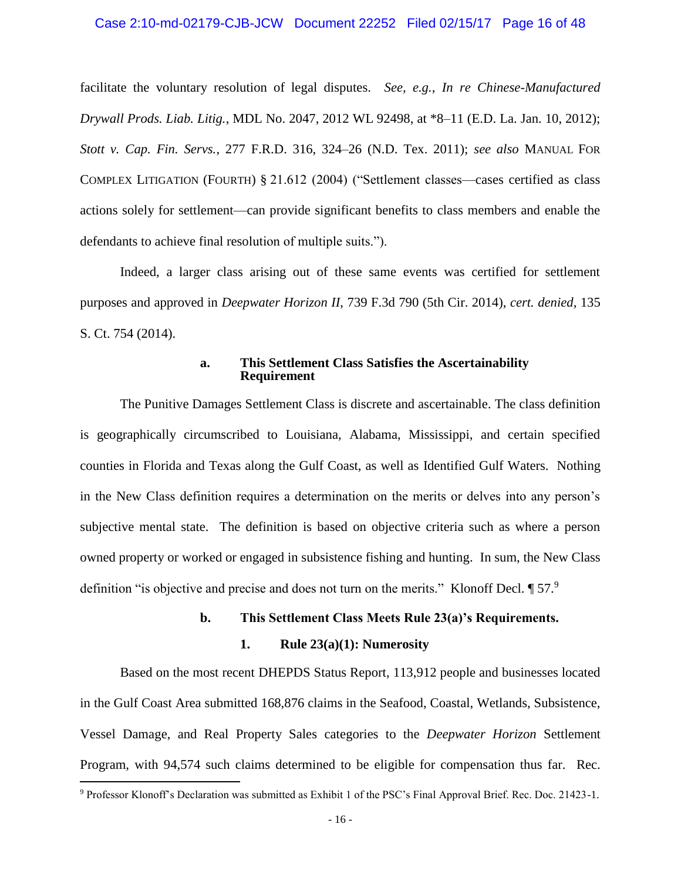facilitate the voluntary resolution of legal disputes. *See, e.g.*, *In re Chinese-Manufactured Drywall Prods. Liab. Litig.*, MDL No. 2047, 2012 WL 92498, at *8–11 (E.D. La. Jan. 10, 2012); *Stott v. Cap. Fin. Servs.*, 277 F.R.D. 316, 324–26 (N.D. Tex. 2011); *see also* MANUAL FOR COMPLEX LITIGATION (FOURTH) § 21.612 (2004) ("Settlement classes—cases certified as class actions solely for settlement—can provide significant benefits to class members and enable the defendants to achieve final resolution of multiple suits.").

Indeed, a larger class arising out of these same events was certified for settlement purposes and approved in *Deepwater Horizon II*, 739 F.3d 790 (5th Cir. 2014), *cert. denied*, 135 S. Ct. 754 (2014).

#### a. This Settlement Class Satisfies the Ascertainability Requirement

The Punitive Damages Settlement Class is discrete and ascertainable. The class definition is geographically circumscribed to Louisiana, Alabama, Mississippi, and certain specified counties in Florida and Texas along the Gulf Coast, as well as Identified Gulf Waters. Nothing in the New Class definition requires a determination on the merits or delves into any person's subjective mental state. The definition is based on objective criteria such as where a person owned property or worked or engaged in subsistence fishing and hunting. In sum, the New Class definition "is objective and precise and does not turn on the merits." Klonoff Decl. ¶ 57.[9]

#### b. This Settlement Class Meets Rule 23(a)'s Requirements.

##### 1. Rule 23(a)(1): Numerosity

Based on the most recent DHEPDS Status Report, 113,912 people and businesses located in the Gulf Coast Area submitted 168,876 claims in the Seafood, Coastal, Wetlands, Subsistence, Vessel Damage, and Real Property Sales categories to the *Deepwater Horizon* Settlement Program, with 94,574 such claims determined to be eligible for compensation thus far. Rec.

[9] Professor Klonoff's Declaration was submitted as Exhibit 1 of the PSC's Final Approval Brief. Rec. Doc. 21423-1.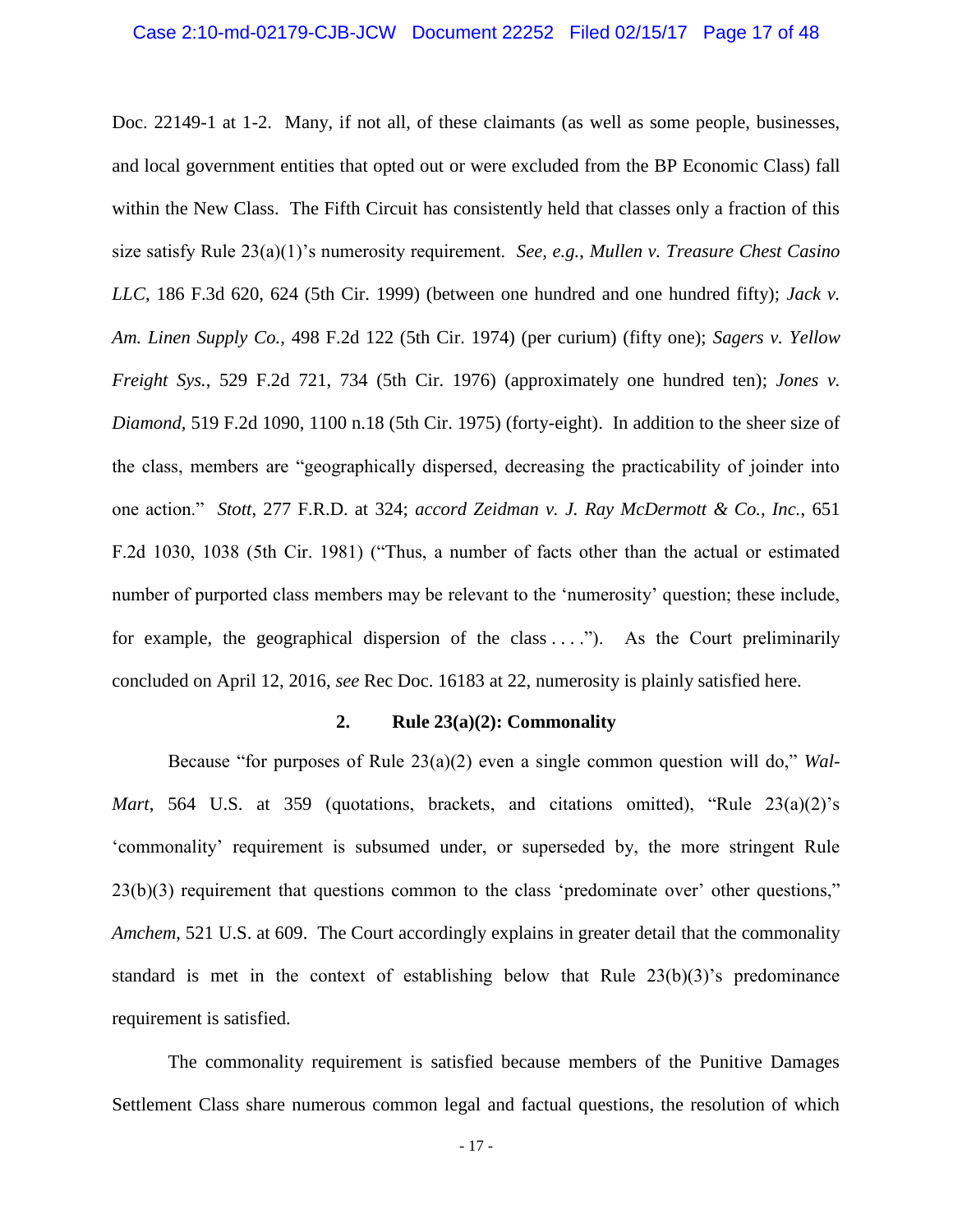Doc. 22149-1 at 1-2. Many, if not all, of these claimants (as well as some people, businesses, and local government entities that opted out or were excluded from the BP Economic Class) fall within the New Class. The Fifth Circuit has consistently held that classes only a fraction of this size satisfy Rule 23(a)(1)'s numerosity requirement. *See, e.g.*, *Mullen v. Treasure Chest Casino LLC*, 186 F.3d 620, 624 (5th Cir. 1999) (between one hundred and one hundred fifty); *Jack v. Am. Linen Supply Co.*, 498 F.2d 122 (5th Cir. 1974) (per curium) (fifty one); *Sagers v. Yellow Freight Sys.*, 529 F.2d 721, 734 (5th Cir. 1976) (approximately one hundred ten); *Jones v. Diamond*, 519 F.2d 1090, 1100 n.18 (5th Cir. 1975) (forty-eight). In addition to the sheer size of the class, members are "geographically dispersed, decreasing the practicability of joinder into one action." *Stott*, 277 F.R.D. at 324; *accord Zeidman v. J. Ray McDermott & Co., Inc.*, 651 F.2d 1030, 1038 (5th Cir. 1981) ("Thus, a number of facts other than the actual or estimated number of purported class members may be relevant to the 'numerosity' question; these include, for example, the geographical dispersion of the class . . . ."). As the Court preliminarily concluded on April 12, 2016, *see* Rec Doc. 16183 at 22, numerosity is plainly satisfied here.

### 2. Rule 23(a)(2): Commonality

Because "for purposes of Rule 23(a)(2) even a single common question will do," *Wal-Mart*, 564 U.S. at 359 (quotations, brackets, and citations omitted), "Rule 23(a)(2)'s 'commonality' requirement is subsumed under, or superseded by, the more stringent Rule 23(b)(3) requirement that questions common to the class 'predominate over' other questions," *Amchem*, 521 U.S. at 609. The Court accordingly explains in greater detail that the commonality standard is met in the context of establishing below that Rule 23(b)(3)'s predominance requirement is satisfied.

The commonality requirement is satisfied because members of the Punitive Damages Settlement Class share numerous common legal and factual questions, the resolution of which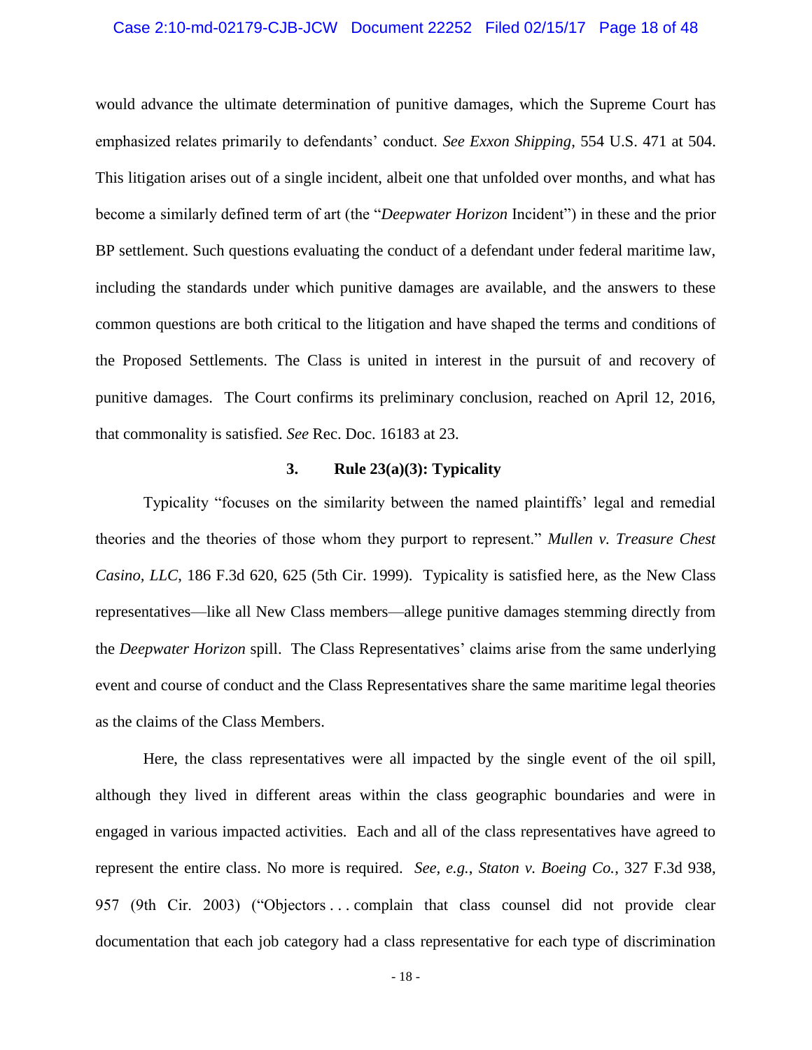would advance the ultimate determination of punitive damages, which the Supreme Court has emphasized relates primarily to defendants' conduct. *See Exxon Shipping*, 554 U.S. 471 at 504. This litigation arises out of a single incident, albeit one that unfolded over months, and what has become a similarly defined term of art (the "*Deepwater Horizon* Incident") in these and the prior BP settlement. Such questions evaluating the conduct of a defendant under federal maritime law, including the standards under which punitive damages are available, and the answers to these common questions are both critical to the litigation and have shaped the terms and conditions of the Proposed Settlements. The Class is united in interest in the pursuit of and recovery of punitive damages. The Court confirms its preliminary conclusion, reached on April 12, 2016, that commonality is satisfied. *See* Rec. Doc. 16183 at 23.

### 3. Rule 23(a)(3): Typicality

Typicality "focuses on the similarity between the named plaintiffs' legal and remedial theories and the theories of those whom they purport to represent." *Mullen v. Treasure Chest Casino, LLC*, 186 F.3d 620, 625 (5th Cir. 1999). Typicality is satisfied here, as the New Class representatives—like all New Class members—allege punitive damages stemming directly from the *Deepwater Horizon* spill. The Class Representatives' claims arise from the same underlying event and course of conduct and the Class Representatives share the same maritime legal theories as the claims of the Class Members.

Here, the class representatives were all impacted by the single event of the oil spill, although they lived in different areas within the class geographic boundaries and were in engaged in various impacted activities. Each and all of the class representatives have agreed to represent the entire class. No more is required. *See, e.g.*, *Staton v. Boeing Co.*, 327 F.3d 938, 957 (9th Cir. 2003) ("Objectors . . . complain that class counsel did not provide clear documentation that each job category had a class representative for each type of discrimination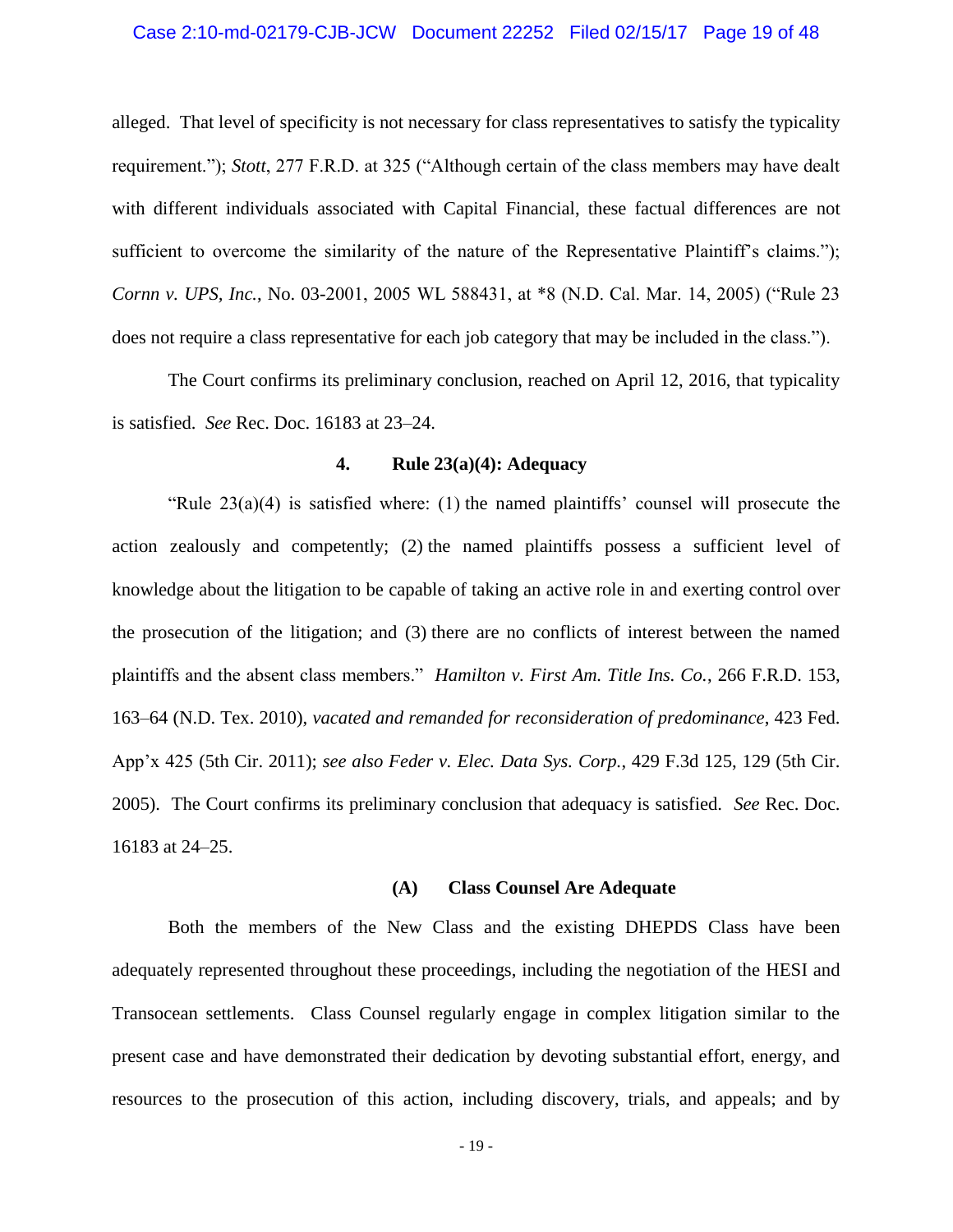alleged. That level of specificity is not necessary for class representatives to satisfy the typicality requirement."); *Stott*, 277 F.R.D. at 325 ("Although certain of the class members may have dealt with different individuals associated with Capital Financial, these factual differences are not sufficient to overcome the similarity of the nature of the Representative Plaintiff's claims."); *Cornn v. UPS, Inc.*, No. 03-2001, 2005 WL 588431, at *8 (N.D. Cal. Mar. 14, 2005) ("Rule 23 does not require a class representative for each job category that may be included in the class.").

The Court confirms its preliminary conclusion, reached on April 12, 2016, that typicality is satisfied. *See* Rec. Doc. 16183 at 23–24.

#### 4. Rule 23(a)(4): Adequacy

"Rule 23(a)(4) is satisfied where: (1) the named plaintiffs' counsel will prosecute the action zealously and competently; (2) the named plaintiffs possess a sufficient level of knowledge about the litigation to be capable of taking an active role in and exerting control over the prosecution of the litigation; and (3) there are no conflicts of interest between the named plaintiffs and the absent class members." *Hamilton v. First Am. Title Ins. Co.*, 266 F.R.D. 153, 163–64 (N.D. Tex. 2010), *vacated and remanded for reconsideration of predominance*, 423 Fed. App'x 425 (5th Cir. 2011); *see also Feder v. Elec. Data Sys. Corp.*, 429 F.3d 125, 129 (5th Cir. 2005). The Court confirms its preliminary conclusion that adequacy is satisfied. *See* Rec. Doc. 16183 at 24–25.

##### (A) Class Counsel Are Adequate

Both the members of the New Class and the existing DHEPDS Class have been adequately represented throughout these proceedings, including the negotiation of the HESI and Transocean settlements. Class Counsel regularly engage in complex litigation similar to the present case and have demonstrated their dedication by devoting substantial effort, energy, and resources to the prosecution of this action, including discovery, trials, and appeals; and by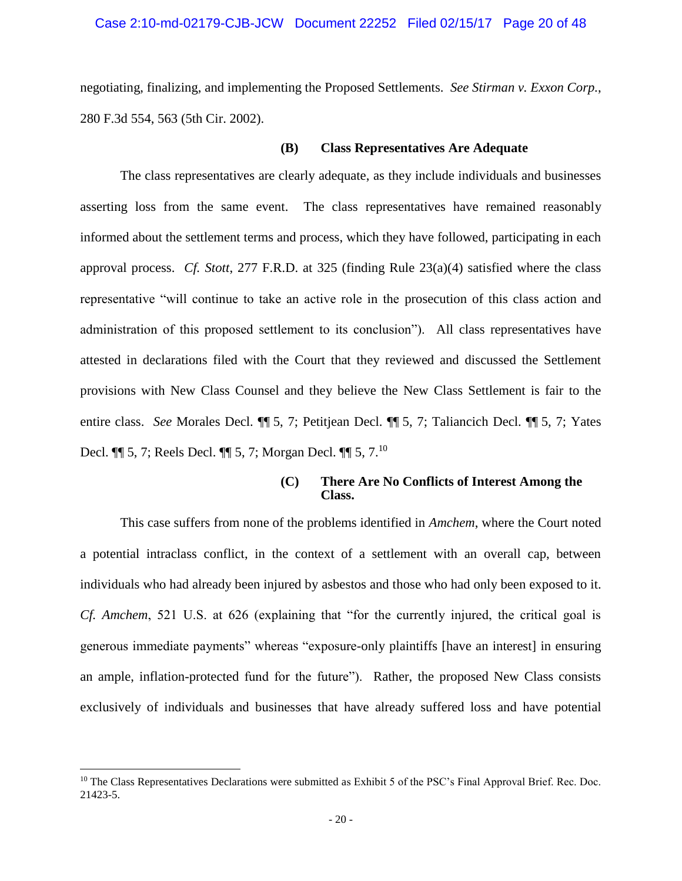negotiating, finalizing, and implementing the Proposed Settlements. *See Stirman v. Exxon Corp.*, 280 F.3d 554, 563 (5th Cir. 2002).

**(B) Class Representatives Are Adequate**

The class representatives are clearly adequate, as they include individuals and businesses asserting loss from the same event. The class representatives have remained reasonably informed about the settlement terms and process, which they have followed, participating in each approval process. *Cf. Stott*, 277 F.R.D. at 325 (finding Rule 23(a)(4) satisfied where the class representative "will continue to take an active role in the prosecution of this class action and administration of this proposed settlement to its conclusion"). All class representatives have attested in declarations filed with the Court that they reviewed and discussed the Settlement provisions with New Class Counsel and they believe the New Class Settlement is fair to the entire class. *See* Morales Decl. ¶¶ 5, 7; Petitjean Decl. ¶¶ 5, 7; Taliancich Decl. ¶¶ 5, 7; Yates Decl. ¶¶ 5, 7; Reels Decl. ¶¶ 5, 7; Morgan Decl. ¶¶ 5, 7.[10]

**(C) There Are No Conflicts of Interest Among the Class.**

This case suffers from none of the problems identified in *Amchem*, where the Court noted a potential intraclass conflict, in the context of a settlement with an overall cap, between individuals who had already been injured by asbestos and those who had only been exposed to it. *Cf. Amchem*, 521 U.S. at 626 (explaining that "for the currently injured, the critical goal is generous immediate payments" whereas "exposure-only plaintiffs [have an interest] in ensuring an ample, inflation-protected fund for the future"). Rather, the proposed New Class consists exclusively of individuals and businesses that have already suffered loss and have potential

---

[10] The Class Representatives Declarations were submitted as Exhibit 5 of the PSC's Final Approval Brief. Rec. Doc. 21423-5.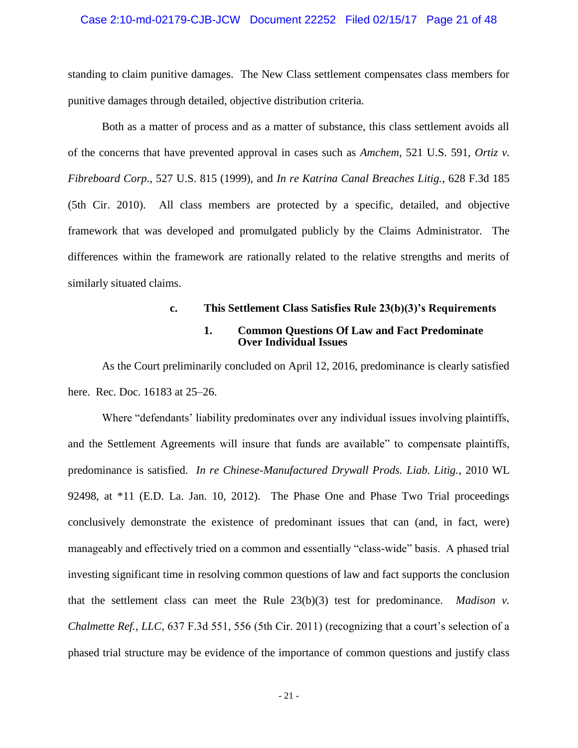standing to claim punitive damages. The New Class settlement compensates class members for punitive damages through detailed, objective distribution criteria.

Both as a matter of process and as a matter of substance, this class settlement avoids all of the concerns that have prevented approval in cases such as *Amchem*, 521 U.S. 591, *Ortiz v. Fibreboard Corp.*, 527 U.S. 815 (1999), and *In re Katrina Canal Breaches Litig.*, 628 F.3d 185 (5th Cir. 2010). All class members are protected by a specific, detailed, and objective framework that was developed and promulgated publicly by the Claims Administrator. The differences within the framework are rationally related to the relative strengths and merits of similarly situated claims.

### c. This Settlement Class Satisfies Rule 23(b)(3)'s Requirements

#### 1. Common Questions Of Law and Fact Predominate Over Individual Issues

As the Court preliminarily concluded on April 12, 2016, predominance is clearly satisfied here. Rec. Doc. 16183 at 25–26.

Where "defendants' liability predominates over any individual issues involving plaintiffs, and the Settlement Agreements will insure that funds are available" to compensate plaintiffs, predominance is satisfied. *In re Chinese-Manufactured Drywall Prods. Liab. Litig.*, 2010 WL 92498, at *11 (E.D. La. Jan. 10, 2012). The Phase One and Phase Two Trial proceedings conclusively demonstrate the existence of predominant issues that can (and, in fact, were) manageably and effectively tried on a common and essentially "class-wide" basis. A phased trial investing significant time in resolving common questions of law and fact supports the conclusion that the settlement class can meet the Rule 23(b)(3) test for predominance. *Madison v. Chalmette Ref., LLC*, 637 F.3d 551, 556 (5th Cir. 2011) (recognizing that a court's selection of a phased trial structure may be evidence of the importance of common questions and justify class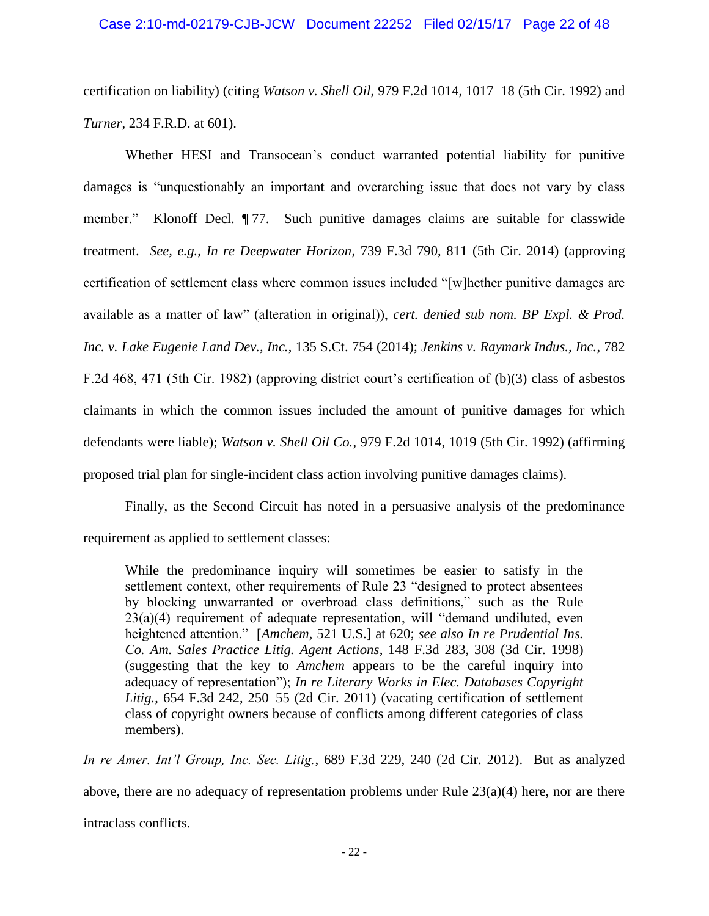certification on liability) (citing *Watson v. Shell Oil*, 979 F.2d 1014, 1017–18 (5th Cir. 1992) and *Turner*, 234 F.R.D. at 601).

Whether HESI and Transocean's conduct warranted potential liability for punitive damages is "unquestionably an important and overarching issue that does not vary by class member." Klonoff Decl. ¶ 77. Such punitive damages claims are suitable for classwide treatment. *See, e.g.*, *In re Deepwater Horizon*, 739 F.3d 790, 811 (5th Cir. 2014) (approving certification of settlement class where common issues included "[w]hether punitive damages are available as a matter of law" (alteration in original)), *cert. denied sub nom. BP Expl. & Prod. Inc. v. Lake Eugenie Land Dev., Inc.*, 135 S.Ct. 754 (2014); *Jenkins v. Raymark Indus., Inc.*, 782 F.2d 468, 471 (5th Cir. 1982) (approving district court's certification of (b)(3) class of asbestos claimants in which the common issues included the amount of punitive damages for which defendants were liable); *Watson v. Shell Oil Co.*, 979 F.2d 1014, 1019 (5th Cir. 1992) (affirming proposed trial plan for single-incident class action involving punitive damages claims).

Finally, as the Second Circuit has noted in a persuasive analysis of the predominance requirement as applied to settlement classes:

> While the predominance inquiry will sometimes be easier to satisfy in the settlement context, other requirements of Rule 23 "designed to protect absentees by blocking unwarranted or overbroad class definitions," such as the Rule 23(a)(4) requirement of adequate representation, will "demand undiluted, even heightened attention." [*Amchem*, 521 U.S.] at 620; *see also In re Prudential Ins. Co. Am. Sales Practice Litig. Agent Actions*, 148 F.3d 283, 308 (3d Cir. 1998) (suggesting that the key to *Amchem* appears to be the careful inquiry into adequacy of representation"); *In re Literary Works in Elec. Databases Copyright Litig.*, 654 F.3d 242, 250–55 (2d Cir. 2011) (vacating certification of settlement class of copyright owners because of conflicts among different categories of class members).

*In re Amer. Int'l Group, Inc. Sec. Litig.*, 689 F.3d 229, 240 (2d Cir. 2012). But as analyzed above, there are no adequacy of representation problems under Rule 23(a)(4) here, nor are there intraclass conflicts.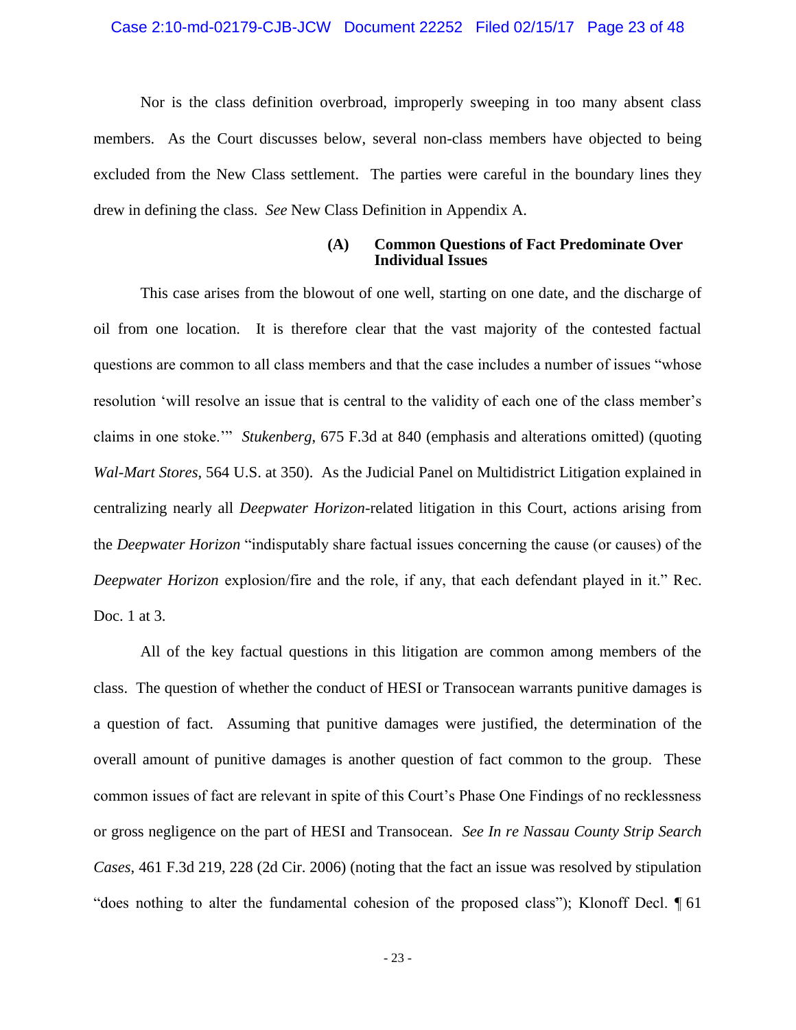Nor is the class definition overbroad, improperly sweeping in too many absent class members. As the Court discusses below, several non-class members have objected to being excluded from the New Class settlement. The parties were careful in the boundary lines they drew in defining the class. *See* New Class Definition in Appendix A.

**(A) Common Questions of Fact Predominate Over Individual Issues**

This case arises from the blowout of one well, starting on one date, and the discharge of oil from one location. It is therefore clear that the vast majority of the contested factual questions are common to all class members and that the case includes a number of issues "whose resolution 'will resolve an issue that is central to the validity of each one of the class member's claims in one stoke.'" *Stukenberg*, 675 F.3d at 840 (emphasis and alterations omitted) (quoting *Wal-Mart Stores*, 564 U.S. at 350). As the Judicial Panel on Multidistrict Litigation explained in centralizing nearly all *Deepwater Horizon*-related litigation in this Court, actions arising from the *Deepwater Horizon* "indisputably share factual issues concerning the cause (or causes) of the *Deepwater Horizon* explosion/fire and the role, if any, that each defendant played in it." Rec. Doc. 1 at 3.

All of the key factual questions in this litigation are common among members of the class. The question of whether the conduct of HESI or Transocean warrants punitive damages is a question of fact. Assuming that punitive damages were justified, the determination of the overall amount of punitive damages is another question of fact common to the group. These common issues of fact are relevant in spite of this Court's Phase One Findings of no recklessness or gross negligence on the part of HESI and Transocean. *See In re Nassau County Strip Search Cases*, 461 F.3d 219, 228 (2d Cir. 2006) (noting that the fact an issue was resolved by stipulation "does nothing to alter the fundamental cohesion of the proposed class"); Klonoff Decl. ¶ 61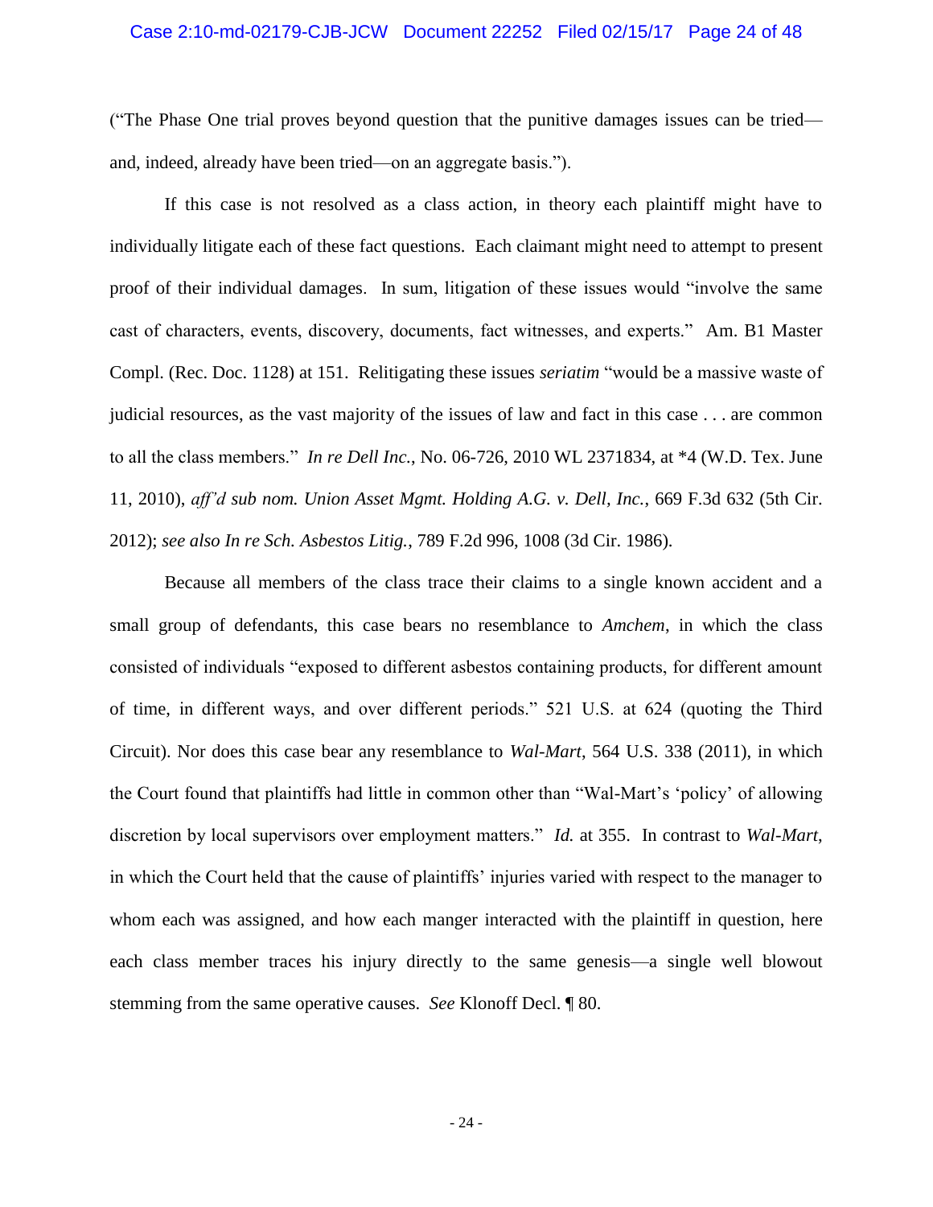("The Phase One trial proves beyond question that the punitive damages issues can be tried—and, indeed, already have been tried—on an aggregate basis.").

If this case is not resolved as a class action, in theory each plaintiff might have to individually litigate each of these fact questions. Each claimant might need to attempt to present proof of their individual damages. In sum, litigation of these issues would "involve the same cast of characters, events, discovery, documents, fact witnesses, and experts." Am. B1 Master Compl. (Rec. Doc. 1128) at 151. Relitigating these issues *seriatim* "would be a massive waste of judicial resources, as the vast majority of the issues of law and fact in this case . . . are common to all the class members." *In re Dell Inc.*, No. 06-726, 2010 WL 2371834, at *4 (W.D. Tex. June 11, 2010), *aff'd sub nom. Union Asset Mgmt. Holding A.G. v. Dell, Inc.*, 669 F.3d 632 (5th Cir. 2012); *see also In re Sch. Asbestos Litig.*, 789 F.2d 996, 1008 (3d Cir. 1986).

Because all members of the class trace their claims to a single known accident and a small group of defendants, this case bears no resemblance to *Amchem*, in which the class consisted of individuals "exposed to different asbestos containing products, for different amount of time, in different ways, and over different periods." 521 U.S. at 624 (quoting the Third Circuit). Nor does this case bear any resemblance to *Wal-Mart*, 564 U.S. 338 (2011), in which the Court found that plaintiffs had little in common other than "Wal-Mart's 'policy' of allowing discretion by local supervisors over employment matters." *Id.* at 355. In contrast to *Wal-Mart*, in which the Court held that the cause of plaintiffs' injuries varied with respect to the manager to whom each was assigned, and how each manger interacted with the plaintiff in question, here each class member traces his injury directly to the same genesis—a single well blowout stemming from the same operative causes. *See* Klonoff Decl. ¶ 80.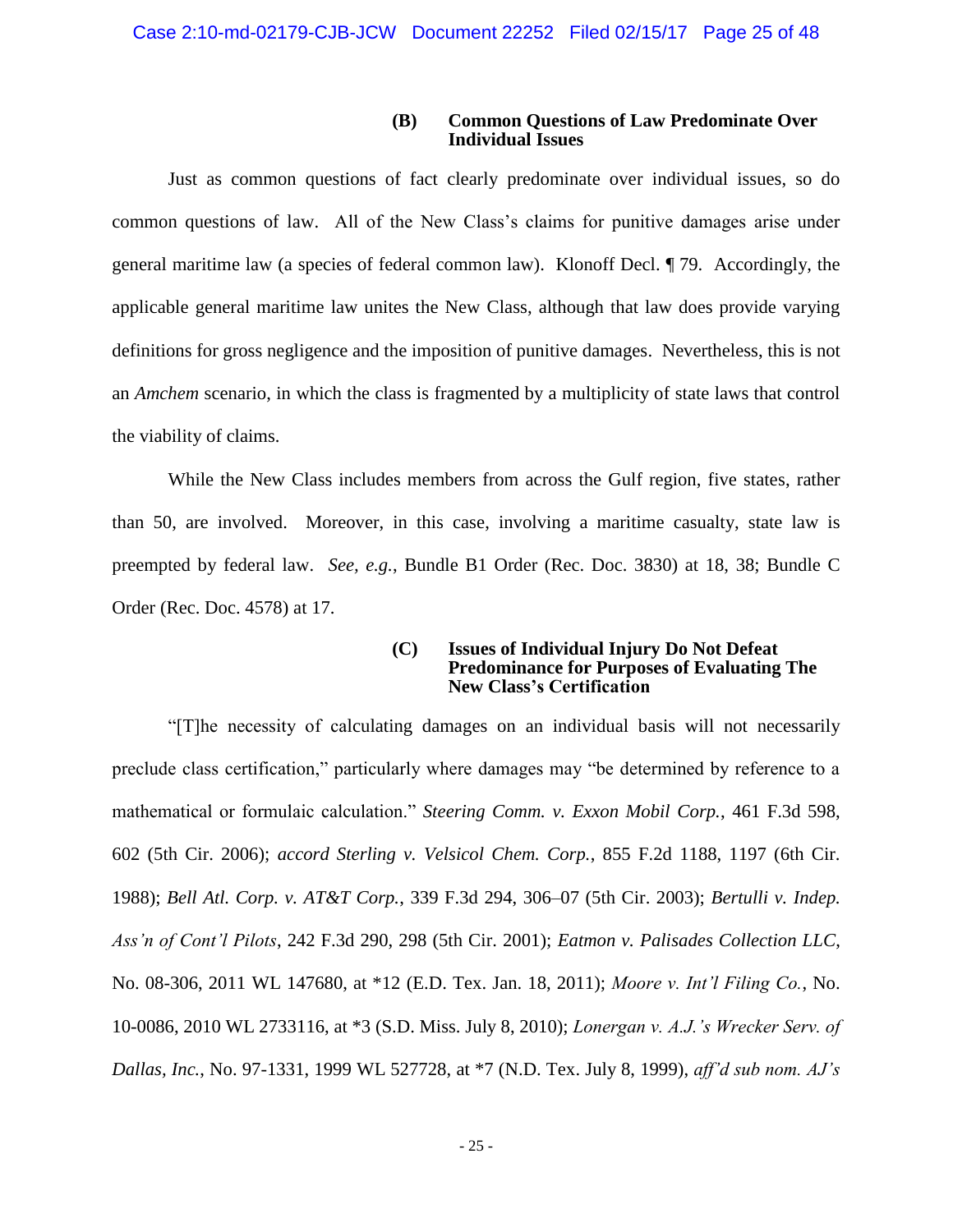### (B) Common Questions of Law Predominate Over Individual Issues

Just as common questions of fact clearly predominate over individual issues, so do common questions of law. All of the New Class's claims for punitive damages arise under general maritime law (a species of federal common law). Klonoff Decl. ¶ 79. Accordingly, the applicable general maritime law unites the New Class, although that law does provide varying definitions for gross negligence and the imposition of punitive damages. Nevertheless, this is not an *Amchem* scenario, in which the class is fragmented by a multiplicity of state laws that control the viability of claims.

While the New Class includes members from across the Gulf region, five states, rather than 50, are involved. Moreover, in this case, involving a maritime casualty, state law is preempted by federal law. *See, e.g.*, Bundle B1 Order (Rec. Doc. 3830) at 18, 38; Bundle C Order (Rec. Doc. 4578) at 17.

### (C) Issues of Individual Injury Do Not Defeat Predominance for Purposes of Evaluating The New Class's Certification

"[T]he necessity of calculating damages on an individual basis will not necessarily preclude class certification," particularly where damages may "be determined by reference to a mathematical or formulaic calculation." *Steering Comm. v. Exxon Mobil Corp.*, 461 F.3d 598, 602 (5th Cir. 2006); *accord Sterling v. Velsicol Chem. Corp.*, 855 F.2d 1188, 1197 (6th Cir. 1988); *Bell Atl. Corp. v. AT&T Corp.*, 339 F.3d 294, 306–07 (5th Cir. 2003); *Bertulli v. Indep. Ass'n of Cont'l Pilots*, 242 F.3d 290, 298 (5th Cir. 2001); *Eatmon v. Palisades Collection LLC*, No. 08-306, 2011 WL 147680, at *12 (E.D. Tex. Jan. 18, 2011); *Moore v. Int'l Filing Co.*, No. 10-0086, 2010 WL 2733116, at *3 (S.D. Miss. July 8, 2010); *Lonergan v. A.J.'s Wrecker Serv. of Dallas, Inc.*, No. 97-1331, 1999 WL 527728, at *7 (N.D. Tex. July 8, 1999), *aff'd sub nom. AJ's*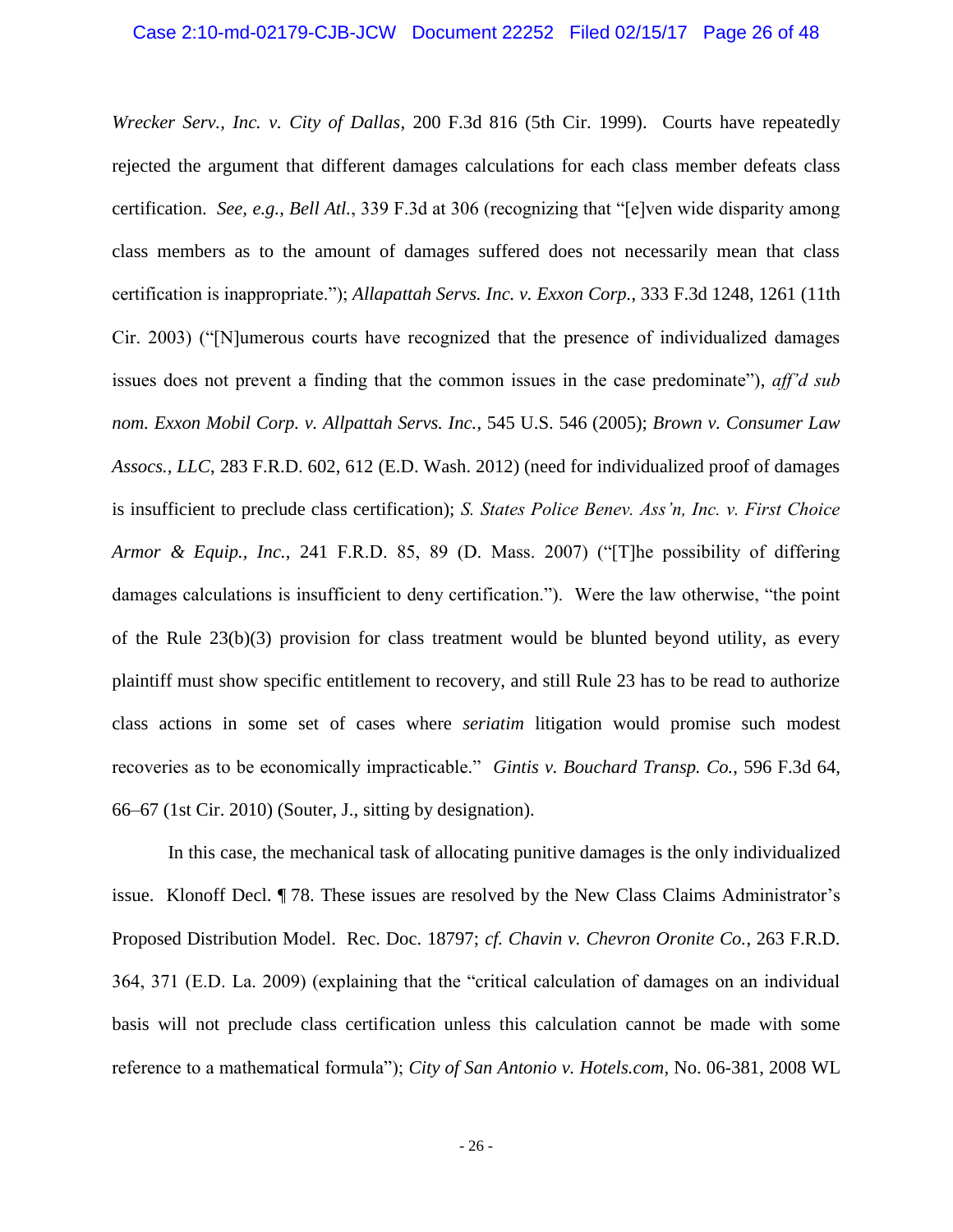*Wrecker Serv., Inc. v. City of Dallas*, 200 F.3d 816 (5th Cir. 1999). Courts have repeatedly rejected the argument that different damages calculations for each class member defeats class certification. *See, e.g.*, *Bell Atl.*, 339 F.3d at 306 (recognizing that "[e]ven wide disparity among class members as to the amount of damages suffered does not necessarily mean that class certification is inappropriate."); *Allapattah Servs. Inc. v. Exxon Corp.*, 333 F.3d 1248, 1261 (11th Cir. 2003) ("[N]umerous courts have recognized that the presence of individualized damages issues does not prevent a finding that the common issues in the case predominate"), *aff'd sub nom. Exxon Mobil Corp. v. Allpattah Servs. Inc.*, 545 U.S. 546 (2005); *Brown v. Consumer Law Assocs., LLC*, 283 F.R.D. 602, 612 (E.D. Wash. 2012) (need for individualized proof of damages is insufficient to preclude class certification); *S. States Police Benev. Ass'n, Inc. v. First Choice Armor & Equip., Inc.*, 241 F.R.D. 85, 89 (D. Mass. 2007) ("[T]he possibility of differing damages calculations is insufficient to deny certification."). Were the law otherwise, "the point of the Rule 23(b)(3) provision for class treatment would be blunted beyond utility, as every plaintiff must show specific entitlement to recovery, and still Rule 23 has to be read to authorize class actions in some set of cases where *seriatim* litigation would promise such modest recoveries as to be economically impracticable." *Gintis v. Bouchard Transp. Co.*, 596 F.3d 64, 66–67 (1st Cir. 2010) (Souter, J., sitting by designation).

In this case, the mechanical task of allocating punitive damages is the only individualized issue. Klonoff Decl. ¶ 78. These issues are resolved by the New Class Claims Administrator's Proposed Distribution Model. Rec. Doc. 18797; *cf. Chavin v. Chevron Oronite Co.*, 263 F.R.D. 364, 371 (E.D. La. 2009) (explaining that the "critical calculation of damages on an individual basis will not preclude class certification unless this calculation cannot be made with some reference to a mathematical formula"); *City of San Antonio v. Hotels.com*, No. 06-381, 2008 WL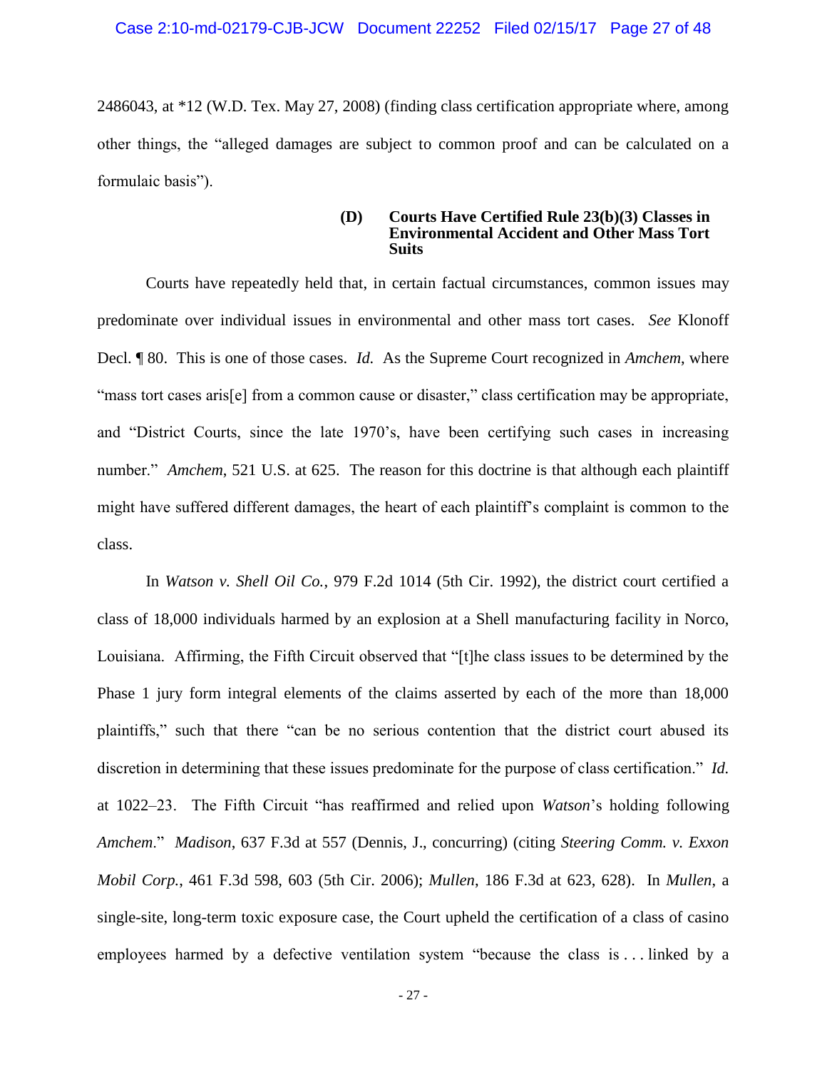2486043, at *12 (W.D. Tex. May 27, 2008) (finding class certification appropriate where, among other things, the "alleged damages are subject to common proof and can be calculated on a formulaic basis").

#### (D) Courts Have Certified Rule 23(b)(3) Classes in Environmental Accident and Other Mass Tort Suits

Courts have repeatedly held that, in certain factual circumstances, common issues may predominate over individual issues in environmental and other mass tort cases. *See* Klonoff Decl. ¶ 80. This is one of those cases. *Id.* As the Supreme Court recognized in *Amchem*, where "mass tort cases aris[e] from a common cause or disaster," class certification may be appropriate, and "District Courts, since the late 1970's, have been certifying such cases in increasing number." *Amchem*, 521 U.S. at 625. The reason for this doctrine is that although each plaintiff might have suffered different damages, the heart of each plaintiff's complaint is common to the class.

In *Watson v. Shell Oil Co.*, 979 F.2d 1014 (5th Cir. 1992), the district court certified a class of 18,000 individuals harmed by an explosion at a Shell manufacturing facility in Norco, Louisiana. Affirming, the Fifth Circuit observed that "[t]he class issues to be determined by the Phase 1 jury form integral elements of the claims asserted by each of the more than 18,000 plaintiffs," such that there "can be no serious contention that the district court abused its discretion in determining that these issues predominate for the purpose of class certification." *Id.* at 1022–23. The Fifth Circuit "has reaffirmed and relied upon *Watson*'s holding following *Amchem*." *Madison*, 637 F.3d at 557 (Dennis, J., concurring) (citing *Steering Comm. v. Exxon Mobil Corp.*, 461 F.3d 598, 603 (5th Cir. 2006); *Mullen*, 186 F.3d at 623, 628). In *Mullen*, a single-site, long-term toxic exposure case, the Court upheld the certification of a class of casino employees harmed by a defective ventilation system "because the class is . . . linked by a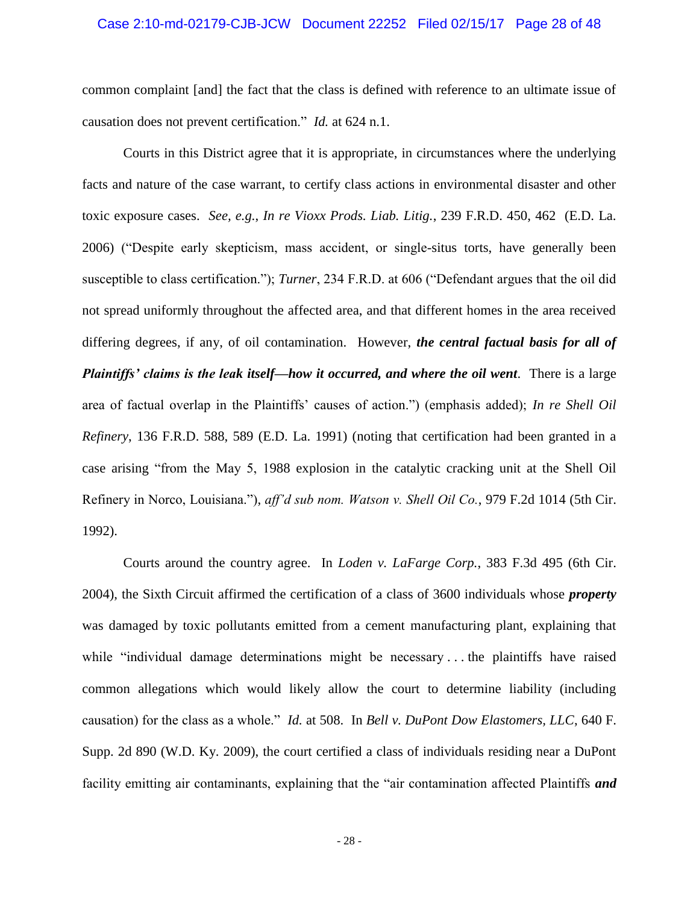common complaint [and] the fact that the class is defined with reference to an ultimate issue of causation does not prevent certification." *Id.* at 624 n.1.

Courts in this District agree that it is appropriate, in circumstances where the underlying facts and nature of the case warrant, to certify class actions in environmental disaster and other toxic exposure cases. *See, e.g.*, *In re Vioxx Prods. Liab. Litig.*, 239 F.R.D. 450, 462 (E.D. La. 2006) ("Despite early skepticism, mass accident, or single-situs torts, have generally been susceptible to class certification."); *Turner*, 234 F.R.D. at 606 ("Defendant argues that the oil did not spread uniformly throughout the affected area, and that different homes in the area received differing degrees, if any, of oil contamination. However, ***the central factual basis for all of Plaintiffs' claims is the leak itself—how it occurred, and where the oil went***. There is a large area of factual overlap in the Plaintiffs' causes of action.") (emphasis added); *In re Shell Oil Refinery*, 136 F.R.D. 588, 589 (E.D. La. 1991) (noting that certification had been granted in a case arising "from the May 5, 1988 explosion in the catalytic cracking unit at the Shell Oil Refinery in Norco, Louisiana."), *aff'd sub nom. Watson v. Shell Oil Co.*, 979 F.2d 1014 (5th Cir. 1992).

Courts around the country agree. In *Loden v. LaFarge Corp.*, 383 F.3d 495 (6th Cir. 2004), the Sixth Circuit affirmed the certification of a class of 3600 individuals whose ***property*** was damaged by toxic pollutants emitted from a cement manufacturing plant, explaining that while "individual damage determinations might be necessary . . . the plaintiffs have raised common allegations which would likely allow the court to determine liability (including causation) for the class as a whole." *Id.* at 508. In *Bell v. DuPont Dow Elastomers, LLC*, 640 F. Supp. 2d 890 (W.D. Ky. 2009), the court certified a class of individuals residing near a DuPont facility emitting air contaminants, explaining that the "air contamination affected Plaintiffs ***and***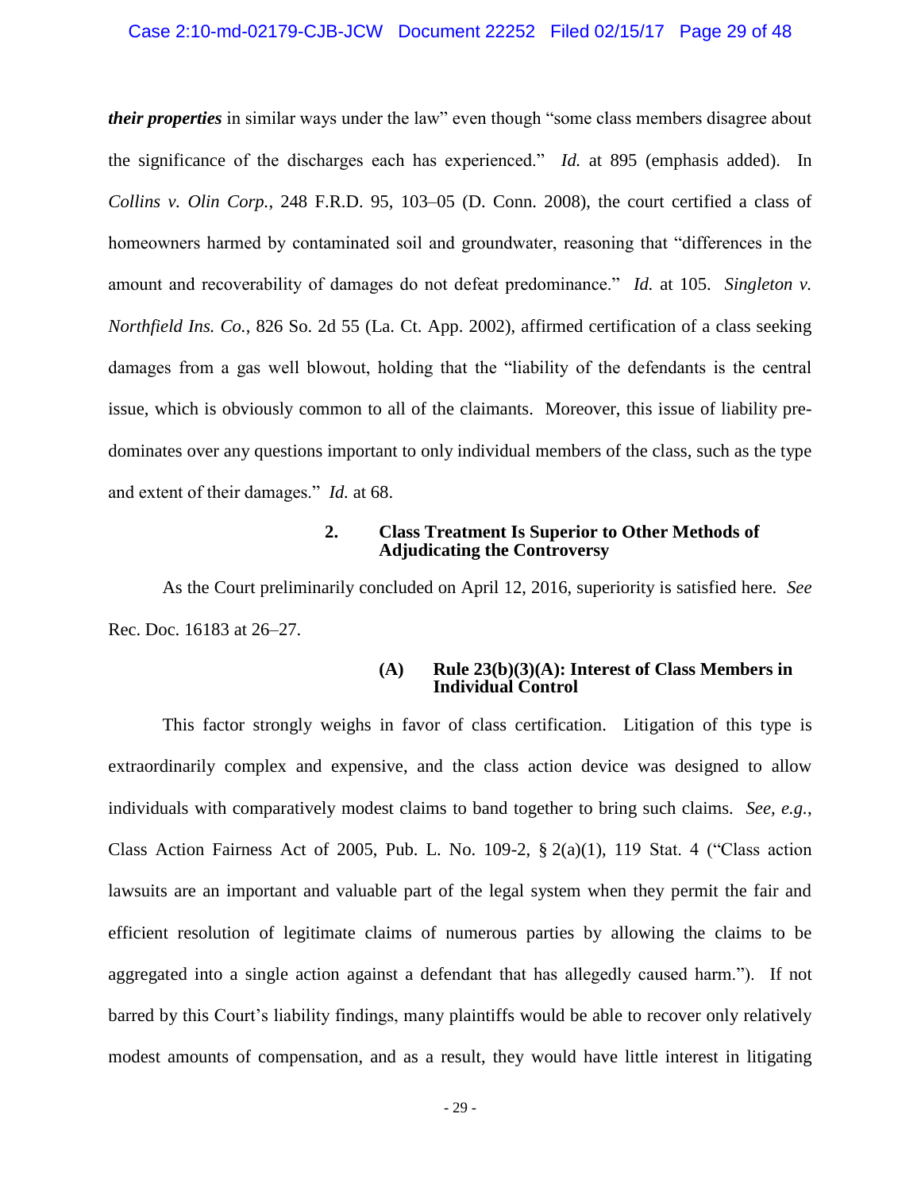***their properties*** in similar ways under the law" even though "some class members disagree about the significance of the discharges each has experienced." *Id.* at 895 (emphasis added). In *Collins v. Olin Corp.*, 248 F.R.D. 95, 103–05 (D. Conn. 2008), the court certified a class of homeowners harmed by contaminated soil and groundwater, reasoning that "differences in the amount and recoverability of damages do not defeat predominance." *Id.* at 105. *Singleton v. Northfield Ins. Co.*, 826 So. 2d 55 (La. Ct. App. 2002), affirmed certification of a class seeking damages from a gas well blowout, holding that the "liability of the defendants is the central issue, which is obviously common to all of the claimants. Moreover, this issue of liability predominates over any questions important to only individual members of the class, such as the type and extent of their damages." *Id.* at 68.

#### 2. Class Treatment Is Superior to Other Methods of Adjudicating the Controversy

As the Court preliminarily concluded on April 12, 2016, superiority is satisfied here. *See* Rec. Doc. 16183 at 26–27.

##### (A) Rule 23(b)(3)(A): Interest of Class Members in Individual Control

This factor strongly weighs in favor of class certification. Litigation of this type is extraordinarily complex and expensive, and the class action device was designed to allow individuals with comparatively modest claims to band together to bring such claims. *See, e.g.*, Class Action Fairness Act of 2005, Pub. L. No. 109-2, § 2(a)(1), 119 Stat. 4 ("Class action lawsuits are an important and valuable part of the legal system when they permit the fair and efficient resolution of legitimate claims of numerous parties by allowing the claims to be aggregated into a single action against a defendant that has allegedly caused harm."). If not barred by this Court's liability findings, many plaintiffs would be able to recover only relatively modest amounts of compensation, and as a result, they would have little interest in litigating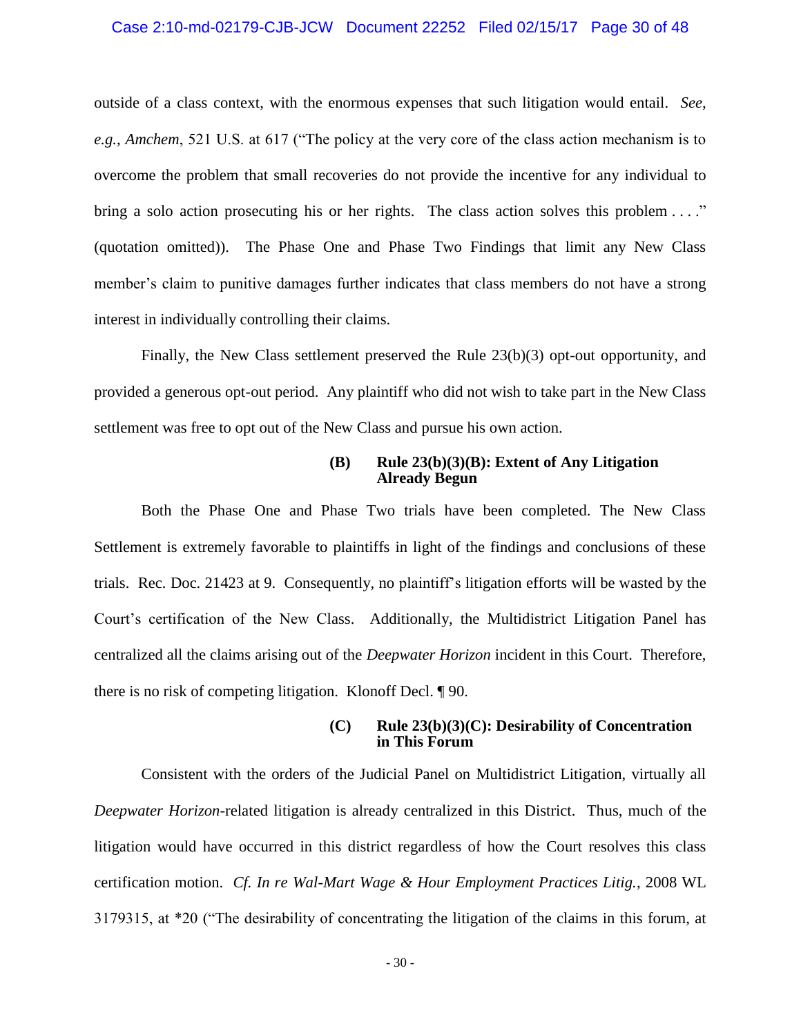outside of a class context, with the enormous expenses that such litigation would entail. *See, e.g.*, *Amchem*, 521 U.S. at 617 ("The policy at the very core of the class action mechanism is to overcome the problem that small recoveries do not provide the incentive for any individual to bring a solo action prosecuting his or her rights. The class action solves this problem . . . ." (quotation omitted)). The Phase One and Phase Two Findings that limit any New Class member's claim to punitive damages further indicates that class members do not have a strong interest in individually controlling their claims.

Finally, the New Class settlement preserved the Rule 23(b)(3) opt-out opportunity, and provided a generous opt-out period. Any plaintiff who did not wish to take part in the New Class settlement was free to opt out of the New Class and pursue his own action.

#### (B) Rule 23(b)(3)(B): Extent of Any Litigation Already Begun

Both the Phase One and Phase Two trials have been completed. The New Class Settlement is extremely favorable to plaintiffs in light of the findings and conclusions of these trials. Rec. Doc. 21423 at 9. Consequently, no plaintiff's litigation efforts will be wasted by the Court's certification of the New Class. Additionally, the Multidistrict Litigation Panel has centralized all the claims arising out of the *Deepwater Horizon* incident in this Court. Therefore, there is no risk of competing litigation. Klonoff Decl. ¶ 90.

#### (C) Rule 23(b)(3)(C): Desirability of Concentration in This Forum

Consistent with the orders of the Judicial Panel on Multidistrict Litigation, virtually all *Deepwater Horizon*-related litigation is already centralized in this District. Thus, much of the litigation would have occurred in this district regardless of how the Court resolves this class certification motion. *Cf. In re Wal-Mart Wage & Hour Employment Practices Litig.*, 2008 WL 3179315, at *20 ("The desirability of concentrating the litigation of the claims in this forum, at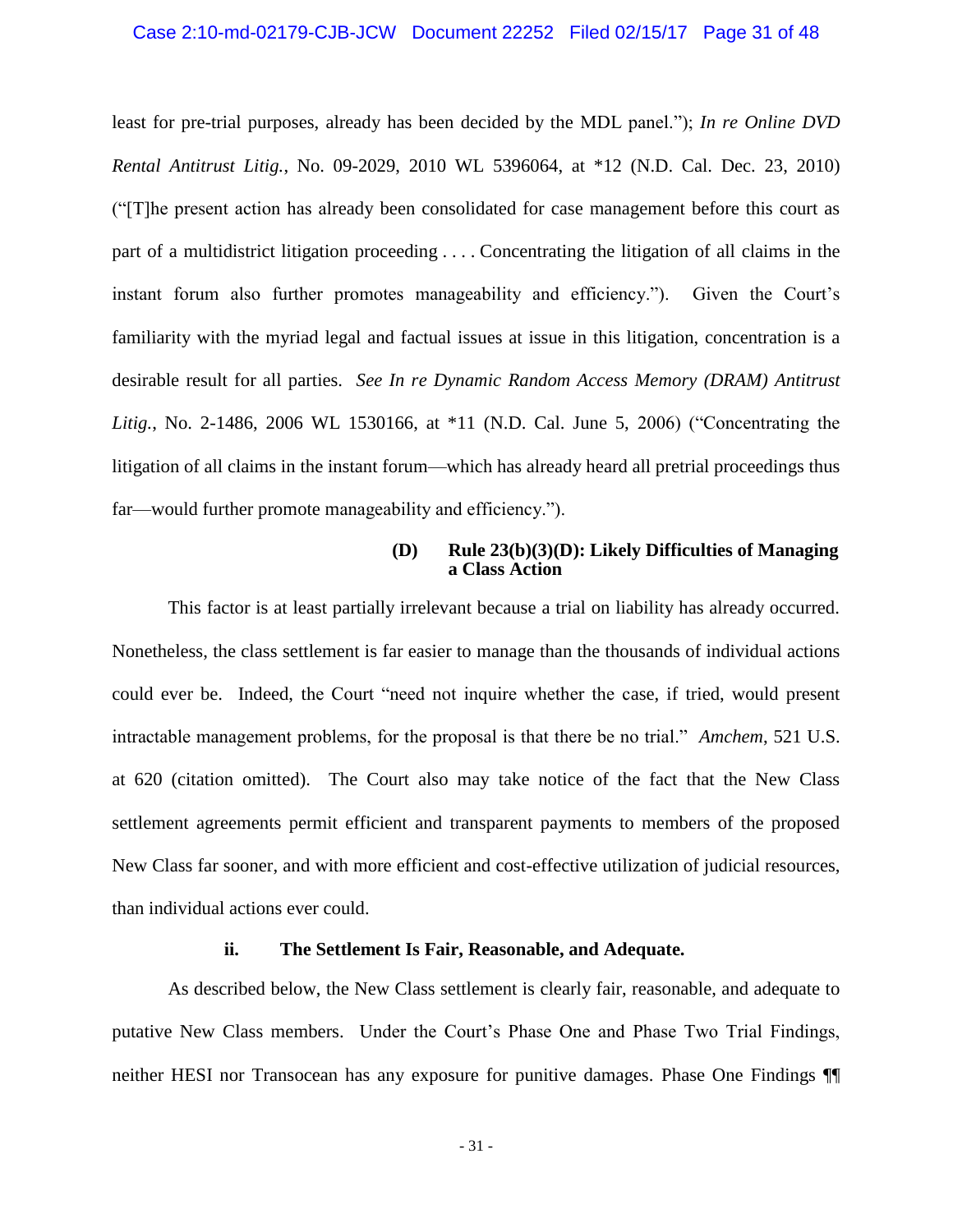least for pre-trial purposes, already has been decided by the MDL panel."); *In re Online DVD Rental Antitrust Litig.*, No. 09-2029, 2010 WL 5396064, at *12 (N.D. Cal. Dec. 23, 2010) ("[T]he present action has already been consolidated for case management before this court as part of a multidistrict litigation proceeding . . . . Concentrating the litigation of all claims in the instant forum also further promotes manageability and efficiency."). Given the Court's familiarity with the myriad legal and factual issues at issue in this litigation, concentration is a desirable result for all parties. *See In re Dynamic Random Access Memory (DRAM) Antitrust Litig.*, No. 2-1486, 2006 WL 1530166, at *11 (N.D. Cal. June 5, 2006) ("Concentrating the litigation of all claims in the instant forum—which has already heard all pretrial proceedings thus far—would further promote manageability and efficiency.").

**(D) Rule 23(b)(3)(D): Likely Difficulties of Managing a Class Action**

This factor is at least partially irrelevant because a trial on liability has already occurred. Nonetheless, the class settlement is far easier to manage than the thousands of individual actions could ever be. Indeed, the Court "need not inquire whether the case, if tried, would present intractable management problems, for the proposal is that there be no trial." *Amchem*, 521 U.S. at 620 (citation omitted). The Court also may take notice of the fact that the New Class settlement agreements permit efficient and transparent payments to members of the proposed New Class far sooner, and with more efficient and cost-effective utilization of judicial resources, than individual actions ever could.

**ii. The Settlement Is Fair, Reasonable, and Adequate.**

As described below, the New Class settlement is clearly fair, reasonable, and adequate to putative New Class members. Under the Court's Phase One and Phase Two Trial Findings, neither HESI nor Transocean has any exposure for punitive damages. Phase One Findings ¶¶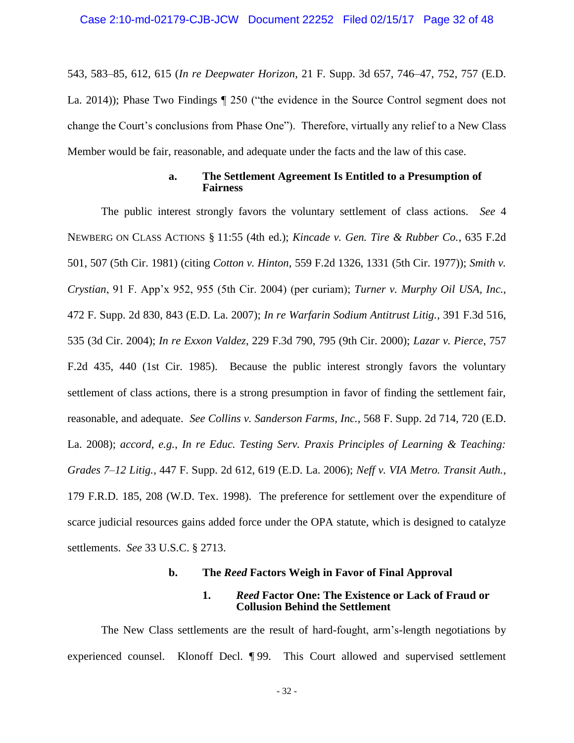543, 583–85, 612, 615 (*In re Deepwater Horizon*, 21 F. Supp. 3d 657, 746–47, 752, 757 (E.D. La. 2014)); Phase Two Findings ¶ 250 ("the evidence in the Source Control segment does not change the Court's conclusions from Phase One"). Therefore, virtually any relief to a New Class Member would be fair, reasonable, and adequate under the facts and the law of this case.

#### a. The Settlement Agreement Is Entitled to a Presumption of Fairness

The public interest strongly favors the voluntary settlement of class actions. *See* 4 NEWBERG ON CLASS ACTIONS § 11:55 (4th ed.); *Kincade v. Gen. Tire & Rubber Co.*, 635 F.2d 501, 507 (5th Cir. 1981) (citing *Cotton v. Hinton*, 559 F.2d 1326, 1331 (5th Cir. 1977)); *Smith v. Crystian*, 91 F. App'x 952, 955 (5th Cir. 2004) (per curiam); *Turner v. Murphy Oil USA, Inc.*, 472 F. Supp. 2d 830, 843 (E.D. La. 2007); *In re Warfarin Sodium Antitrust Litig.*, 391 F.3d 516, 535 (3d Cir. 2004); *In re Exxon Valdez*, 229 F.3d 790, 795 (9th Cir. 2000); *Lazar v. Pierce*, 757 F.2d 435, 440 (1st Cir. 1985). Because the public interest strongly favors the voluntary settlement of class actions, there is a strong presumption in favor of finding the settlement fair, reasonable, and adequate. *See Collins v. Sanderson Farms, Inc.*, 568 F. Supp. 2d 714, 720 (E.D. La. 2008); *accord, e.g.*, *In re Educ. Testing Serv. Praxis Principles of Learning & Teaching: Grades 7–12 Litig.*, 447 F. Supp. 2d 612, 619 (E.D. La. 2006); *Neff v. VIA Metro. Transit Auth.*, 179 F.R.D. 185, 208 (W.D. Tex. 1998). The preference for settlement over the expenditure of scarce judicial resources gains added force under the OPA statute, which is designed to catalyze settlements. *See* 33 U.S.C. § 2713.

#### b. The *Reed* Factors Weigh in Favor of Final Approval

##### 1. *Reed* Factor One: The Existence or Lack of Fraud or Collusion Behind the Settlement

The New Class settlements are the result of hard-fought, arm's-length negotiations by experienced counsel. Klonoff Decl. ¶ 99. This Court allowed and supervised settlement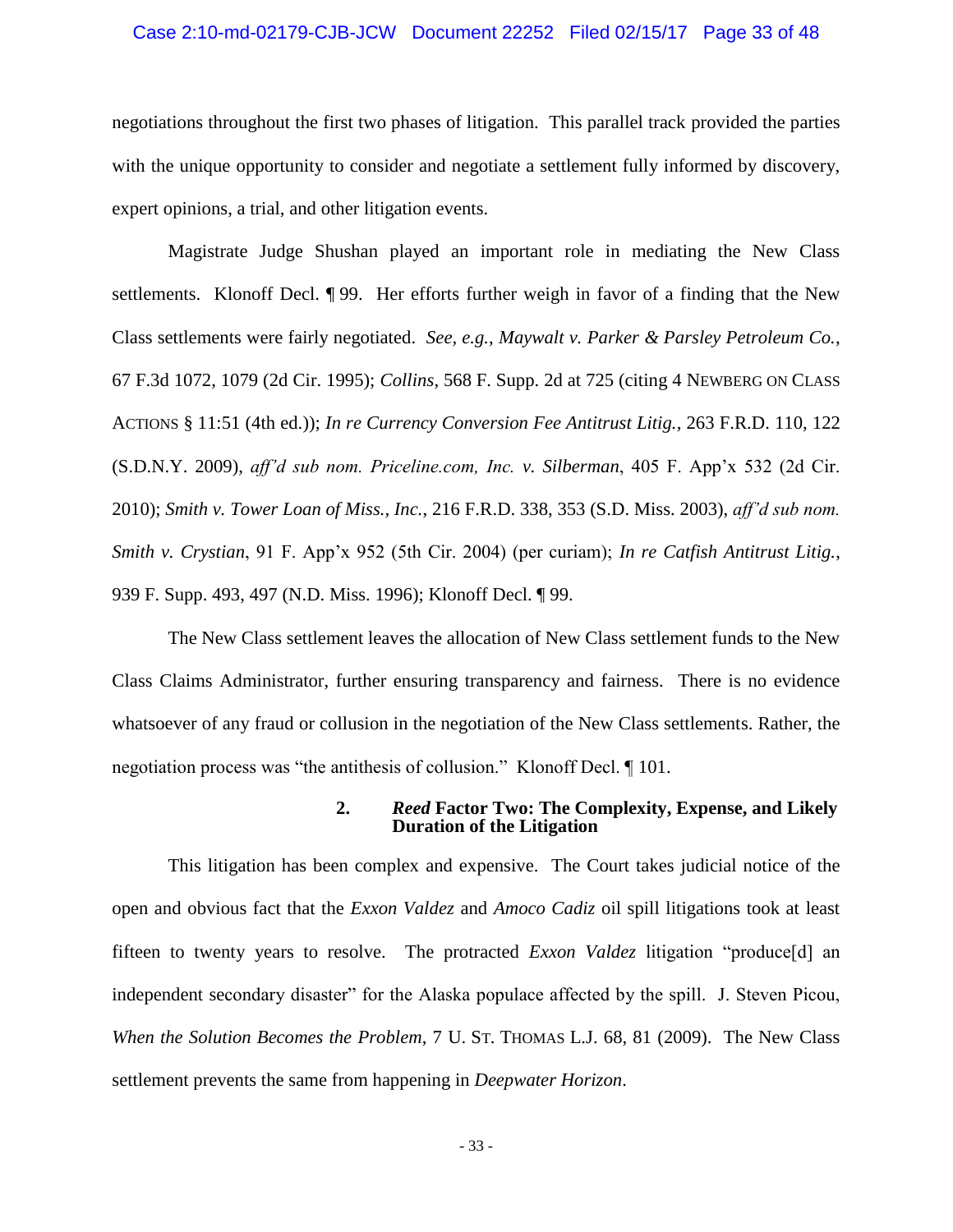negotiations throughout the first two phases of litigation. This parallel track provided the parties with the unique opportunity to consider and negotiate a settlement fully informed by discovery, expert opinions, a trial, and other litigation events.

Magistrate Judge Shushan played an important role in mediating the New Class settlements. Klonoff Decl. ¶ 99. Her efforts further weigh in favor of a finding that the New Class settlements were fairly negotiated. *See*, *e.g.*, *Maywalt v. Parker & Parsley Petroleum Co.*, 67 F.3d 1072, 1079 (2d Cir. 1995); *Collins*, 568 F. Supp. 2d at 725 (citing 4 NEWBERG ON CLASS ACTIONS § 11:51 (4th ed.)); *In re Currency Conversion Fee Antitrust Litig.*, 263 F.R.D. 110, 122 (S.D.N.Y. 2009), *aff'd sub nom. Priceline.com, Inc. v. Silberman*, 405 F. App'x 532 (2d Cir. 2010); *Smith v. Tower Loan of Miss., Inc.*, 216 F.R.D. 338, 353 (S.D. Miss. 2003), *aff'd sub nom. Smith v. Crystian*, 91 F. App'x 952 (5th Cir. 2004) (per curiam); *In re Catfish Antitrust Litig.*, 939 F. Supp. 493, 497 (N.D. Miss. 1996); Klonoff Decl. ¶ 99.

The New Class settlement leaves the allocation of New Class settlement funds to the New Class Claims Administrator, further ensuring transparency and fairness. There is no evidence whatsoever of any fraud or collusion in the negotiation of the New Class settlements. Rather, the negotiation process was "the antithesis of collusion." Klonoff Decl. ¶ 101.

#### 2. *Reed* Factor Two: The Complexity, Expense, and Likely Duration of the Litigation

This litigation has been complex and expensive. The Court takes judicial notice of the open and obvious fact that the *Exxon Valdez* and *Amoco Cadiz* oil spill litigations took at least fifteen to twenty years to resolve. The protracted *Exxon Valdez* litigation "produce[d] an independent secondary disaster" for the Alaska populace affected by the spill. J. Steven Picou, *When the Solution Becomes the Problem*, 7 U. ST. THOMAS L.J. 68, 81 (2009). The New Class settlement prevents the same from happening in *Deepwater Horizon*.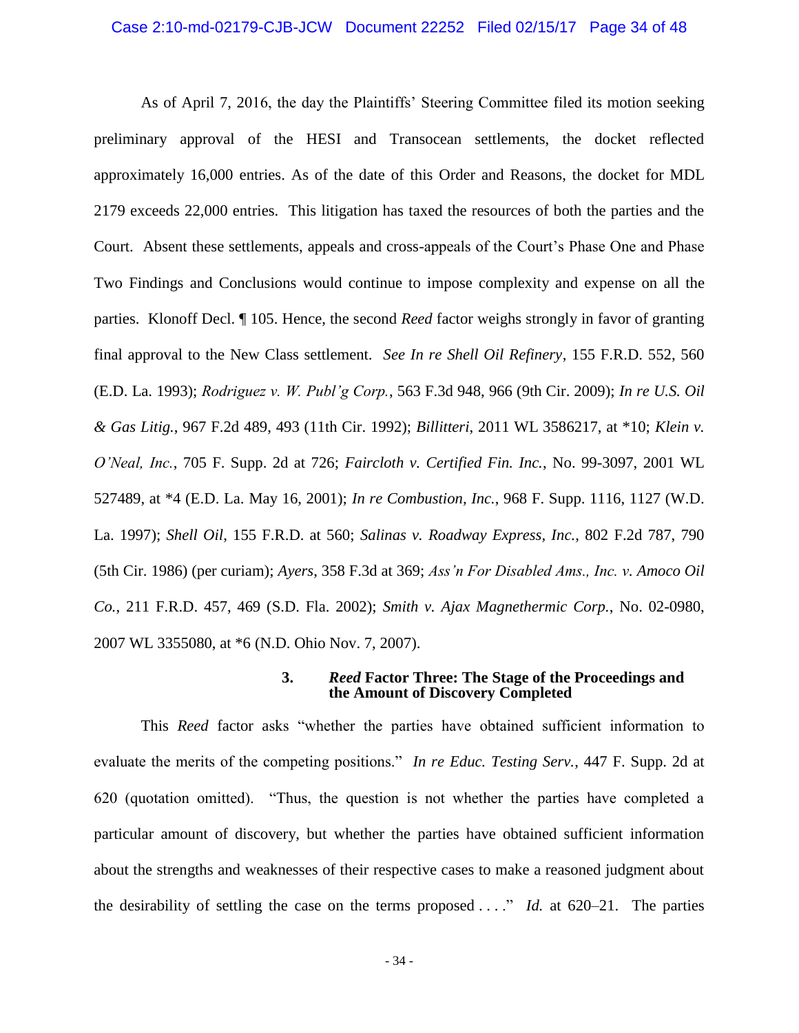As of April 7, 2016, the day the Plaintiffs' Steering Committee filed its motion seeking preliminary approval of the HESI and Transocean settlements, the docket reflected approximately 16,000 entries. As of the date of this Order and Reasons, the docket for MDL 2179 exceeds 22,000 entries. This litigation has taxed the resources of both the parties and the Court. Absent these settlements, appeals and cross-appeals of the Court's Phase One and Phase Two Findings and Conclusions would continue to impose complexity and expense on all the parties. Klonoff Decl. ¶ 105. Hence, the second *Reed* factor weighs strongly in favor of granting final approval to the New Class settlement. *See In re Shell Oil Refinery*, 155 F.R.D. 552, 560 (E.D. La. 1993); *Rodriguez v. W. Publ'g Corp.*, 563 F.3d 948, 966 (9th Cir. 2009); *In re U.S. Oil & Gas Litig.*, 967 F.2d 489, 493 (11th Cir. 1992); *Billitteri*, 2011 WL 3586217, at *10; *Klein v. O'Neal, Inc.*, 705 F. Supp. 2d at 726; *Faircloth v. Certified Fin. Inc.*, No. 99-3097, 2001 WL 527489, at *4 (E.D. La. May 16, 2001); *In re Combustion, Inc.*, 968 F. Supp. 1116, 1127 (W.D. La. 1997); *Shell Oil*, 155 F.R.D. at 560; *Salinas v. Roadway Express, Inc.*, 802 F.2d 787, 790 (5th Cir. 1986) (per curiam); *Ayers*, 358 F.3d at 369; *Ass'n For Disabled Ams., Inc. v. Amoco Oil Co.*, 211 F.R.D. 457, 469 (S.D. Fla. 2002); *Smith v. Ajax Magnethermic Corp.*, No. 02-0980, 2007 WL 3355080, at *6 (N.D. Ohio Nov. 7, 2007).

### 3. *Reed* Factor Three: The Stage of the Proceedings and the Amount of Discovery Completed

This *Reed* factor asks "whether the parties have obtained sufficient information to evaluate the merits of the competing positions." *In re Educ. Testing Serv.*, 447 F. Supp. 2d at 620 (quotation omitted). "Thus, the question is not whether the parties have completed a particular amount of discovery, but whether the parties have obtained sufficient information about the strengths and weaknesses of their respective cases to make a reasoned judgment about the desirability of settling the case on the terms proposed . . . ." *Id.* at 620–21. The parties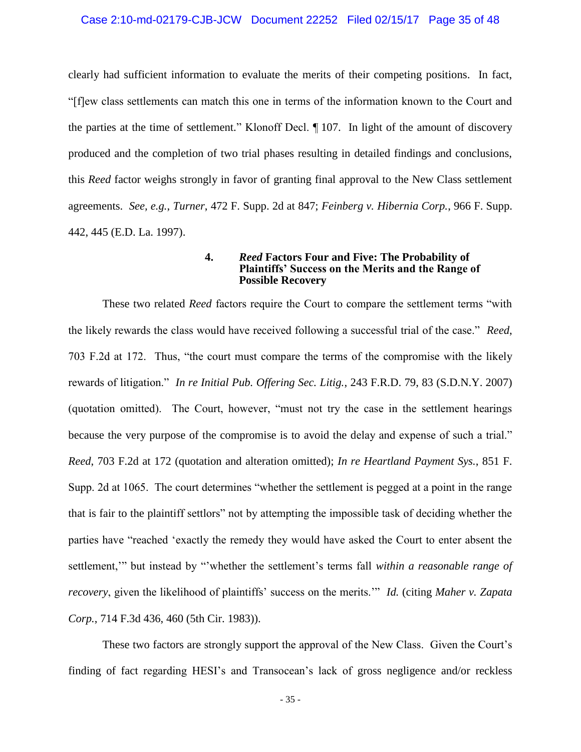clearly had sufficient information to evaluate the merits of their competing positions. In fact, "[f]ew class settlements can match this one in terms of the information known to the Court and the parties at the time of settlement." Klonoff Decl. ¶ 107. In light of the amount of discovery produced and the completion of two trial phases resulting in detailed findings and conclusions, this *Reed* factor weighs strongly in favor of granting final approval to the New Class settlement agreements. *See, e.g.*, *Turner*, 472 F. Supp. 2d at 847; *Feinberg v. Hibernia Corp.*, 966 F. Supp. 442, 445 (E.D. La. 1997).

#### 4. *Reed* Factors Four and Five: The Probability of Plaintiffs' Success on the Merits and the Range of Possible Recovery

These two related *Reed* factors require the Court to compare the settlement terms "with the likely rewards the class would have received following a successful trial of the case." *Reed*, 703 F.2d at 172. Thus, "the court must compare the terms of the compromise with the likely rewards of litigation." *In re Initial Pub. Offering Sec. Litig.*, 243 F.R.D. 79, 83 (S.D.N.Y. 2007) (quotation omitted). The Court, however, "must not try the case in the settlement hearings because the very purpose of the compromise is to avoid the delay and expense of such a trial." *Reed*, 703 F.2d at 172 (quotation and alteration omitted); *In re Heartland Payment Sys.*, 851 F. Supp. 2d at 1065. The court determines "whether the settlement is pegged at a point in the range that is fair to the plaintiff settlors" not by attempting the impossible task of deciding whether the parties have "reached 'exactly the remedy they would have asked the Court to enter absent the settlement,'" but instead by "'whether the settlement's terms fall *within a reasonable range of recovery*, given the likelihood of plaintiffs' success on the merits.'" *Id.* (citing *Maher v. Zapata Corp.*, 714 F.3d 436, 460 (5th Cir. 1983)).

These two factors are strongly support the approval of the New Class. Given the Court's finding of fact regarding HESI's and Transocean's lack of gross negligence and/or reckless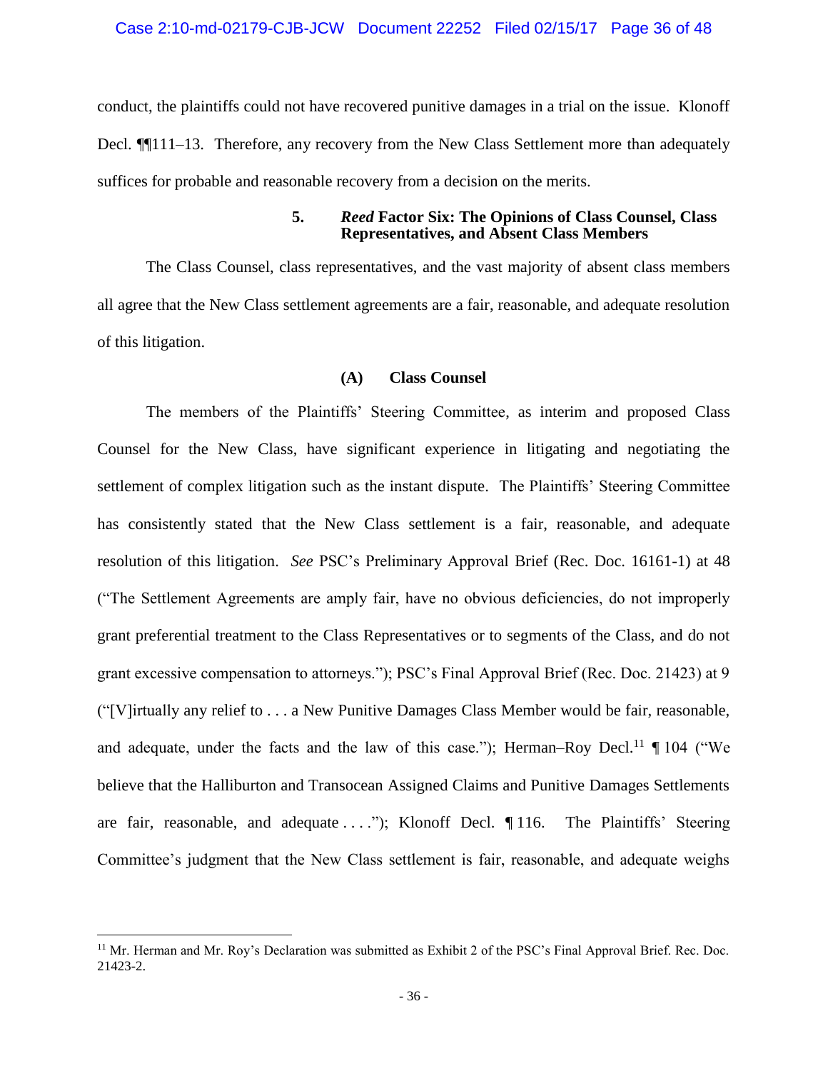conduct, the plaintiffs could not have recovered punitive damages in a trial on the issue. Klonoff Decl. ¶¶111–13. Therefore, any recovery from the New Class Settlement more than adequately suffices for probable and reasonable recovery from a decision on the merits.

#### 5. *Reed* Factor Six: The Opinions of Class Counsel, Class Representatives, and Absent Class Members

The Class Counsel, class representatives, and the vast majority of absent class members all agree that the New Class settlement agreements are a fair, reasonable, and adequate resolution of this litigation.

##### (A) Class Counsel

The members of the Plaintiffs' Steering Committee, as interim and proposed Class Counsel for the New Class, have significant experience in litigating and negotiating the settlement of complex litigation such as the instant dispute. The Plaintiffs' Steering Committee has consistently stated that the New Class settlement is a fair, reasonable, and adequate resolution of this litigation. *See* PSC's Preliminary Approval Brief (Rec. Doc. 16161-1) at 48 ("The Settlement Agreements are amply fair, have no obvious deficiencies, do not improperly grant preferential treatment to the Class Representatives or to segments of the Class, and do not grant excessive compensation to attorneys."); PSC's Final Approval Brief (Rec. Doc. 21423) at 9 ("[V]irtually any relief to . . . a New Punitive Damages Class Member would be fair, reasonable, and adequate, under the facts and the law of this case."); Herman–Roy Decl.[11] ¶ 104 ("We believe that the Halliburton and Transocean Assigned Claims and Punitive Damages Settlements are fair, reasonable, and adequate . . . ."); Klonoff Decl. ¶ 116. The Plaintiffs' Steering Committee's judgment that the New Class settlement is fair, reasonable, and adequate weighs

[11] Mr. Herman and Mr. Roy's Declaration was submitted as Exhibit 2 of the PSC's Final Approval Brief. Rec. Doc. 21423-2.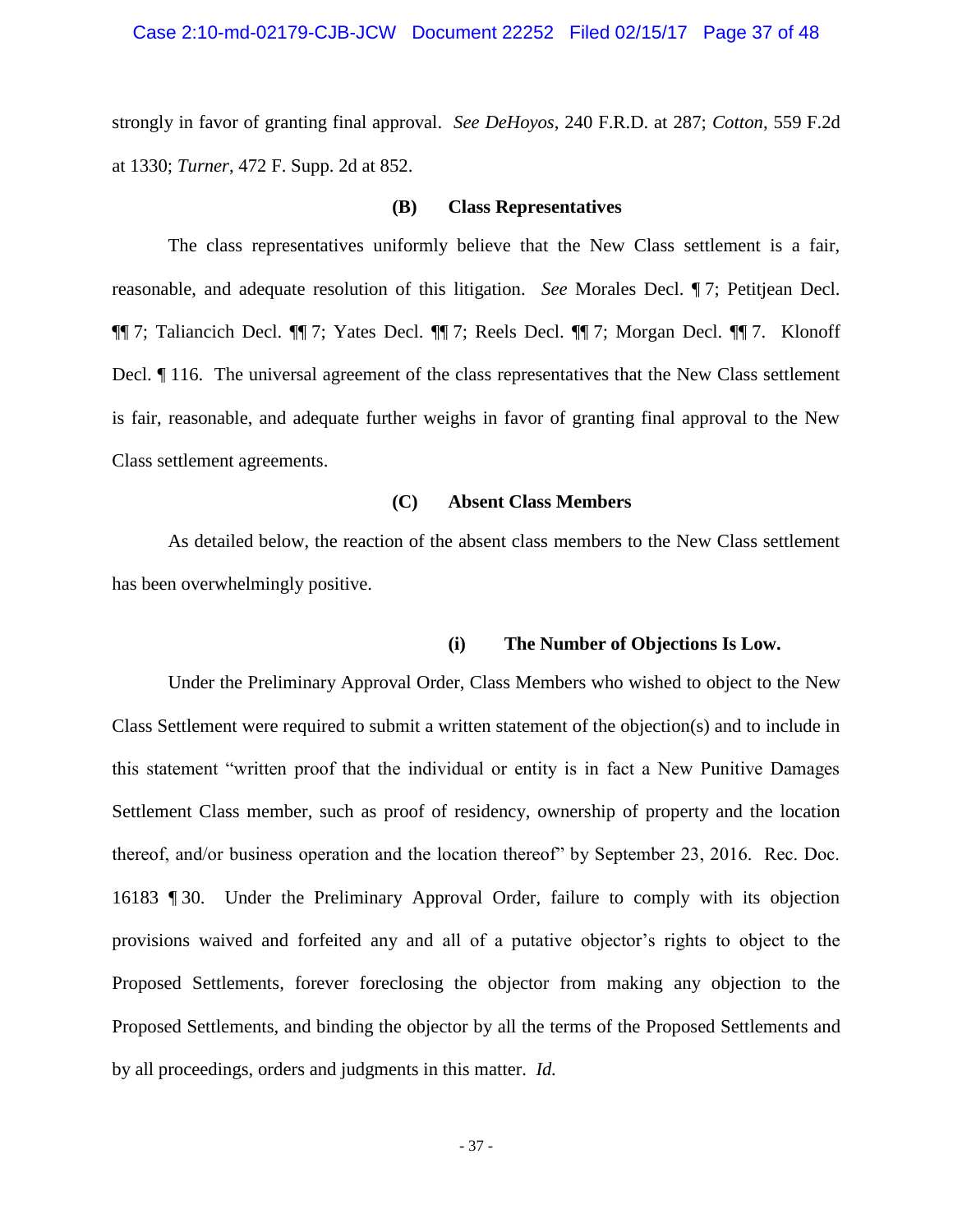strongly in favor of granting final approval. *See DeHoyos*, 240 F.R.D. at 287; *Cotton*, 559 F.2d at 1330; *Turner*, 472 F. Supp. 2d at 852.

### (B) Class Representatives

The class representatives uniformly believe that the New Class settlement is a fair, reasonable, and adequate resolution of this litigation. *See* Morales Decl. ¶ 7; Petitjean Decl. ¶¶ 7; Taliancich Decl. ¶¶ 7; Yates Decl. ¶¶ 7; Reels Decl. ¶¶ 7; Morgan Decl. ¶¶ 7. Klonoff Decl. ¶ 116. The universal agreement of the class representatives that the New Class settlement is fair, reasonable, and adequate further weighs in favor of granting final approval to the New Class settlement agreements.

### (C) Absent Class Members

As detailed below, the reaction of the absent class members to the New Class settlement has been overwhelmingly positive.

#### (i) The Number of Objections Is Low.

Under the Preliminary Approval Order, Class Members who wished to object to the New Class Settlement were required to submit a written statement of the objection(s) and to include in this statement "written proof that the individual or entity is in fact a New Punitive Damages Settlement Class member, such as proof of residency, ownership of property and the location thereof, and/or business operation and the location thereof" by September 23, 2016. Rec. Doc. 16183 ¶ 30. Under the Preliminary Approval Order, failure to comply with its objection provisions waived and forfeited any and all of a putative objector's rights to object to the Proposed Settlements, forever foreclosing the objector from making any objection to the Proposed Settlements, and binding the objector by all the terms of the Proposed Settlements and by all proceedings, orders and judgments in this matter. *Id.*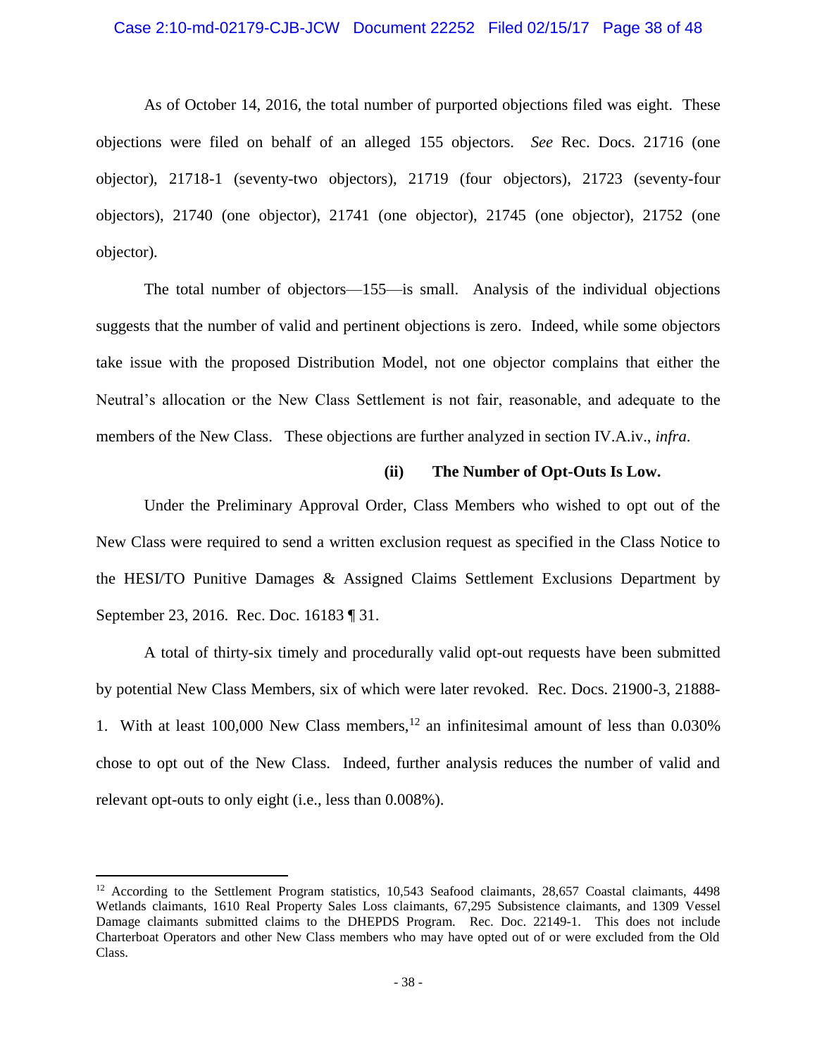As of October 14, 2016, the total number of purported objections filed was eight. These objections were filed on behalf of an alleged 155 objectors. *See* Rec. Docs. 21716 (one objector), 21718-1 (seventy-two objectors), 21719 (four objectors), 21723 (seventy-four objectors), 21740 (one objector), 21741 (one objector), 21745 (one objector), 21752 (one objector).

The total number of objectors—155—is small. Analysis of the individual objections suggests that the number of valid and pertinent objections is zero. Indeed, while some objectors take issue with the proposed Distribution Model, not one objector complains that either the Neutral's allocation or the New Class Settlement is not fair, reasonable, and adequate to the members of the New Class. These objections are further analyzed in section IV.A.iv., *infra*.

**(ii) The Number of Opt-Outs Is Low.**

Under the Preliminary Approval Order, Class Members who wished to opt out of the New Class were required to send a written exclusion request as specified in the Class Notice to the HESI/TO Punitive Damages & Assigned Claims Settlement Exclusions Department by September 23, 2016. Rec. Doc. 16183 ¶ 31.

A total of thirty-six timely and procedurally valid opt-out requests have been submitted by potential New Class Members, six of which were later revoked. Rec. Docs. 21900-3, 21888-1. With at least 100,000 New Class members,[12] an infinitesimal amount of less than 0.030% chose to opt out of the New Class. Indeed, further analysis reduces the number of valid and relevant opt-outs to only eight (i.e., less than 0.008%).

---

[12] According to the Settlement Program statistics, 10,543 Seafood claimants, 28,657 Coastal claimants, 4498 Wetlands claimants, 1610 Real Property Sales Loss claimants, 67,295 Subsistence claimants, and 1309 Vessel Damage claimants submitted claims to the DHEPDS Program. Rec. Doc. 22149-1. This does not include Charterboat Operators and other New Class members who may have opted out of or were excluded from the Old Class.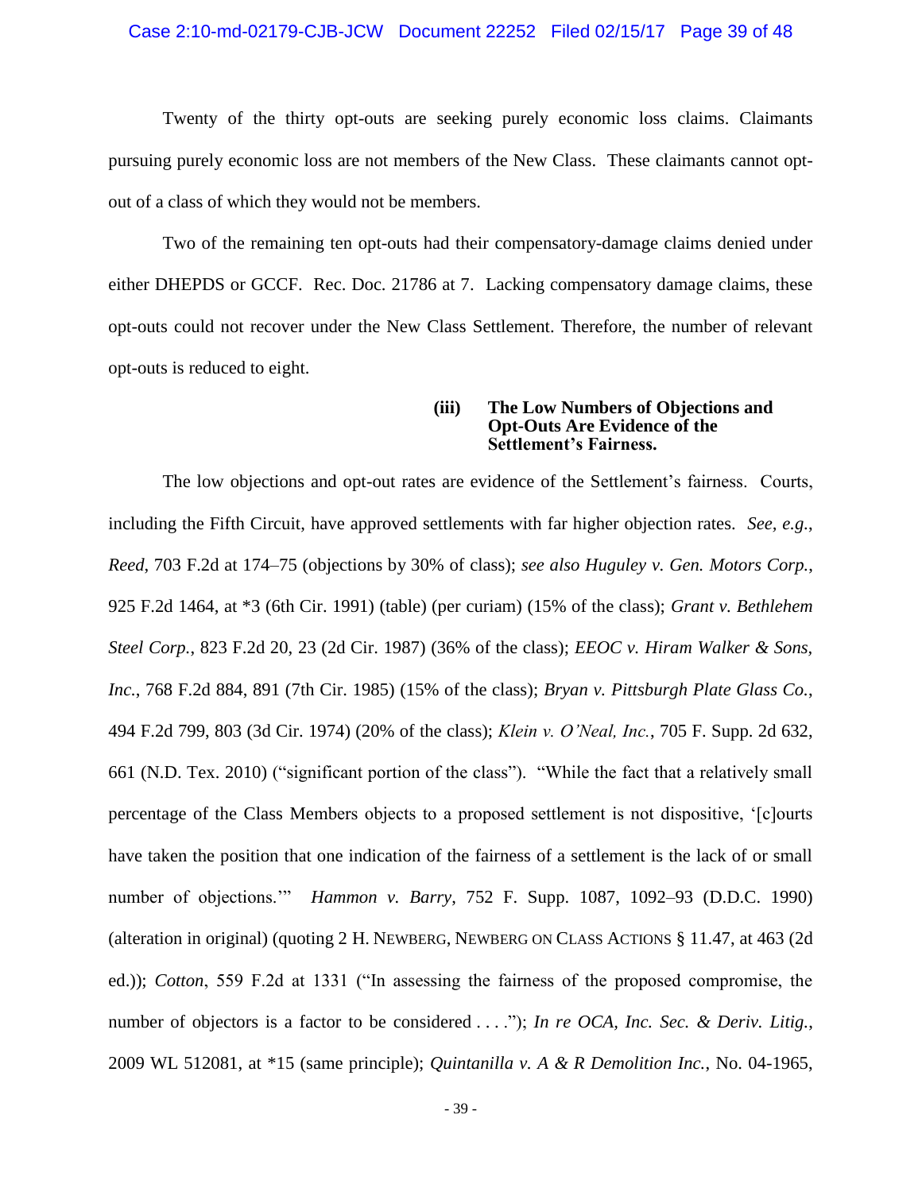Twenty of the thirty opt-outs are seeking purely economic loss claims. Claimants pursuing purely economic loss are not members of the New Class. These claimants cannot opt-out of a class of which they would not be members.

Two of the remaining ten opt-outs had their compensatory-damage claims denied under either DHEPDS or GCCF. Rec. Doc. 21786 at 7. Lacking compensatory damage claims, these opt-outs could not recover under the New Class Settlement. Therefore, the number of relevant opt-outs is reduced to eight.

**(iii) The Low Numbers of Objections and Opt-Outs Are Evidence of the Settlement's Fairness.**

The low objections and opt-out rates are evidence of the Settlement's fairness. Courts, including the Fifth Circuit, have approved settlements with far higher objection rates. *See, e.g.*, *Reed*, 703 F.2d at 174–75 (objections by 30% of class); *see also Huguley v. Gen. Motors Corp.*, 925 F.2d 1464, at \*3 (6th Cir. 1991) (table) (per curiam) (15% of the class); *Grant v. Bethlehem Steel Corp.*, 823 F.2d 20, 23 (2d Cir. 1987) (36% of the class); *EEOC v. Hiram Walker & Sons, Inc.*, 768 F.2d 884, 891 (7th Cir. 1985) (15% of the class); *Bryan v. Pittsburgh Plate Glass Co.*, 494 F.2d 799, 803 (3d Cir. 1974) (20% of the class); *Klein v. O'Neal, Inc.*, 705 F. Supp. 2d 632, 661 (N.D. Tex. 2010) ("significant portion of the class"). "While the fact that a relatively small percentage of the Class Members objects to a proposed settlement is not dispositive, '[c]ourts have taken the position that one indication of the fairness of a settlement is the lack of or small number of objections.'" *Hammon v. Barry*, 752 F. Supp. 1087, 1092–93 (D.D.C. 1990) (alteration in original) (quoting 2 H. NEWBERG, NEWBERG ON CLASS ACTIONS § 11.47, at 463 (2d ed.)); *Cotton*, 559 F.2d at 1331 ("In assessing the fairness of the proposed compromise, the number of objectors is a factor to be considered . . . ."); *In re OCA, Inc. Sec. & Deriv. Litig.*, 2009 WL 512081, at \*15 (same principle); *Quintanilla v. A & R Demolition Inc.*, No. 04-1965,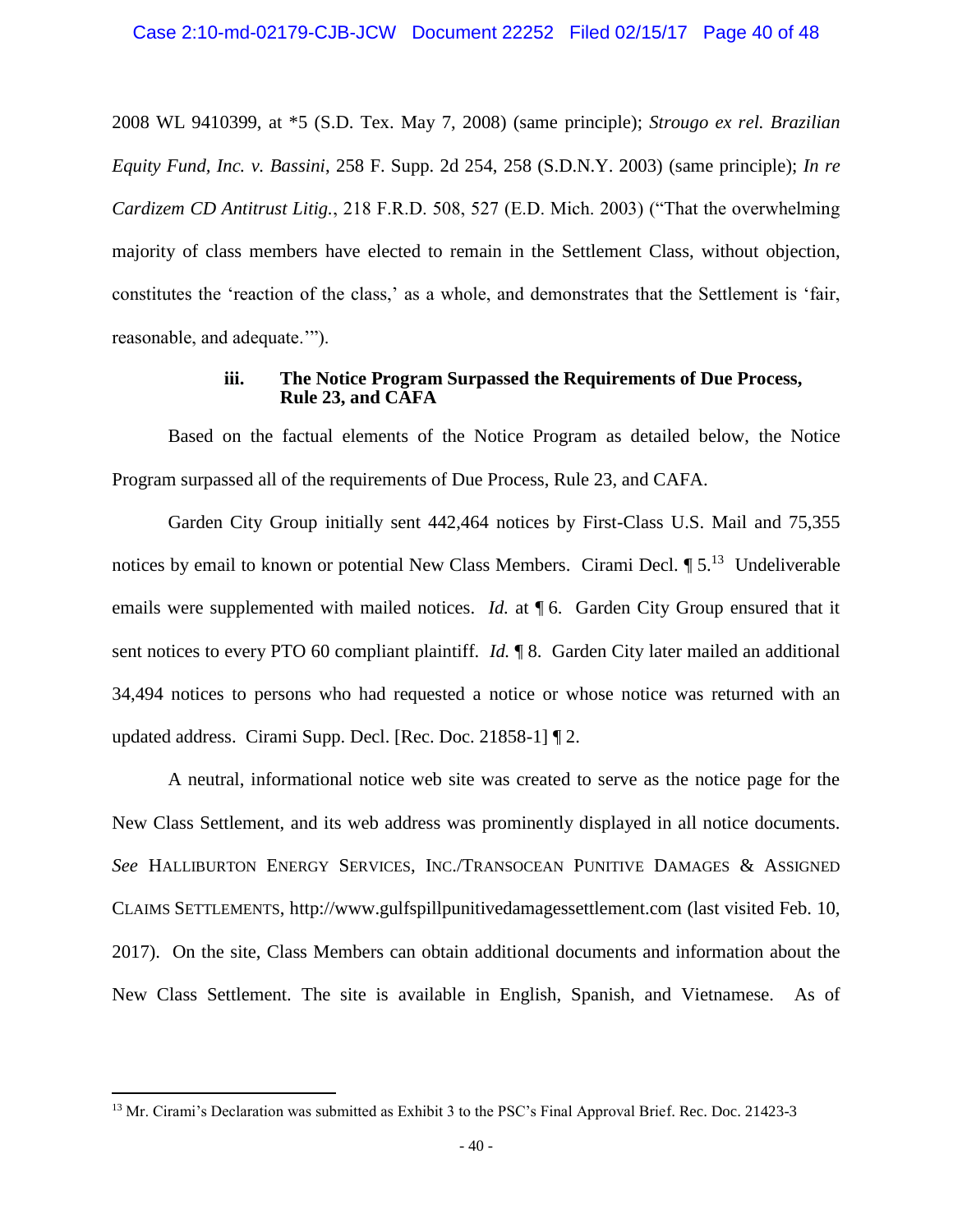2008 WL 9410399, at *5 (S.D. Tex. May 7, 2008) (same principle); *Strougo ex rel. Brazilian Equity Fund, Inc. v. Bassini*, 258 F. Supp. 2d 254, 258 (S.D.N.Y. 2003) (same principle); *In re Cardizem CD Antitrust Litig.*, 218 F.R.D. 508, 527 (E.D. Mich. 2003) ("That the overwhelming majority of class members have elected to remain in the Settlement Class, without objection, constitutes the 'reaction of the class,' as a whole, and demonstrates that the Settlement is 'fair, reasonable, and adequate.'").

### iii. The Notice Program Surpassed the Requirements of Due Process, Rule 23, and CAFA

Based on the factual elements of the Notice Program as detailed below, the Notice Program surpassed all of the requirements of Due Process, Rule 23, and CAFA.

Garden City Group initially sent 442,464 notices by First-Class U.S. Mail and 75,355 notices by email to known or potential New Class Members. Cirami Decl. ¶ 5.[13] Undeliverable emails were supplemented with mailed notices. *Id.* at ¶ 6. Garden City Group ensured that it sent notices to every PTO 60 compliant plaintiff. *Id.* ¶ 8. Garden City later mailed an additional 34,494 notices to persons who had requested a notice or whose notice was returned with an updated address. Cirami Supp. Decl. [Rec. Doc. 21858-1] ¶ 2.

A neutral, informational notice web site was created to serve as the notice page for the New Class Settlement, and its web address was prominently displayed in all notice documents. *See* HALLIBURTON ENERGY SERVICES, INC./TRANSOCEAN PUNITIVE DAMAGES & ASSIGNED CLAIMS SETTLEMENTS, http://www.gulfspillpunitivedamagessettlement.com (last visited Feb. 10, 2017). On the site, Class Members can obtain additional documents and information about the New Class Settlement. The site is available in English, Spanish, and Vietnamese. As of

---

[13] Mr. Cirami's Declaration was submitted as Exhibit 3 to the PSC's Final Approval Brief. Rec. Doc. 21423-3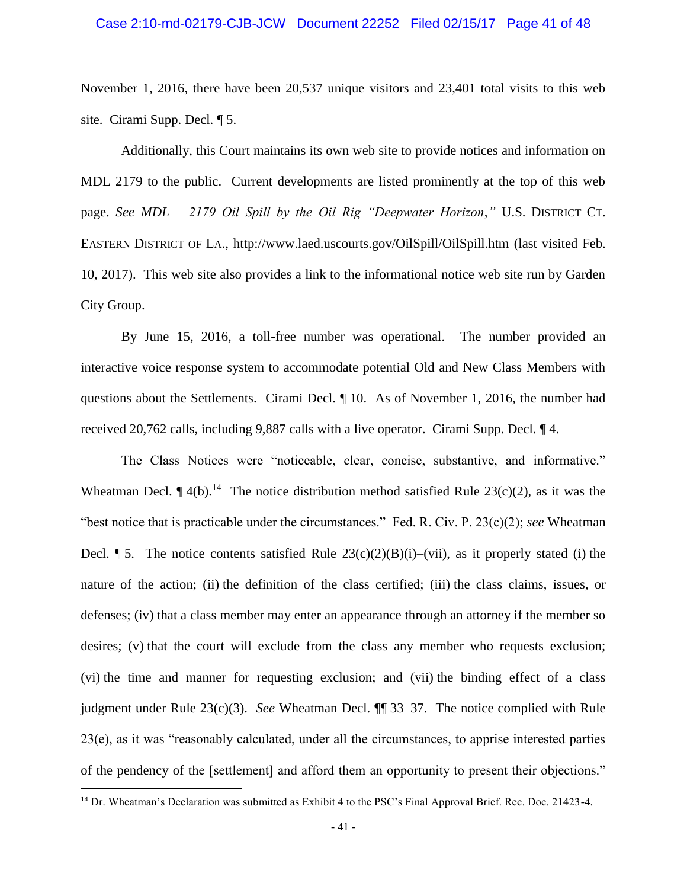November 1, 2016, there have been 20,537 unique visitors and 23,401 total visits to this web site. Cirami Supp. Decl. ¶ 5.

Additionally, this Court maintains its own web site to provide notices and information on MDL 2179 to the public. Current developments are listed prominently at the top of this web page. *See MDL – 2179 Oil Spill by the Oil Rig "Deepwater Horizon,"* U.S. DISTRICT CT. EASTERN DISTRICT OF LA., http://www.laed.uscourts.gov/OilSpill/OilSpill.htm (last visited Feb. 10, 2017). This web site also provides a link to the informational notice web site run by Garden City Group.

By June 15, 2016, a toll-free number was operational. The number provided an interactive voice response system to accommodate potential Old and New Class Members with questions about the Settlements. Cirami Decl. ¶ 10. As of November 1, 2016, the number had received 20,762 calls, including 9,887 calls with a live operator. Cirami Supp. Decl. ¶ 4.

The Class Notices were "noticeable, clear, concise, substantive, and informative." Wheatman Decl. ¶ 4(b).[14] The notice distribution method satisfied Rule 23(c)(2), as it was the "best notice that is practicable under the circumstances." Fed. R. Civ. P. 23(c)(2); *see* Wheatman Decl. ¶ 5. The notice contents satisfied Rule 23(c)(2)(B)(i)–(vii), as it properly stated (i) the nature of the action; (ii) the definition of the class certified; (iii) the class claims, issues, or defenses; (iv) that a class member may enter an appearance through an attorney if the member so desires; (v) that the court will exclude from the class any member who requests exclusion; (vi) the time and manner for requesting exclusion; and (vii) the binding effect of a class judgment under Rule 23(c)(3). *See* Wheatman Decl. ¶¶ 33–37. The notice complied with Rule 23(e), as it was "reasonably calculated, under all the circumstances, to apprise interested parties of the pendency of the [settlement] and afford them an opportunity to present their objections."

---

[14] Dr. Wheatman's Declaration was submitted as Exhibit 4 to the PSC's Final Approval Brief. Rec. Doc. 21423-4.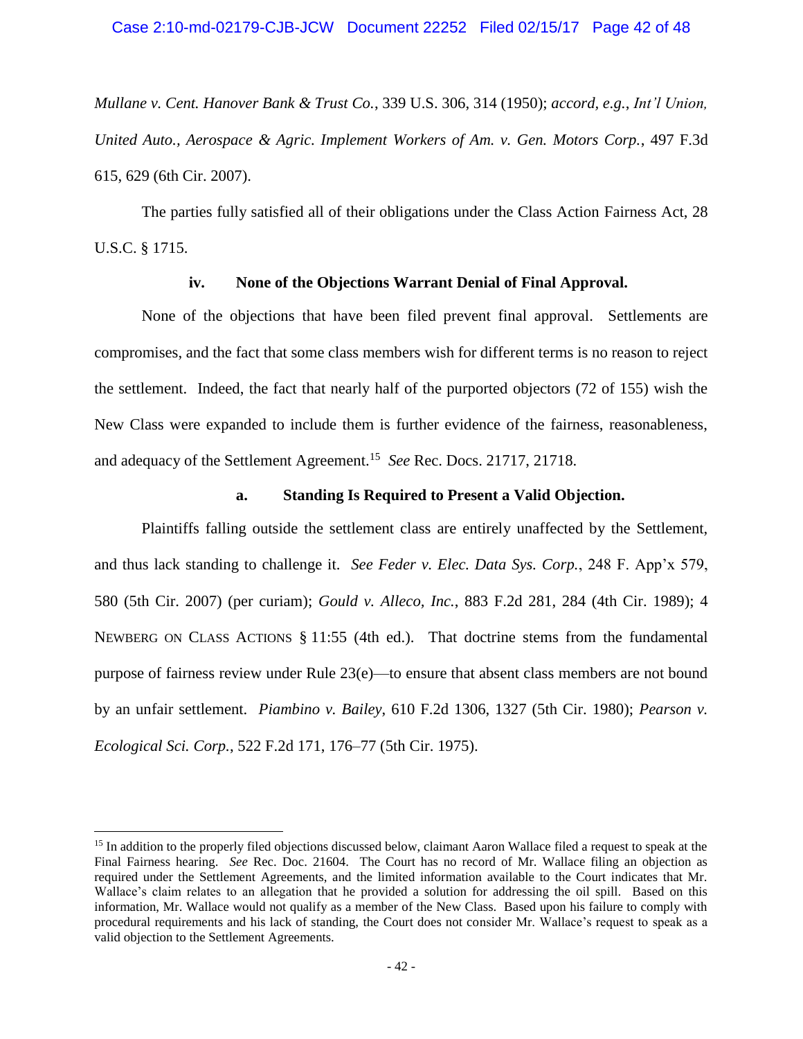*Mullane v. Cent. Hanover Bank & Trust Co.*, 339 U.S. 306, 314 (1950); *accord, e.g.*, *Int'l Union, United Auto., Aerospace & Agric. Implement Workers of Am. v. Gen. Motors Corp.*, 497 F.3d 615, 629 (6th Cir. 2007).

The parties fully satisfied all of their obligations under the Class Action Fairness Act, 28 U.S.C. § 1715.

**iv. None of the Objections Warrant Denial of Final Approval.**

None of the objections that have been filed prevent final approval. Settlements are compromises, and the fact that some class members wish for different terms is no reason to reject the settlement. Indeed, the fact that nearly half of the purported objectors (72 of 155) wish the New Class were expanded to include them is further evidence of the fairness, reasonableness, and adequacy of the Settlement Agreement.[15] *See* Rec. Docs. 21717, 21718.

**a. Standing Is Required to Present a Valid Objection.**

Plaintiffs falling outside the settlement class are entirely unaffected by the Settlement, and thus lack standing to challenge it. *See Feder v. Elec. Data Sys. Corp.*, 248 F. App'x 579, 580 (5th Cir. 2007) (per curiam); *Gould v. Alleco, Inc.*, 883 F.2d 281, 284 (4th Cir. 1989); 4 NEWBERG ON CLASS ACTIONS § 11:55 (4th ed.). That doctrine stems from the fundamental purpose of fairness review under Rule 23(e)—to ensure that absent class members are not bound by an unfair settlement. *Piambino v. Bailey*, 610 F.2d 1306, 1327 (5th Cir. 1980); *Pearson v. Ecological Sci. Corp.*, 522 F.2d 171, 176–77 (5th Cir. 1975).

---

[15] In addition to the properly filed objections discussed below, claimant Aaron Wallace filed a request to speak at the Final Fairness hearing. *See* Rec. Doc. 21604. The Court has no record of Mr. Wallace filing an objection as required under the Settlement Agreements, and the limited information available to the Court indicates that Mr. Wallace's claim relates to an allegation that he provided a solution for addressing the oil spill. Based on this information, Mr. Wallace would not qualify as a member of the New Class. Based upon his failure to comply with procedural requirements and his lack of standing, the Court does not consider Mr. Wallace's request to speak as a valid objection to the Settlement Agreements.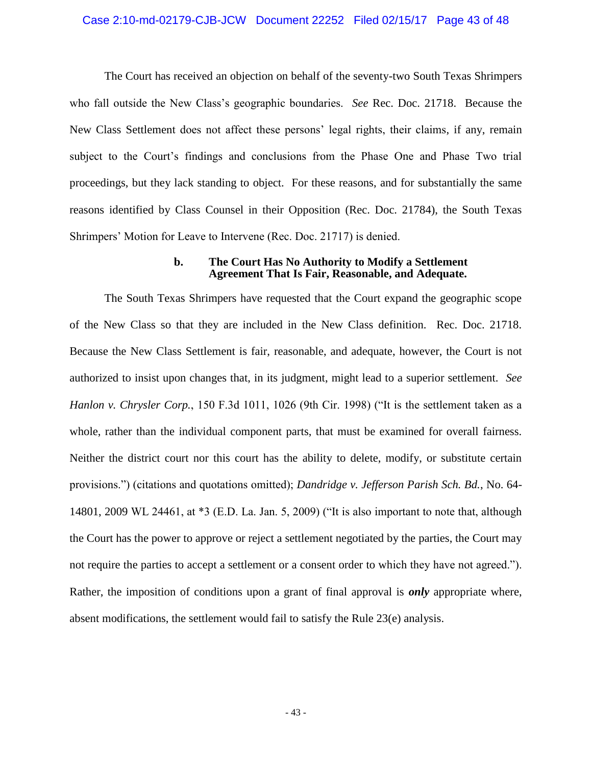The Court has received an objection on behalf of the seventy-two South Texas Shrimpers who fall outside the New Class's geographic boundaries. *See* Rec. Doc. 21718. Because the New Class Settlement does not affect these persons' legal rights, their claims, if any, remain subject to the Court's findings and conclusions from the Phase One and Phase Two trial proceedings, but they lack standing to object. For these reasons, and for substantially the same reasons identified by Class Counsel in their Opposition (Rec. Doc. 21784), the South Texas Shrimpers' Motion for Leave to Intervene (Rec. Doc. 21717) is denied.

**b. The Court Has No Authority to Modify a Settlement Agreement That Is Fair, Reasonable, and Adequate.**

The South Texas Shrimpers have requested that the Court expand the geographic scope of the New Class so that they are included in the New Class definition. Rec. Doc. 21718. Because the New Class Settlement is fair, reasonable, and adequate, however, the Court is not authorized to insist upon changes that, in its judgment, might lead to a superior settlement. *See Hanlon v. Chrysler Corp.*, 150 F.3d 1011, 1026 (9th Cir. 1998) ("It is the settlement taken as a whole, rather than the individual component parts, that must be examined for overall fairness. Neither the district court nor this court has the ability to delete, modify, or substitute certain provisions.") (citations and quotations omitted); *Dandridge v. Jefferson Parish Sch. Bd.*, No. 64-14801, 2009 WL 24461, at *3 (E.D. La. Jan. 5, 2009) ("It is also important to note that, although the Court has the power to approve or reject a settlement negotiated by the parties, the Court may not require the parties to accept a settlement or a consent order to which they have not agreed."). Rather, the imposition of conditions upon a grant of final approval is ***only*** appropriate where, absent modifications, the settlement would fail to satisfy the Rule 23(e) analysis.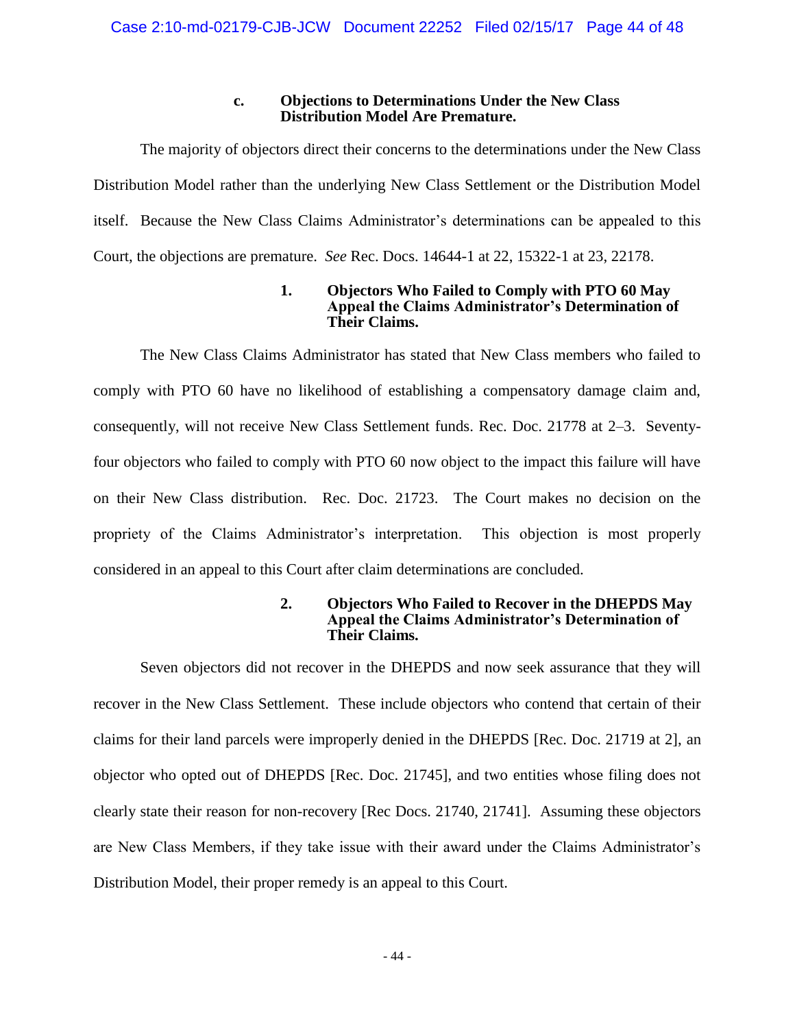### c. Objections to Determinations Under the New Class Distribution Model Are Premature.

The majority of objectors direct their concerns to the determinations under the New Class Distribution Model rather than the underlying New Class Settlement or the Distribution Model itself. Because the New Class Claims Administrator's determinations can be appealed to this Court, the objections are premature. *See* Rec. Docs. 14644-1 at 22, 15322-1 at 23, 22178.

#### 1. Objectors Who Failed to Comply with PTO 60 May Appeal the Claims Administrator's Determination of Their Claims.

The New Class Claims Administrator has stated that New Class members who failed to comply with PTO 60 have no likelihood of establishing a compensatory damage claim and, consequently, will not receive New Class Settlement funds. Rec. Doc. 21778 at 2–3. Seventy-four objectors who failed to comply with PTO 60 now object to the impact this failure will have on their New Class distribution. Rec. Doc. 21723. The Court makes no decision on the propriety of the Claims Administrator's interpretation. This objection is most properly considered in an appeal to this Court after claim determinations are concluded.

#### 2. Objectors Who Failed to Recover in the DHEPDS May Appeal the Claims Administrator's Determination of Their Claims.

Seven objectors did not recover in the DHEPDS and now seek assurance that they will recover in the New Class Settlement. These include objectors who contend that certain of their claims for their land parcels were improperly denied in the DHEPDS [Rec. Doc. 21719 at 2], an objector who opted out of DHEPDS [Rec. Doc. 21745], and two entities whose filing does not clearly state their reason for non-recovery [Rec Docs. 21740, 21741]. Assuming these objectors are New Class Members, if they take issue with their award under the Claims Administrator's Distribution Model, their proper remedy is an appeal to this Court.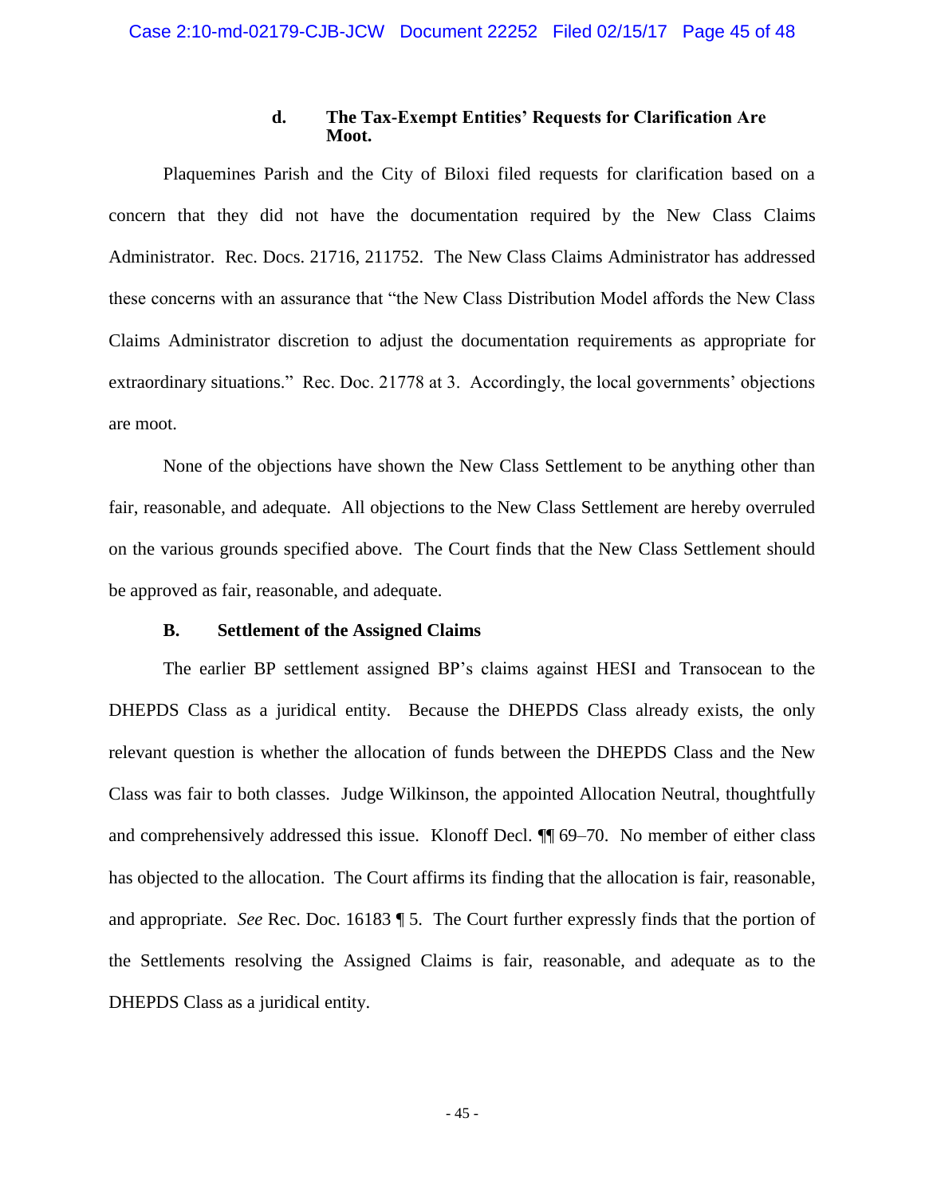#### d. The Tax-Exempt Entities' Requests for Clarification Are Moot.

Plaquemines Parish and the City of Biloxi filed requests for clarification based on a concern that they did not have the documentation required by the New Class Claims Administrator. Rec. Docs. 21716, 211752. The New Class Claims Administrator has addressed these concerns with an assurance that "the New Class Distribution Model affords the New Class Claims Administrator discretion to adjust the documentation requirements as appropriate for extraordinary situations." Rec. Doc. 21778 at 3. Accordingly, the local governments' objections are moot.

None of the objections have shown the New Class Settlement to be anything other than fair, reasonable, and adequate. All objections to the New Class Settlement are hereby overruled on the various grounds specified above. The Court finds that the New Class Settlement should be approved as fair, reasonable, and adequate.

### B. Settlement of the Assigned Claims

The earlier BP settlement assigned BP's claims against HESI and Transocean to the DHEPDS Class as a juridical entity. Because the DHEPDS Class already exists, the only relevant question is whether the allocation of funds between the DHEPDS Class and the New Class was fair to both classes. Judge Wilkinson, the appointed Allocation Neutral, thoughtfully and comprehensively addressed this issue. Klonoff Decl. ¶¶ 69–70. No member of either class has objected to the allocation. The Court affirms its finding that the allocation is fair, reasonable, and appropriate. *See* Rec. Doc. 16183 ¶ 5. The Court further expressly finds that the portion of the Settlements resolving the Assigned Claims is fair, reasonable, and adequate as to the DHEPDS Class as a juridical entity.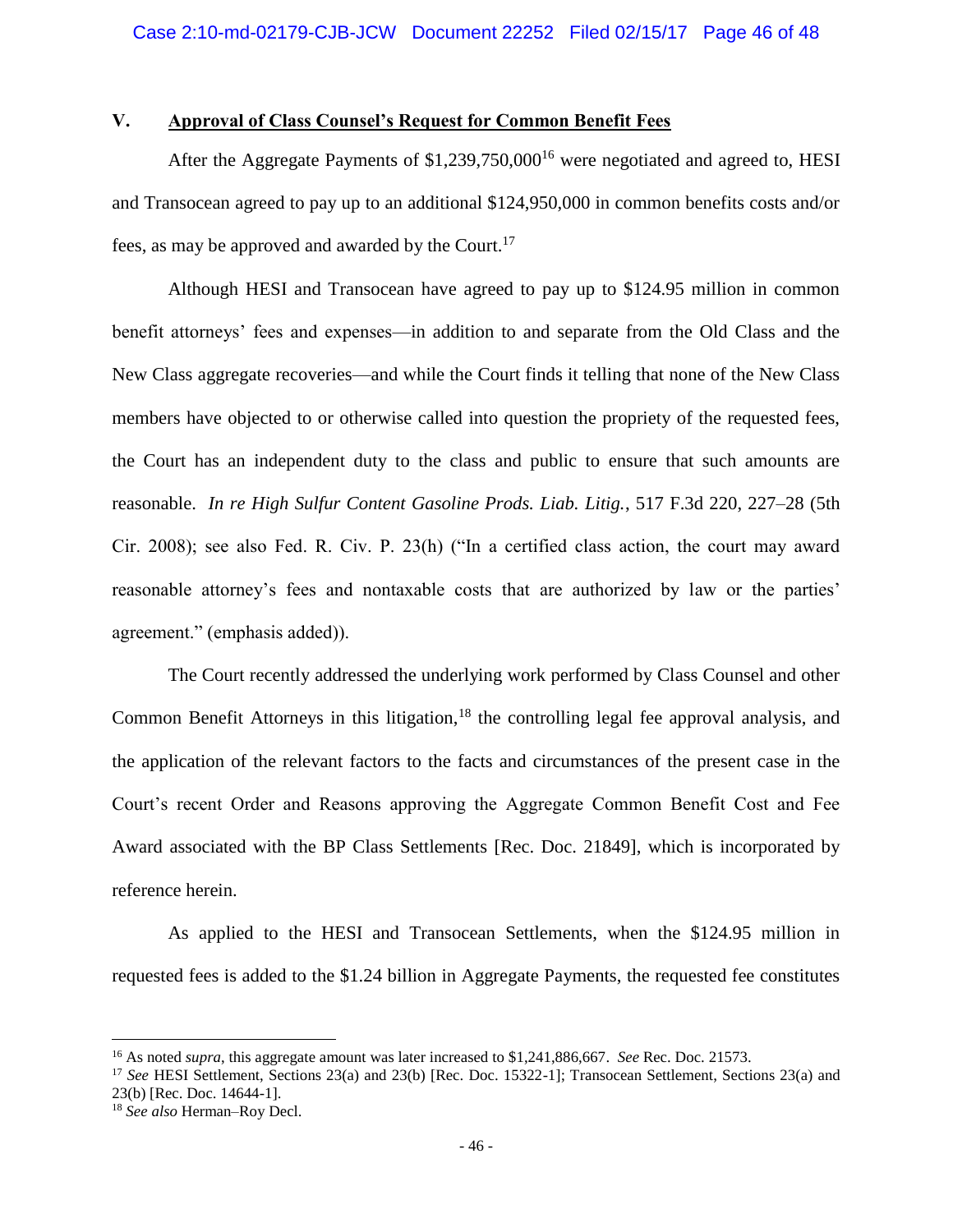## V. Approval of Class Counsel's Request for Common Benefit Fees

After the Aggregate Payments of $1,239,750,000[16] were negotiated and agreed to, HESI and Transocean agreed to pay up to an additional $124,950,000 in common benefits costs and/or fees, as may be approved and awarded by the Court.[17]

Although HESI and Transocean have agreed to pay up to $124.95 million in common benefit attorneys' fees and expenses—in addition to and separate from the Old Class and the New Class aggregate recoveries—and while the Court finds it telling that none of the New Class members have objected to or otherwise called into question the propriety of the requested fees, the Court has an independent duty to the class and public to ensure that such amounts are reasonable. *In re High Sulfur Content Gasoline Prods. Liab. Litig.*, 517 F.3d 220, 227–28 (5th Cir. 2008); see also Fed. R. Civ. P. 23(h) ("In a certified class action, the court may award reasonable attorney's fees and nontaxable costs that are authorized by law or the parties' agreement." (emphasis added)).

The Court recently addressed the underlying work performed by Class Counsel and other Common Benefit Attorneys in this litigation,[18] the controlling legal fee approval analysis, and the application of the relevant factors to the facts and circumstances of the present case in the Court's recent Order and Reasons approving the Aggregate Common Benefit Cost and Fee Award associated with the BP Class Settlements [Rec. Doc. 21849], which is incorporated by reference herein.

As applied to the HESI and Transocean Settlements, when the $124.95 million in requested fees is added to the $1.24 billion in Aggregate Payments, the requested fee constitutes

---

[16] As noted *supra*, this aggregate amount was later increased to $1,241,886,667. *See* Rec. Doc. 21573.

[17] *See* HESI Settlement, Sections 23(a) and 23(b) [Rec. Doc. 15322-1]; Transocean Settlement, Sections 23(a) and 23(b) [Rec. Doc. 14644-1].

[18] *See also* Herman–Roy Decl.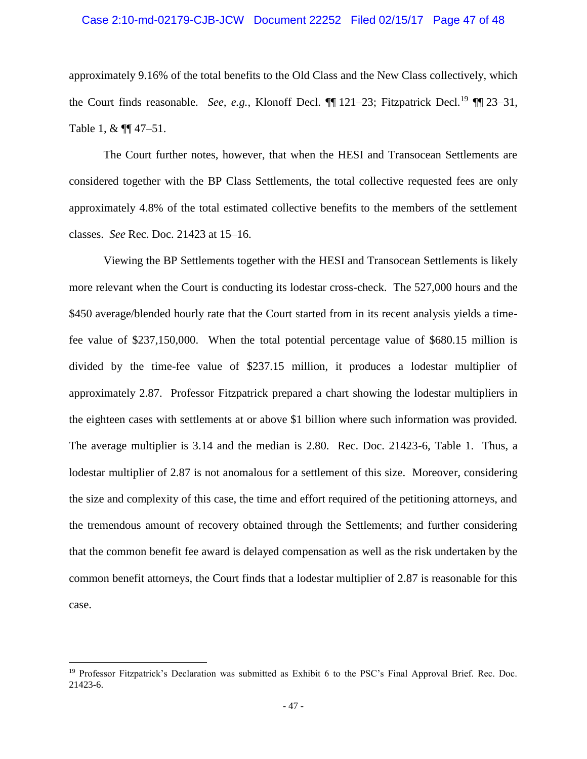approximately 9.16% of the total benefits to the Old Class and the New Class collectively, which the Court finds reasonable. *See, e.g.*, Klonoff Decl. ¶¶ 121–23; Fitzpatrick Decl.[19] ¶¶ 23–31, Table 1, & ¶¶ 47–51.

The Court further notes, however, that when the HESI and Transocean Settlements are considered together with the BP Class Settlements, the total collective requested fees are only approximately 4.8% of the total estimated collective benefits to the members of the settlement classes. *See* Rec. Doc. 21423 at 15–16.

Viewing the BP Settlements together with the HESI and Transocean Settlements is likely more relevant when the Court is conducting its lodestar cross-check. The 527,000 hours and the $450 average/blended hourly rate that the Court started from in its recent analysis yields a time-fee value of $237,150,000. When the total potential percentage value of $680.15 million is divided by the time-fee value of $237.15 million, it produces a lodestar multiplier of approximately 2.87. Professor Fitzpatrick prepared a chart showing the lodestar multipliers in the eighteen cases with settlements at or above $1 billion where such information was provided. The average multiplier is 3.14 and the median is 2.80. Rec. Doc. 21423-6, Table 1. Thus, a lodestar multiplier of 2.87 is not anomalous for a settlement of this size. Moreover, considering the size and complexity of this case, the time and effort required of the petitioning attorneys, and the tremendous amount of recovery obtained through the Settlements; and further considering that the common benefit fee award is delayed compensation as well as the risk undertaken by the common benefit attorneys, the Court finds that a lodestar multiplier of 2.87 is reasonable for this case.

---

[19] Professor Fitzpatrick's Declaration was submitted as Exhibit 6 to the PSC's Final Approval Brief. Rec. Doc. 21423-6.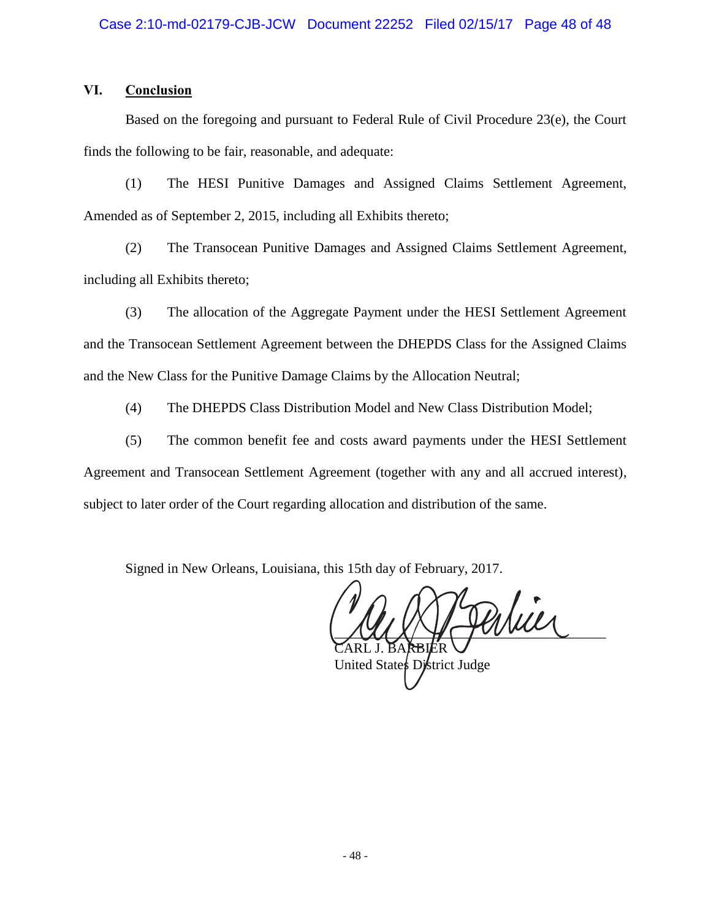## VI. Conclusion

Based on the foregoing and pursuant to Federal Rule of Civil Procedure 23(e), the Court finds the following to be fair, reasonable, and adequate:

(1) The HESI Punitive Damages and Assigned Claims Settlement Agreement, Amended as of September 2, 2015, including all Exhibits thereto;

(2) The Transocean Punitive Damages and Assigned Claims Settlement Agreement, including all Exhibits thereto;

(3) The allocation of the Aggregate Payment under the HESI Settlement Agreement and the Transocean Settlement Agreement between the DHEPDS Class for the Assigned Claims and the New Class for the Punitive Damage Claims by the Allocation Neutral;

(4) The DHEPDS Class Distribution Model and New Class Distribution Model;

(5) The common benefit fee and costs award payments under the HESI Settlement Agreement and Transocean Settlement Agreement (together with any and all accrued interest), subject to later order of the Court regarding allocation and distribution of the same.

Signed in New Orleans, Louisiana, this 15th day of February, 2017.

CARL J. BARBIER
United States District Judge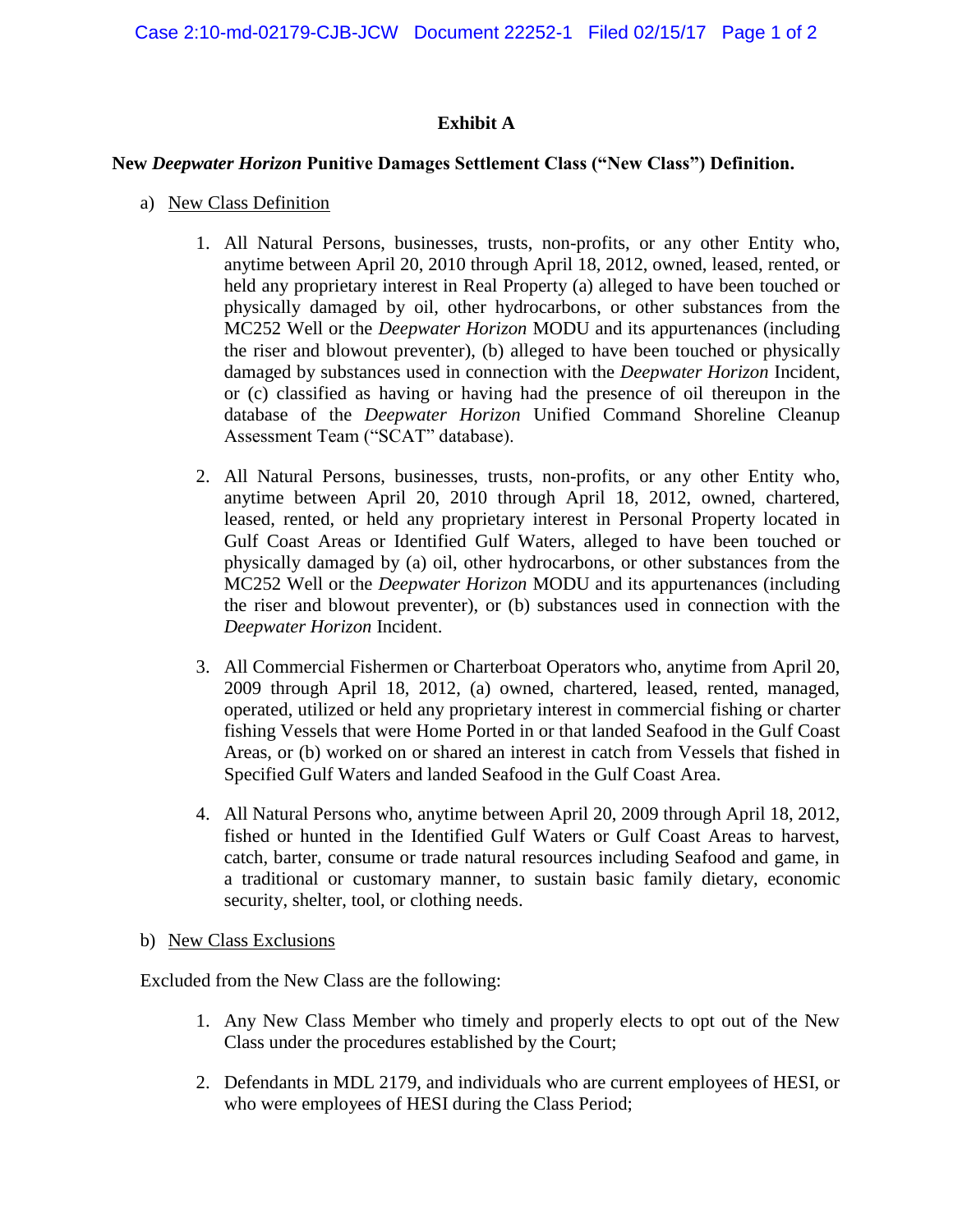## Exhibit A

**New *Deepwater Horizon* Punitive Damages Settlement Class ("New Class") Definition.**

a) New Class Definition

1. All Natural Persons, businesses, trusts, non-profits, or any other Entity who, anytime between April 20, 2010 through April 18, 2012, owned, leased, rented, or held any proprietary interest in Real Property (a) alleged to have been touched or physically damaged by oil, other hydrocarbons, or other substances from the MC252 Well or the *Deepwater Horizon* MODU and its appurtenances (including the riser and blowout preventer), (b) alleged to have been touched or physically damaged by substances used in connection with the *Deepwater Horizon* Incident, or (c) classified as having or having had the presence of oil thereupon in the database of the *Deepwater Horizon* Unified Command Shoreline Cleanup Assessment Team ("SCAT" database).

2. All Natural Persons, businesses, trusts, non-profits, or any other Entity who, anytime between April 20, 2010 through April 18, 2012, owned, chartered, leased, rented, or held any proprietary interest in Personal Property located in Gulf Coast Areas or Identified Gulf Waters, alleged to have been touched or physically damaged by (a) oil, other hydrocarbons, or other substances from the MC252 Well or the *Deepwater Horizon* MODU and its appurtenances (including the riser and blowout preventer), or (b) substances used in connection with the *Deepwater Horizon* Incident.

3. All Commercial Fishermen or Charterboat Operators who, anytime from April 20, 2009 through April 18, 2012, (a) owned, chartered, leased, rented, managed, operated, utilized or held any proprietary interest in commercial fishing or charter fishing Vessels that were Home Ported in or that landed Seafood in the Gulf Coast Areas, or (b) worked on or shared an interest in catch from Vessels that fished in Specified Gulf Waters and landed Seafood in the Gulf Coast Area.

4. All Natural Persons who, anytime between April 20, 2009 through April 18, 2012, fished or hunted in the Identified Gulf Waters or Gulf Coast Areas to harvest, catch, barter, consume or trade natural resources including Seafood and game, in a traditional or customary manner, to sustain basic family dietary, economic security, shelter, tool, or clothing needs.

b) New Class Exclusions

Excluded from the New Class are the following:

1. Any New Class Member who timely and properly elects to opt out of the New Class under the procedures established by the Court;

2. Defendants in MDL 2179, and individuals who are current employees of HESI, or who were employees of HESI during the Class Period;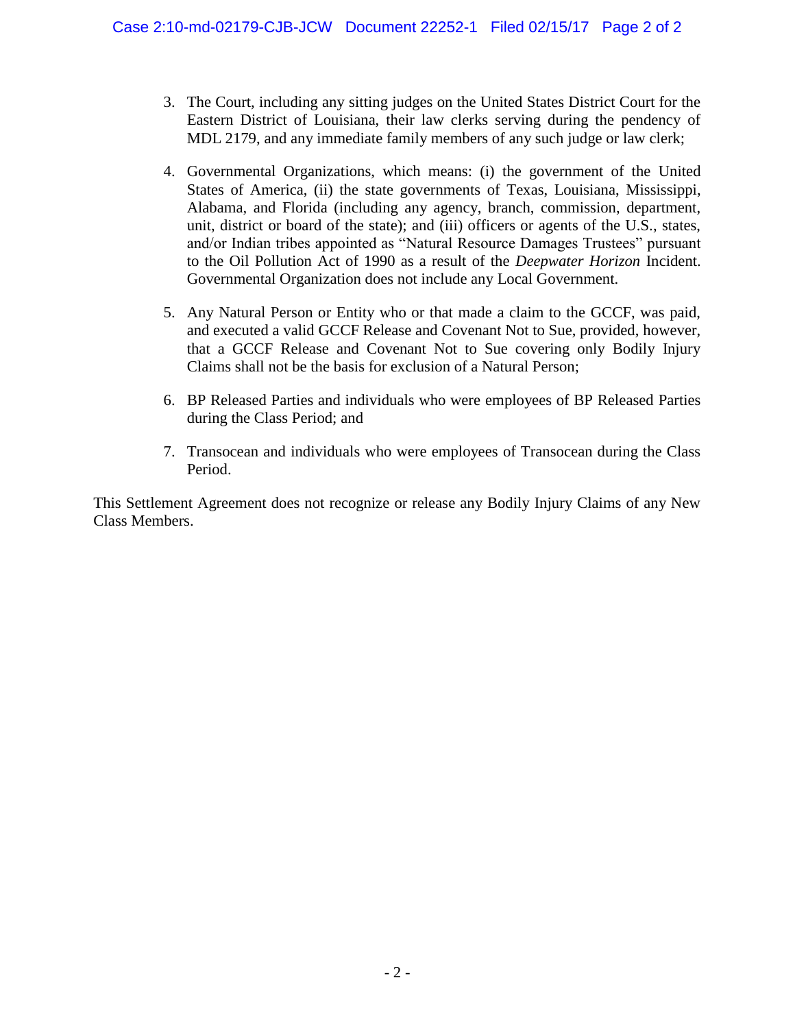3. The Court, including any sitting judges on the United States District Court for the Eastern District of Louisiana, their law clerks serving during the pendency of MDL 2179, and any immediate family members of any such judge or law clerk;

4. Governmental Organizations, which means: (i) the government of the United States of America, (ii) the state governments of Texas, Louisiana, Mississippi, Alabama, and Florida (including any agency, branch, commission, department, unit, district or board of the state); and (iii) officers or agents of the U.S., states, and/or Indian tribes appointed as "Natural Resource Damages Trustees" pursuant to the Oil Pollution Act of 1990 as a result of the *Deepwater Horizon* Incident. Governmental Organization does not include any Local Government.

5. Any Natural Person or Entity who or that made a claim to the GCCF, was paid, and executed a valid GCCF Release and Covenant Not to Sue, provided, however, that a GCCF Release and Covenant Not to Sue covering only Bodily Injury Claims shall not be the basis for exclusion of a Natural Person;

6. BP Released Parties and individuals who were employees of BP Released Parties during the Class Period; and

7. Transocean and individuals who were employees of Transocean during the Class Period.

This Settlement Agreement does not recognize or release any Bodily Injury Claims of any New Class Members.